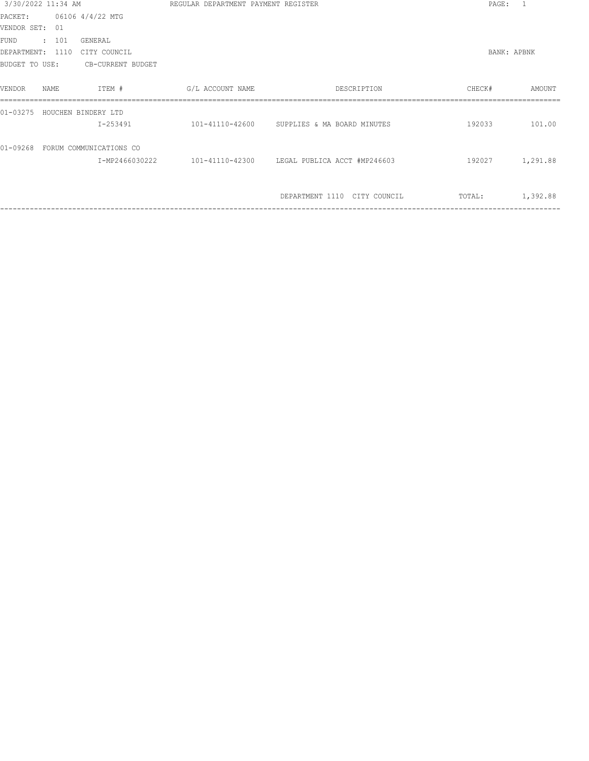3/30/2022 11:34 AM — REGULAR DEPARTMENT PAYMENT REGISTER — PAGE: 1

PACKET: 06106 4/4/22 MTG
VENDOR SET: 01
FUND : 101 GENERAL
DEPARTMENT: 1110 CITY COUNCIL — BANK: APBNK
BUDGET TO USE: CB-CURRENT BUDGET

| VENDOR | NAME | ITEM # | G/L ACCOUNT NAME | DESCRIPTION | CHECK# | AMOUNT |
|---|---|---|---|---|---|---|
| 01-03275 | HOUCHEN BINDERY LTD | | | | | |
| | | I-253491 | 101-41110-42600 | SUPPLIES & MA BOARD MINUTES | 192033 | 101.00 |
| 01-09268 | FORUM COMMUNICATIONS CO | | | | | |
| | | I-MP2466030222 | 101-41110-42300 | LEGAL PUBLICA ACCT #MP246603 | 192027 | 1,291.88 |
| | | | | DEPARTMENT 1110 CITY COUNCIL | TOTAL: | 1,392.88 |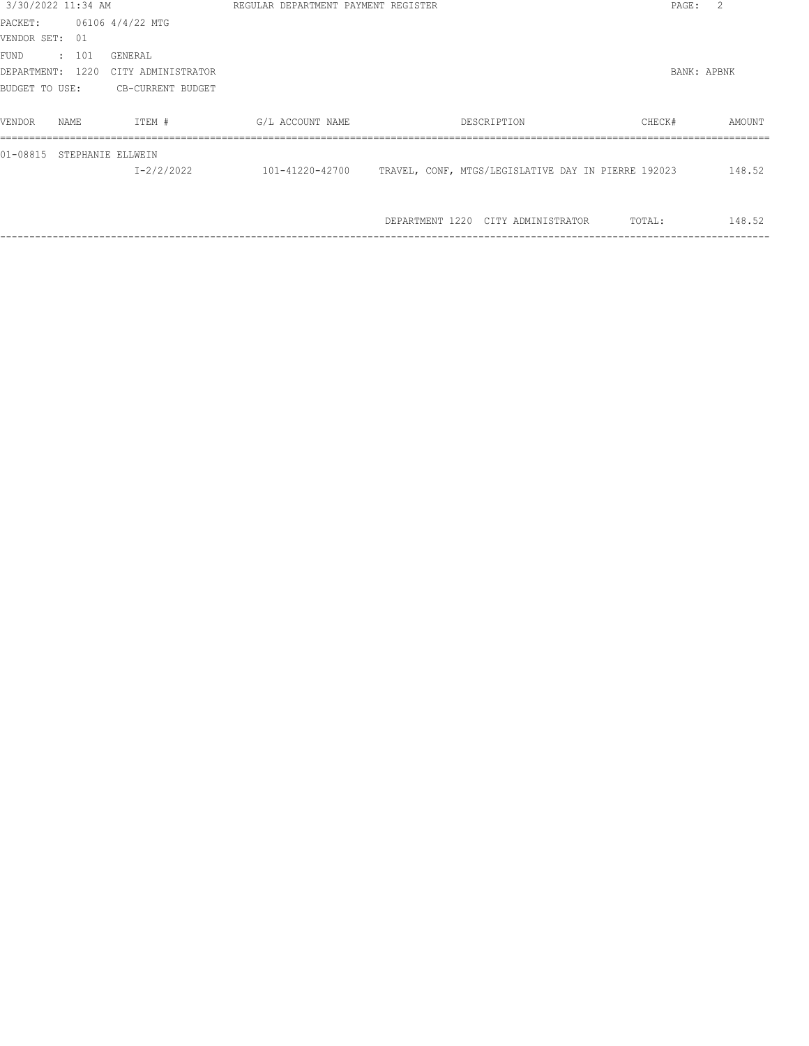3/30/2022 11:34 AM — REGULAR DEPARTMENT PAYMENT REGISTER

PACKET: 06106 4/4/22 MTG
VENDOR SET: 01
FUND : 101 GENERAL
DEPARTMENT: 1220 CITY ADMINISTRATOR — BANK: APBNK
BUDGET TO USE: CB-CURRENT BUDGET

| VENDOR | NAME | ITEM # | G/L ACCOUNT NAME | DESCRIPTION | CHECK# | AMOUNT |
|---|---|---|---|---|---|---|
| 01-08815 | STEPHANIE ELLWEIN | | | | | |
| | | I-2/2/2022 | 101-41220-42700 | TRAVEL, CONF, MTGS/LEGISLATIVE DAY IN PIERRE 192023 | | 148.52 |
| | | | | DEPARTMENT 1220 CITY ADMINISTRATOR | TOTAL: | 148.52 |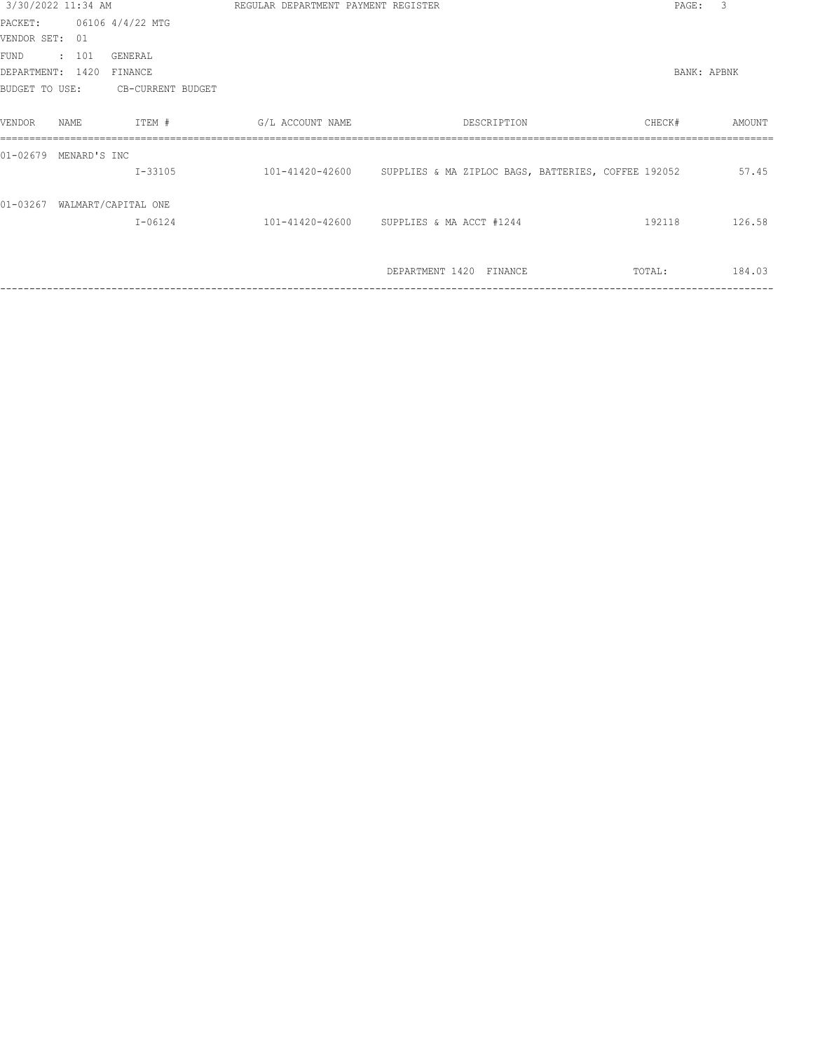REGULAR DEPARTMENT PAYMENT REGISTER

3/30/2022 11:34 AM

PACKET: 06106 4/4/22 MTG
VENDOR SET: 01
FUND : 101 GENERAL
DEPARTMENT: 1420 FINANCE
BUDGET TO USE: CB-CURRENT BUDGET
BANK: APBNK

| VENDOR | NAME | ITEM # | G/L ACCOUNT NAME | DESCRIPTION | CHECK# | AMOUNT |
|---|---|---|---|---|---|---|
| 01-02679 | MENARD'S INC | | | | | |
| | | I-33105 | 101-41420-42600 | SUPPLIES & MA ZIPLOC BAGS, BATTERIES, COFFEE | 192052 | 57.45 |
| 01-03267 | WALMART/CAPITAL ONE | | | | | |
| | | I-06124 | 101-41420-42600 | SUPPLIES & MA ACCT #1244 | 192118 | 126.58 |
| | | | | DEPARTMENT 1420 FINANCE | TOTAL: | 184.03 |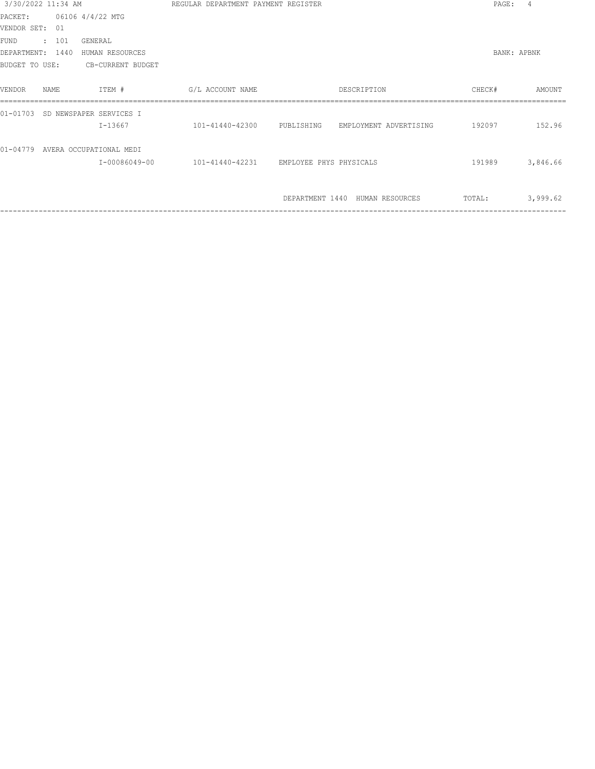3/30/2022 11:34 AM — REGULAR DEPARTMENT PAYMENT REGISTER

PACKET: 06106 4/4/22 MTG
VENDOR SET: 01
FUND : 101 GENERAL
DEPARTMENT: 1440 HUMAN RESOURCES
BUDGET TO USE: CB-CURRENT BUDGET
BANK: APBNK

| VENDOR | NAME | ITEM # | G/L ACCOUNT NAME | | DESCRIPTION | CHECK# | AMOUNT |
|---|---|---|---|---|---|---|---|
| 01-01703 | SD NEWSPAPER SERVICES I | | | | | | |
| | | I-13667 | 101-41440-42300 | PUBLISHING | EMPLOYMENT ADVERTISING | 192097 | 152.96 |
| 01-04779 | AVERA OCCUPATIONAL MEDI | | | | | | |
| | | I-00086049-00 | 101-41440-42231 | EMPLOYEE PHYS PHYSICALS | | 191989 | 3,846.66 |
| | | | | DEPARTMENT 1440 | HUMAN RESOURCES | TOTAL: | 3,999.62 |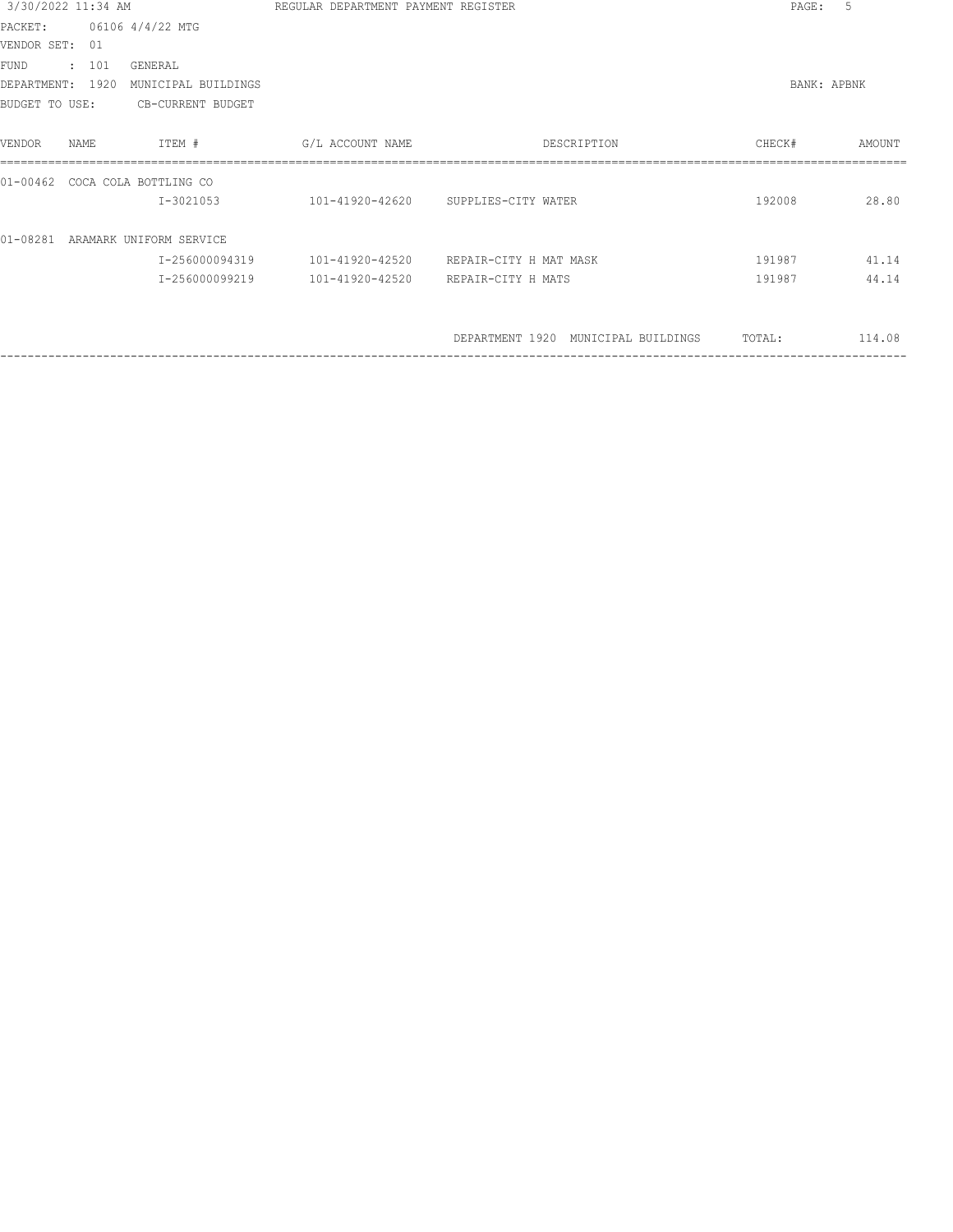3/30/2022 11:34 AM REGULAR DEPARTMENT PAYMENT REGISTER

PACKET: 06106 4/4/22 MTG
VENDOR SET: 01
FUND : 101 GENERAL
DEPARTMENT: 1920 MUNICIPAL BUILDINGS BANK: APBNK
BUDGET TO USE: CB-CURRENT BUDGET

| VENDOR | NAME | ITEM # | G/L ACCOUNT NAME | DESCRIPTION | CHECK# | AMOUNT |
|---|---|---|---|---|---|---|
| 01-00462 | COCA COLA BOTTLING CO | | | | | |
| | | I-3021053 | 101-41920-42620 | SUPPLIES-CITY WATER | 192008 | 28.80 |
| 01-08281 | ARAMARK UNIFORM SERVICE | | | | | |
| | | I-256000094319 | 101-41920-42520 | REPAIR-CITY H MAT MASK | 191987 | 41.14 |
| | | I-256000099219 | 101-41920-42520 | REPAIR-CITY H MATS | 191987 | 44.14 |
| | | | | DEPARTMENT 1920 MUNICIPAL BUILDINGS | TOTAL: | 114.08 |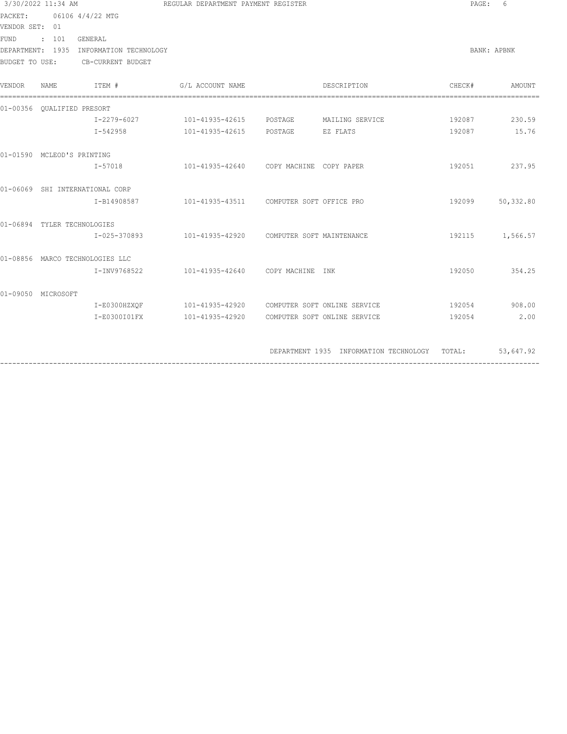3/30/2022 11:34 AM REGULAR DEPARTMENT PAYMENT REGISTER

PACKET: 06106 4/4/22 MTG
VENDOR SET: 01
FUND : 101 GENERAL
DEPARTMENT: 1935 INFORMATION TECHNOLOGY BANK: APBNK
BUDGET TO USE: CB-CURRENT BUDGET

| VENDOR | NAME | ITEM # | G/L ACCOUNT NAME | | DESCRIPTION | CHECK# | AMOUNT |
|---|---|---|---|---|---|---|---|
| 01-00356 | QUALIFIED PRESORT | | | | | | |
| | | I-2279-6027 | 101-41935-42615 | POSTAGE | MAILING SERVICE | 192087 | 230.59 |
| | | I-542958 | 101-41935-42615 | POSTAGE | EZ FLATS | 192087 | 15.76 |
| 01-01590 | MCLEOD'S PRINTING | | | | | | |
| | | I-57018 | 101-41935-42640 | COPY MACHINE | COPY PAPER | 192051 | 237.95 |
| 01-06069 | SHI INTERNATIONAL CORP | | | | | | |
| | | I-B14908587 | 101-41935-43511 | COMPUTER SOFT | OFFICE PRO | 192099 | 50,332.80 |
| 01-06894 | TYLER TECHNOLOGIES | | | | | | |
| | | I-025-370893 | 101-41935-42920 | COMPUTER SOFT | MAINTENANCE | 192115 | 1,566.57 |
| 01-08856 | MARCO TECHNOLOGIES LLC | | | | | | |
| | | I-INV9768522 | 101-41935-42640 | COPY MACHINE | INK | 192050 | 354.25 |
| 01-09050 | MICROSOFT | | | | | | |
| | | I-E0300HZXQF | 101-41935-42920 | COMPUTER SOFT | ONLINE SERVICE | 192054 | 908.00 |
| | | I-E0300I01FX | 101-41935-42920 | COMPUTER SOFT | ONLINE SERVICE | 192054 | 2.00 |

DEPARTMENT 1935 INFORMATION TECHNOLOGY TOTAL: 53,647.92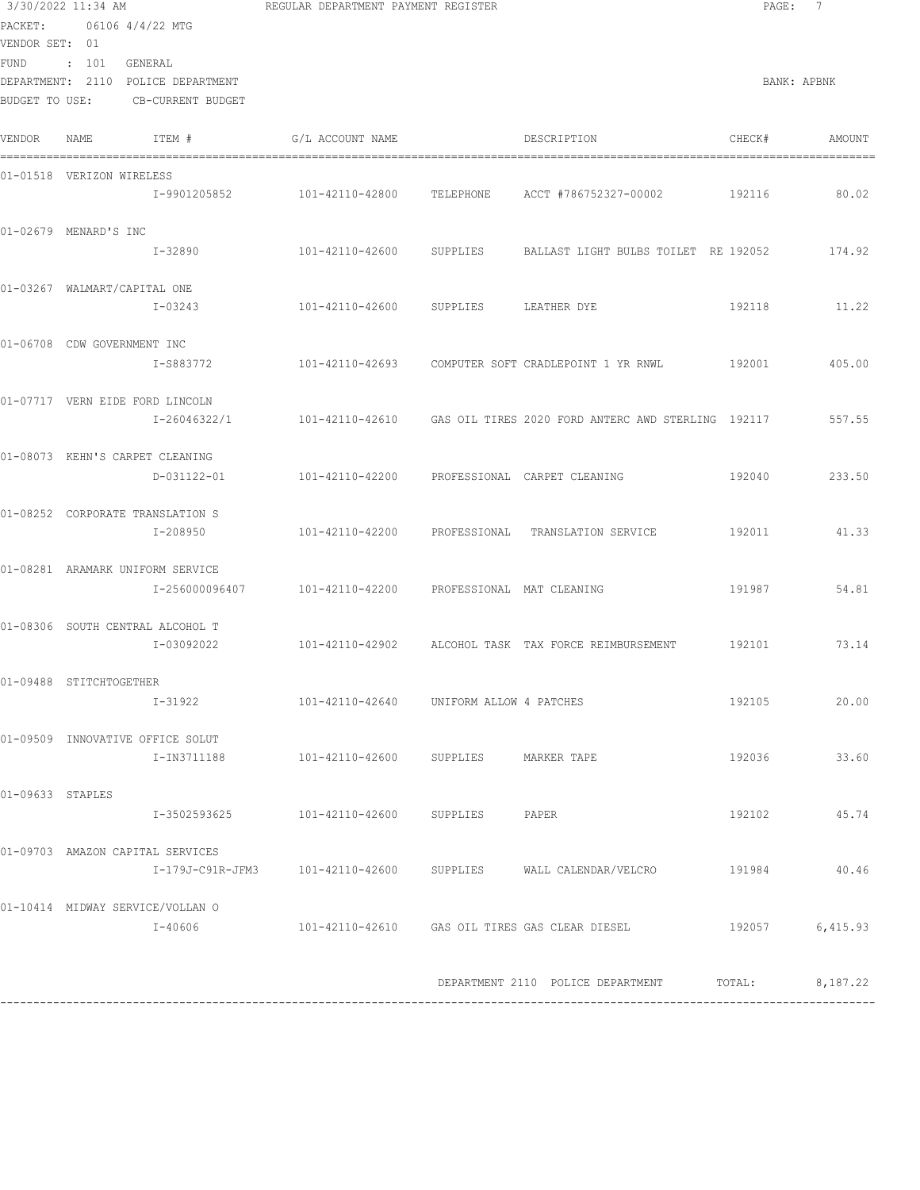3/30/2022 11:34 AM REGULAR DEPARTMENT PAYMENT REGISTER

PACKET: 06106 4/4/22 MTG
VENDOR SET: 01
FUND : 101 GENERAL
DEPARTMENT: 2110 POLICE DEPARTMENT
BUDGET TO USE: CB-CURRENT BUDGET

BANK: APBNK

| VENDOR | NAME | ITEM # | G/L ACCOUNT NAME | | DESCRIPTION | CHECK# | AMOUNT |
|---|---|---|---|---|---|---|---|
| 01-01518 | VERIZON WIRELESS | | | | | | |
| | | I-9901205852 | 101-42110-42800 | TELEPHONE | ACCT #786752327-00002 | 192116 | 80.02 |
| 01-02679 | MENARD'S INC | | | | | | |
| | | I-32890 | 101-42110-42600 | SUPPLIES | BALLAST LIGHT BULBS TOILET RE | 192052 | 174.92 |
| 01-03267 | WALMART/CAPITAL ONE | | | | | | |
| | | I-03243 | 101-42110-42600 | SUPPLIES | LEATHER DYE | 192118 | 11.22 |
| 01-06708 | CDW GOVERNMENT INC | | | | | | |
| | | I-S883772 | 101-42110-42693 | COMPUTER SOFT | CRADLEPOINT 1 YR RNWL | 192001 | 405.00 |
| 01-07717 | VERN EIDE FORD LINCOLN | | | | | | |
| | | I-26046322/1 | 101-42110-42610 | GAS OIL TIRES | 2020 FORD ANTERC AWD STERLING | 192117 | 557.55 |
| 01-08073 | KEHN'S CARPET CLEANING | | | | | | |
| | | D-031122-01 | 101-42110-42200 | PROFESSIONAL | CARPET CLEANING | 192040 | 233.50 |
| 01-08252 | CORPORATE TRANSLATION S | | | | | | |
| | | I-208950 | 101-42110-42200 | PROFESSIONAL | TRANSLATION SERVICE | 192011 | 41.33 |
| 01-08281 | ARAMARK UNIFORM SERVICE | | | | | | |
| | | I-256000096407 | 101-42110-42200 | PROFESSIONAL | MAT CLEANING | 191987 | 54.81 |
| 01-08306 | SOUTH CENTRAL ALCOHOL T | | | | | | |
| | | I-03092022 | 101-42110-42902 | ALCOHOL TASK | TAX FORCE REIMBURSEMENT | 192101 | 73.14 |
| 01-09488 | STITCHTOGETHER | | | | | | |
| | | I-31922 | 101-42110-42640 | UNIFORM ALLOW | 4 PATCHES | 192105 | 20.00 |
| 01-09509 | INNOVATIVE OFFICE SOLUT | | | | | | |
| | | I-IN3711188 | 101-42110-42600 | SUPPLIES | MARKER TAPE | 192036 | 33.60 |
| 01-09633 | STAPLES | | | | | | |
| | | I-3502593625 | 101-42110-42600 | SUPPLIES | PAPER | 192102 | 45.74 |
| 01-09703 | AMAZON CAPITAL SERVICES | | | | | | |
| | | I-179J-C91R-JFM3 | 101-42110-42600 | SUPPLIES | WALL CALENDAR/VELCRO | 191984 | 40.46 |
| 01-10414 | MIDWAY SERVICE/VOLLAN O | | | | | | |
| | | I-40606 | 101-42110-42610 | GAS OIL TIRES | GAS CLEAR DIESEL | 192057 | 6,415.93 |

DEPARTMENT 2110 POLICE DEPARTMENT TOTAL: 8,187.22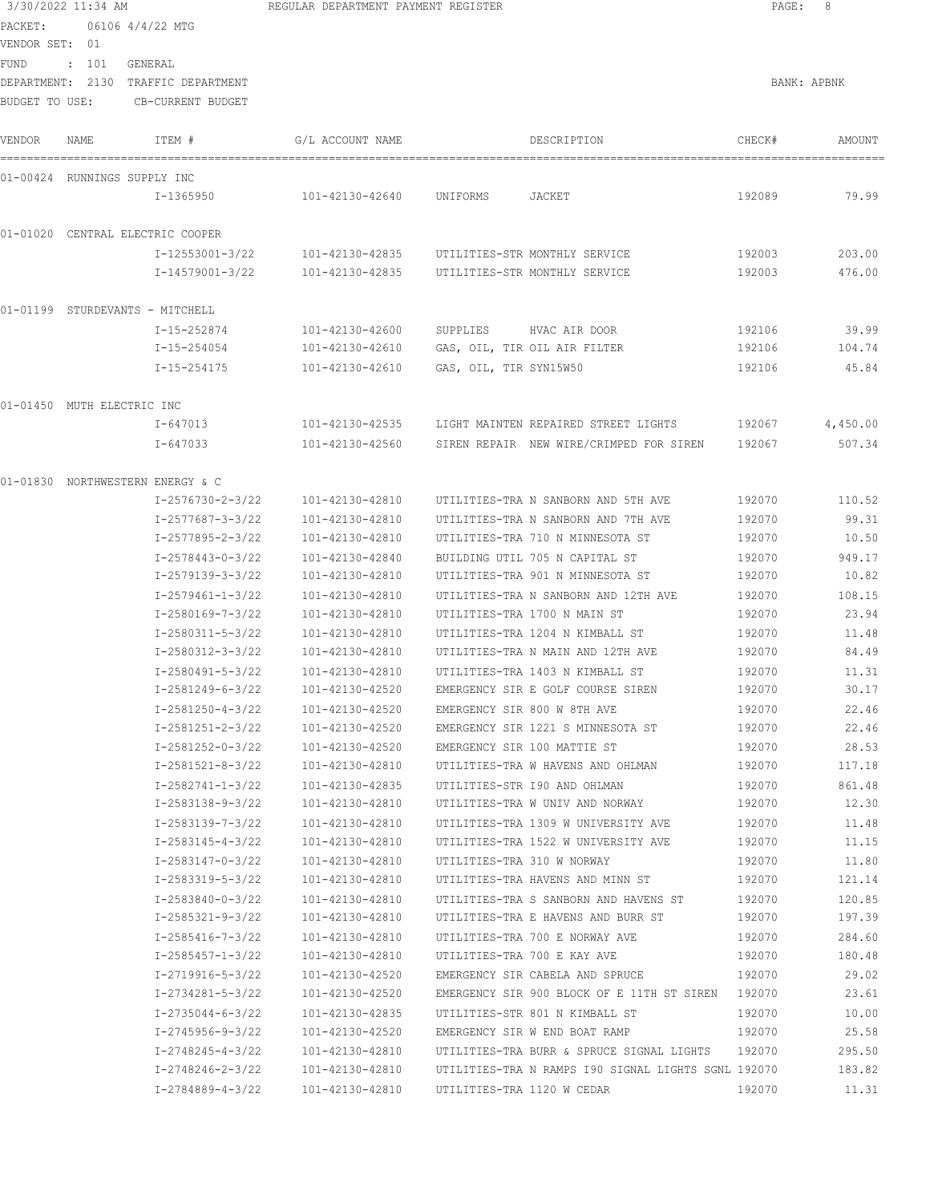3/30/2022 11:34 AM REGULAR DEPARTMENT PAYMENT REGISTER

PACKET: 06106 4/4/22 MTG
VENDOR SET: 01
FUND : 101 GENERAL
DEPARTMENT: 2130 TRAFFIC DEPARTMENT BANK: APBNK
BUDGET TO USE: CB-CURRENT BUDGET

| VENDOR | NAME | ITEM # | G/L ACCOUNT NAME | | DESCRIPTION | CHECK# | AMOUNT |
|---|---|---|---|---|---|---|---|
| 01-00424 | RUNNINGS SUPPLY INC | | | | | | |
| | | I-1365950 | 101-42130-42640 | UNIFORMS | JACKET | 192089 | 79.99 |
| 01-01020 | CENTRAL ELECTRIC COOPER | | | | | | |
| | | I-12553001-3/22 | 101-42130-42835 | UTILITIES-STR | MONTHLY SERVICE | 192003 | 203.00 |
| | | I-14579001-3/22 | 101-42130-42835 | UTILITIES-STR | MONTHLY SERVICE | 192003 | 476.00 |
| 01-01199 | STURDEVANTS - MITCHELL | | | | | | |
| | | I-15-252874 | 101-42130-42600 | SUPPLIES | HVAC AIR DOOR | 192106 | 39.99 |
| | | I-15-254054 | 101-42130-42610 | GAS, OIL, TIR | OIL AIR FILTER | 192106 | 104.74 |
| | | I-15-254175 | 101-42130-42610 | GAS, OIL, TIR | SYN15W50 | 192106 | 45.84 |
| 01-01450 | MUTH ELECTRIC INC | | | | | | |
| | | I-647013 | 101-42130-42535 | LIGHT MAINTEN | REPAIRED STREET LIGHTS | 192067 | 4,450.00 |
| | | I-647033 | 101-42130-42560 | SIREN REPAIR | NEW WIRE/CRIMPED FOR SIREN | 192067 | 507.34 |
| 01-01830 | NORTHWESTERN ENERGY & C | | | | | | |
| | | I-2576730-2-3/22 | 101-42130-42810 | UTILITIES-TRA | N SANBORN AND 5TH AVE | 192070 | 110.52 |
| | | I-2577687-3-3/22 | 101-42130-42810 | UTILITIES-TRA | N SANBORN AND 7TH AVE | 192070 | 99.31 |
| | | I-2577895-2-3/22 | 101-42130-42810 | UTILITIES-TRA | 710 N MINNESOTA ST | 192070 | 10.50 |
| | | I-2578443-0-3/22 | 101-42130-42840 | BUILDING UTIL | 705 N CAPITAL ST | 192070 | 949.17 |
| | | I-2579139-3-3/22 | 101-42130-42810 | UTILITIES-TRA | 901 N MINNESOTA ST | 192070 | 10.82 |
| | | I-2579461-1-3/22 | 101-42130-42810 | UTILITIES-TRA | N SANBORN AND 12TH AVE | 192070 | 108.15 |
| | | I-2580169-7-3/22 | 101-42130-42810 | UTILITIES-TRA | 1700 N MAIN ST | 192070 | 23.94 |
| | | I-2580311-5-3/22 | 101-42130-42810 | UTILITIES-TRA | 1204 N KIMBALL ST | 192070 | 11.48 |
| | | I-2580312-3-3/22 | 101-42130-42810 | UTILITIES-TRA | N MAIN AND 12TH AVE | 192070 | 84.49 |
| | | I-2580491-5-3/22 | 101-42130-42810 | UTILITIES-TRA | 1403 N KIMBALL ST | 192070 | 11.31 |
| | | I-2581249-6-3/22 | 101-42130-42520 | EMERGENCY SIR | E GOLF COURSE SIREN | 192070 | 30.17 |
| | | I-2581250-4-3/22 | 101-42130-42520 | EMERGENCY SIR | 800 W 8TH AVE | 192070 | 22.46 |
| | | I-2581251-2-3/22 | 101-42130-42520 | EMERGENCY SIR | 1221 S MINNESOTA ST | 192070 | 22.46 |
| | | I-2581252-0-3/22 | 101-42130-42520 | EMERGENCY SIR | 100 MATTIE ST | 192070 | 28.53 |
| | | I-2581521-8-3/22 | 101-42130-42810 | UTILITIES-TRA | W HAVENS AND OHLMAN | 192070 | 117.18 |
| | | I-2582741-1-3/22 | 101-42130-42835 | UTILITIES-STR | I90 AND OHLMAN | 192070 | 861.48 |
| | | I-2583138-9-3/22 | 101-42130-42810 | UTILITIES-TRA | W UNIV AND NORWAY | 192070 | 12.30 |
| | | I-2583139-7-3/22 | 101-42130-42810 | UTILITIES-TRA | 1309 W UNIVERSITY AVE | 192070 | 11.48 |
| | | I-2583145-4-3/22 | 101-42130-42810 | UTILITIES-TRA | 1522 W UNIVERSITY AVE | 192070 | 11.15 |
| | | I-2583147-0-3/22 | 101-42130-42810 | UTILITIES-TRA | 310 W NORWAY | 192070 | 11.80 |
| | | I-2583319-5-3/22 | 101-42130-42810 | UTILITIES-TRA | HAVENS AND MINN ST | 192070 | 121.14 |
| | | I-2583840-0-3/22 | 101-42130-42810 | UTILITIES-TRA | S SANBORN AND HAVENS ST | 192070 | 120.85 |
| | | I-2585321-9-3/22 | 101-42130-42810 | UTILITIES-TRA | E HAVENS AND BURR ST | 192070 | 197.39 |
| | | I-2585416-7-3/22 | 101-42130-42810 | UTILITIES-TRA | 700 E NORWAY AVE | 192070 | 284.60 |
| | | I-2585457-1-3/22 | 101-42130-42810 | UTILITIES-TRA | 700 E KAY AVE | 192070 | 180.48 |
| | | I-2719916-5-3/22 | 101-42130-42520 | EMERGENCY SIR | CABELA AND SPRUCE | 192070 | 29.02 |
| | | I-2734281-5-3/22 | 101-42130-42520 | EMERGENCY SIR | 900 BLOCK OF E 11TH ST SIREN | 192070 | 23.61 |
| | | I-2735044-6-3/22 | 101-42130-42835 | UTILITIES-STR | 801 N KIMBALL ST | 192070 | 10.00 |
| | | I-2745956-9-3/22 | 101-42130-42520 | EMERGENCY SIR | W END BOAT RAMP | 192070 | 25.58 |
| | | I-2748245-4-3/22 | 101-42130-42810 | UTILITIES-TRA | BURR & SPRUCE SIGNAL LIGHTS | 192070 | 295.50 |
| | | I-2748246-2-3/22 | 101-42130-42810 | UTILITIES-TRA | N RAMPS I90 SIGNAL LIGHTS SGNL | 192070 | 183.82 |
| | | I-2784889-4-3/22 | 101-42130-42810 | UTILITIES-TRA | 1120 W CEDAR | 192070 | 11.31 |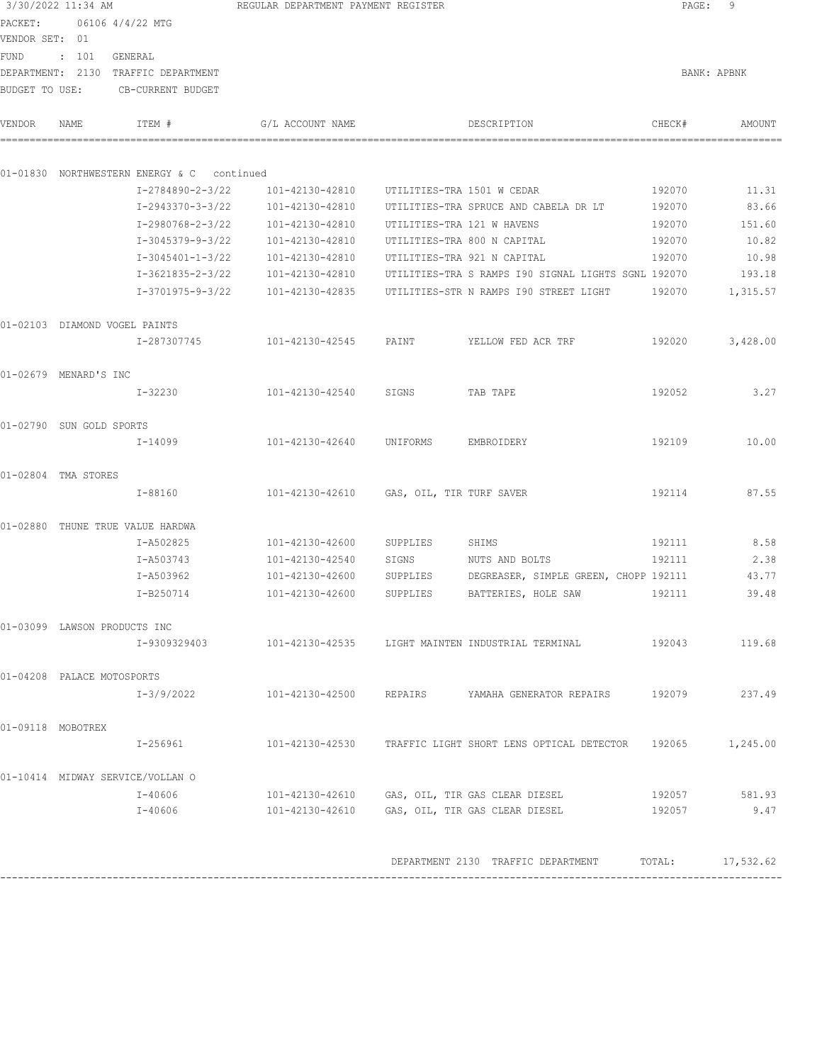3/30/2022 11:34 AM REGULAR DEPARTMENT PAYMENT REGISTER

PACKET: 06106 4/4/22 MTG
VENDOR SET: 01
FUND : 101 GENERAL
DEPARTMENT: 2130 TRAFFIC DEPARTMENT BANK: APBNK
BUDGET TO USE: CB-CURRENT BUDGET

| VENDOR | NAME | ITEM # | G/L ACCOUNT NAME | | DESCRIPTION | CHECK# | AMOUNT |
|---|---|---|---|---|---|---|---|
| 01-01830 | NORTHWESTERN ENERGY & C continued | | | | | | |
| | | I-2784890-2-3/22 | 101-42130-42810 | UTILITIES-TRA | 1501 W CEDAR | 192070 | 11.31 |
| | | I-2943370-3-3/22 | 101-42130-42810 | UTILITIES-TRA | SPRUCE AND CABELA DR LT | 192070 | 83.66 |
| | | I-2980768-2-3/22 | 101-42130-42810 | UTILITIES-TRA | 121 W HAVENS | 192070 | 151.60 |
| | | I-3045379-9-3/22 | 101-42130-42810 | UTILITIES-TRA | 800 N CAPITAL | 192070 | 10.82 |
| | | I-3045401-1-3/22 | 101-42130-42810 | UTILITIES-TRA | 921 N CAPITAL | 192070 | 10.98 |
| | | I-3621835-2-3/22 | 101-42130-42810 | UTILITIES-TRA | S RAMPS I90 SIGNAL LIGHTS SGNL | 192070 | 193.18 |
| | | I-3701975-9-3/22 | 101-42130-42835 | UTILITIES-STR | N RAMPS I90 STREET LIGHT | 192070 | 1,315.57 |
| 01-02103 | DIAMOND VOGEL PAINTS | | | | | | |
| | | I-287307745 | 101-42130-42545 | PAINT | YELLOW FED ACR TRF | 192020 | 3,428.00 |
| 01-02679 | MENARD'S INC | | | | | | |
| | | I-32230 | 101-42130-42540 | SIGNS | TAB TAPE | 192052 | 3.27 |
| 01-02790 | SUN GOLD SPORTS | | | | | | |
| | | I-14099 | 101-42130-42640 | UNIFORMS | EMBROIDERY | 192109 | 10.00 |
| 01-02804 | TMA STORES | | | | | | |
| | | I-88160 | 101-42130-42610 | GAS, OIL, TIR | TURF SAVER | 192114 | 87.55 |
| 01-02880 | THUNE TRUE VALUE HARDWA | | | | | | |
| | | I-A502825 | 101-42130-42600 | SUPPLIES | SHIMS | 192111 | 8.58 |
| | | I-A503743 | 101-42130-42540 | SIGNS | NUTS AND BOLTS | 192111 | 2.38 |
| | | I-A503962 | 101-42130-42600 | SUPPLIES | DEGREASER, SIMPLE GREEN, CHOPP | 192111 | 43.77 |
| | | I-B250714 | 101-42130-42600 | SUPPLIES | BATTERIES, HOLE SAW | 192111 | 39.48 |
| 01-03099 | LAWSON PRODUCTS INC | | | | | | |
| | | I-9309329403 | 101-42130-42535 | LIGHT MAINTEN | INDUSTRIAL TERMINAL | 192043 | 119.68 |
| 01-04208 | PALACE MOTOSPORTS | | | | | | |
| | | I-3/9/2022 | 101-42130-42500 | REPAIRS | YAMAHA GENERATOR REPAIRS | 192079 | 237.49 |
| 01-09118 | MOBOTREX | | | | | | |
| | | I-256961 | 101-42130-42530 | TRAFFIC LIGHT | SHORT LENS OPTICAL DETECTOR | 192065 | 1,245.00 |
| 01-10414 | MIDWAY SERVICE/VOLLAN O | | | | | | |
| | | I-40606 | 101-42130-42610 | GAS, OIL, TIR | GAS CLEAR DIESEL | 192057 | 581.93 |
| | | I-40606 | 101-42130-42610 | GAS, OIL, TIR | GAS CLEAR DIESEL | 192057 | 9.47 |

DEPARTMENT 2130 TRAFFIC DEPARTMENT TOTAL: 17,532.62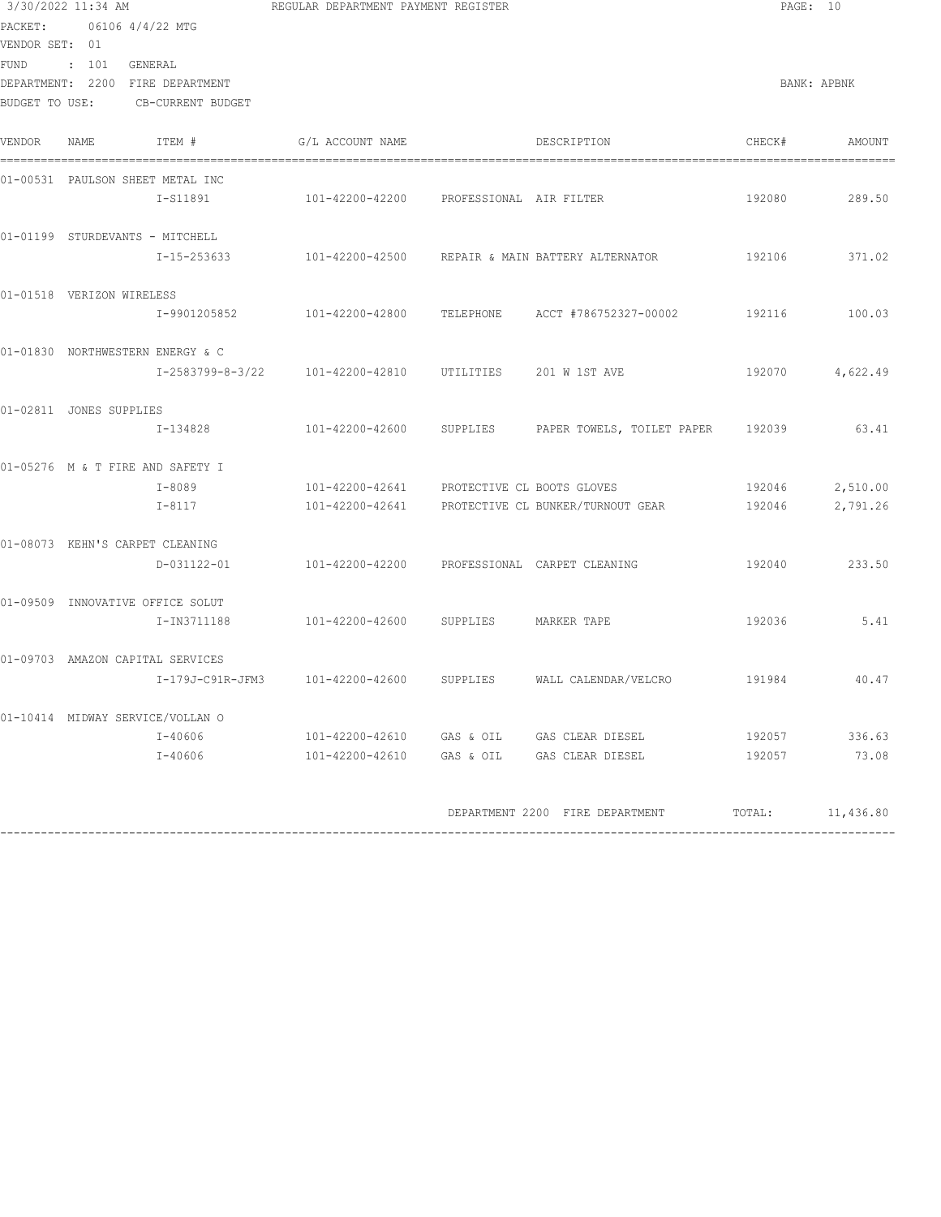3/30/2022 11:34 AM REGULAR DEPARTMENT PAYMENT REGISTER

PACKET: 06106 4/4/22 MTG
VENDOR SET: 01
FUND : 101 GENERAL
DEPARTMENT: 2200 FIRE DEPARTMENT BANK: APBNK
BUDGET TO USE: CB-CURRENT BUDGET

| VENDOR | NAME | ITEM # | G/L ACCOUNT NAME | | DESCRIPTION | CHECK# | AMOUNT |
|---|---|---|---|---|---|---|---|
| 01-00531 | PAULSON SHEET METAL INC | | | | | | |
| | | I-S11891 | 101-42200-42200 | PROFESSIONAL | AIR FILTER | 192080 | 289.50 |
| 01-01199 | STURDEVANTS - MITCHELL | | | | | | |
| | | I-15-253633 | 101-42200-42500 | REPAIR & MAIN | BATTERY ALTERNATOR | 192106 | 371.02 |
| 01-01518 | VERIZON WIRELESS | | | | | | |
| | | I-9901205852 | 101-42200-42800 | TELEPHONE | ACCT #786752327-00002 | 192116 | 100.03 |
| 01-01830 | NORTHWESTERN ENERGY & C | | | | | | |
| | | I-2583799-8-3/22 | 101-42200-42810 | UTILITIES | 201 W 1ST AVE | 192070 | 4,622.49 |
| 01-02811 | JONES SUPPLIES | | | | | | |
| | | I-134828 | 101-42200-42600 | SUPPLIES | PAPER TOWELS, TOILET PAPER | 192039 | 63.41 |
| 01-05276 | M & T FIRE AND SAFETY I | | | | | | |
| | | I-8089 | 101-42200-42641 | PROTECTIVE CL | BOOTS GLOVES | 192046 | 2,510.00 |
| | | I-8117 | 101-42200-42641 | PROTECTIVE CL | BUNKER/TURNOUT GEAR | 192046 | 2,791.26 |
| 01-08073 | KEHN'S CARPET CLEANING | | | | | | |
| | | D-031122-01 | 101-42200-42200 | PROFESSIONAL | CARPET CLEANING | 192040 | 233.50 |
| 01-09509 | INNOVATIVE OFFICE SOLUT | | | | | | |
| | | I-IN3711188 | 101-42200-42600 | SUPPLIES | MARKER TAPE | 192036 | 5.41 |
| 01-09703 | AMAZON CAPITAL SERVICES | | | | | | |
| | | I-179J-C91R-JFM3 | 101-42200-42600 | SUPPLIES | WALL CALENDAR/VELCRO | 191984 | 40.47 |
| 01-10414 | MIDWAY SERVICE/VOLLAN O | | | | | | |
| | | I-40606 | 101-42200-42610 | GAS & OIL | GAS CLEAR DIESEL | 192057 | 336.63 |
| | | I-40606 | 101-42200-42610 | GAS & OIL | GAS CLEAR DIESEL | 192057 | 73.08 |

DEPARTMENT 2200 FIRE DEPARTMENT TOTAL: 11,436.80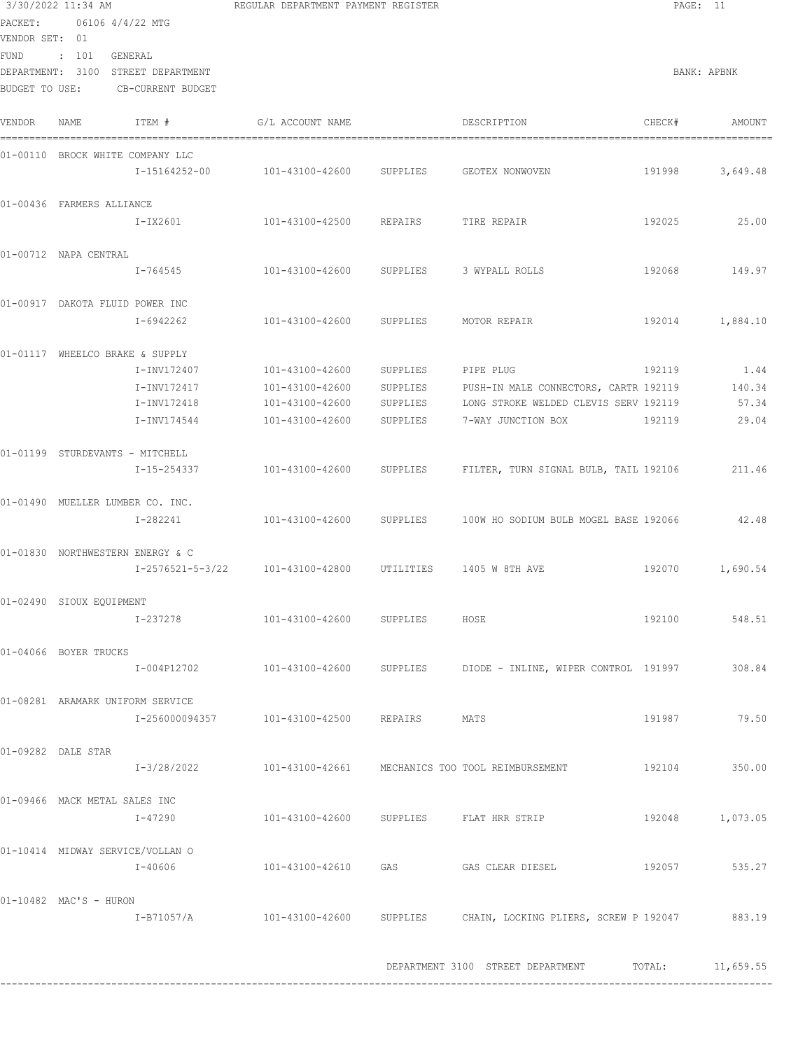3/30/2022 11:34 AM — REGULAR DEPARTMENT PAYMENT REGISTER

PACKET: 06106 4/4/22 MTG
VENDOR SET: 01
FUND : 101 GENERAL
DEPARTMENT: 3100 STREET DEPARTMENT — BANK: APBNK
BUDGET TO USE: CB-CURRENT BUDGET

| VENDOR | NAME | ITEM # | G/L ACCOUNT NAME | | DESCRIPTION | CHECK# | AMOUNT |
|---|---|---|---|---|---|---|---|
| 01-00110 | BROCK WHITE COMPANY LLC | | | | | | |
| | | I-15164252-00 | 101-43100-42600 | SUPPLIES | GEOTEX NONWOVEN | 191998 | 3,649.48 |
| 01-00436 | FARMERS ALLIANCE | | | | | | |
| | | I-IX2601 | 101-43100-42500 | REPAIRS | TIRE REPAIR | 192025 | 25.00 |
| 01-00712 | NAPA CENTRAL | | | | | | |
| | | I-764545 | 101-43100-42600 | SUPPLIES | 3 WYPALL ROLLS | 192068 | 149.97 |
| 01-00917 | DAKOTA FLUID POWER INC | | | | | | |
| | | I-6942262 | 101-43100-42600 | SUPPLIES | MOTOR REPAIR | 192014 | 1,884.10 |
| 01-01117 | WHEELCO BRAKE & SUPPLY | | | | | | |
| | | I-INV172407 | 101-43100-42600 | SUPPLIES | PIPE PLUG | 192119 | 1.44 |
| | | I-INV172417 | 101-43100-42600 | SUPPLIES | PUSH-IN MALE CONNECTORS, CARTR | 192119 | 140.34 |
| | | I-INV172418 | 101-43100-42600 | SUPPLIES | LONG STROKE WELDED CLEVIS SERV | 192119 | 57.34 |
| | | I-INV174544 | 101-43100-42600 | SUPPLIES | 7-WAY JUNCTION BOX | 192119 | 29.04 |
| 01-01199 | STURDEVANTS - MITCHELL | | | | | | |
| | | I-15-254337 | 101-43100-42600 | SUPPLIES | FILTER, TURN SIGNAL BULB, TAIL | 192106 | 211.46 |
| 01-01490 | MUELLER LUMBER CO. INC. | | | | | | |
| | | I-282241 | 101-43100-42600 | SUPPLIES | 100W HO SODIUM BULB MOGEL BASE | 192066 | 42.48 |
| 01-01830 | NORTHWESTERN ENERGY & C | | | | | | |
| | | I-2576521-5-3/22 | 101-43100-42800 | UTILITIES | 1405 W 8TH AVE | 192070 | 1,690.54 |
| 01-02490 | SIOUX EQUIPMENT | | | | | | |
| | | I-237278 | 101-43100-42600 | SUPPLIES | HOSE | 192100 | 548.51 |
| 01-04066 | BOYER TRUCKS | | | | | | |
| | | I-004P12702 | 101-43100-42600 | SUPPLIES | DIODE - INLINE, WIPER CONTROL | 191997 | 308.84 |
| 01-08281 | ARAMARK UNIFORM SERVICE | | | | | | |
| | | I-256000094357 | 101-43100-42500 | REPAIRS | MATS | 191987 | 79.50 |
| 01-09282 | DALE STAR | | | | | | |
| | | I-3/28/2022 | 101-43100-42661 | MECHANICS TOO | TOOL REIMBURSEMENT | 192104 | 350.00 |
| 01-09466 | MACK METAL SALES INC | | | | | | |
| | | I-47290 | 101-43100-42600 | SUPPLIES | FLAT HRR STRIP | 192048 | 1,073.05 |
| 01-10414 | MIDWAY SERVICE/VOLLAN O | | | | | | |
| | | I-40606 | 101-43100-42610 | GAS | GAS CLEAR DIESEL | 192057 | 535.27 |
| 01-10482 | MAC'S - HURON | | | | | | |
| | | I-B71057/A | 101-43100-42600 | SUPPLIES | CHAIN, LOCKING PLIERS, SCREW P | 192047 | 883.19 |

DEPARTMENT 3100 STREET DEPARTMENT — TOTAL: 11,659.55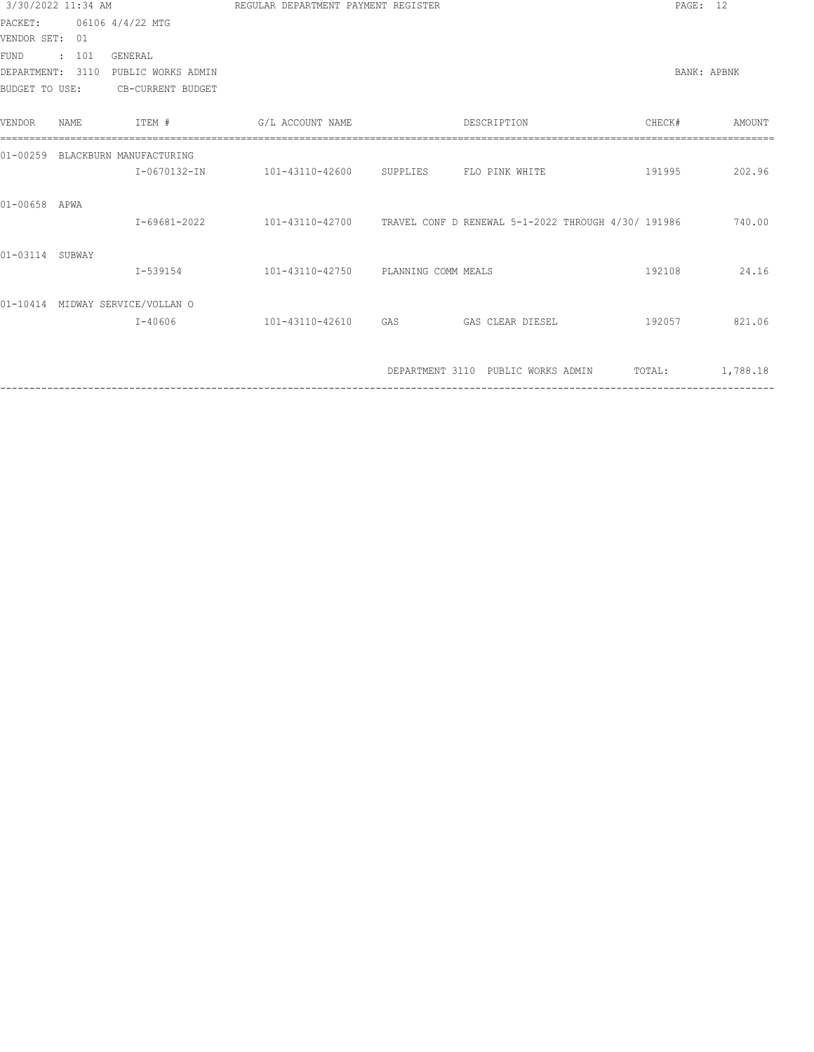3/30/2022 11:34 AM — REGULAR DEPARTMENT PAYMENT REGISTER

PACKET: 06106 4/4/22 MTG
VENDOR SET: 01
FUND : 101 GENERAL
DEPARTMENT: 3110 PUBLIC WORKS ADMIN
BUDGET TO USE: CB-CURRENT BUDGET
BANK: APBNK

| VENDOR | NAME | ITEM # | G/L ACCOUNT NAME | | DESCRIPTION | CHECK# | AMOUNT |
|---|---|---|---|---|---|---|---|
| 01-00259 | BLACKBURN MANUFACTURING | | | | | | |
| | | I-0670132-IN | 101-43110-42600 | SUPPLIES | FLO PINK WHITE | 191995 | 202.96 |
| 01-00658 | APWA | | | | | | |
| | | I-69681-2022 | 101-43110-42700 | TRAVEL CONF | D RENEWAL 5-1-2022 THROUGH 4/30/ | 191986 | 740.00 |
| 01-03114 | SUBWAY | | | | | | |
| | | I-539154 | 101-43110-42750 | PLANNING COMM | MEALS | 192108 | 24.16 |
| 01-10414 | MIDWAY SERVICE/VOLLAN O | | | | | | |
| | | I-40606 | 101-43110-42610 | GAS | GAS CLEAR DIESEL | 192057 | 821.06 |
| | | | | | DEPARTMENT 3110 PUBLIC WORKS ADMIN | TOTAL: | 1,788.18 |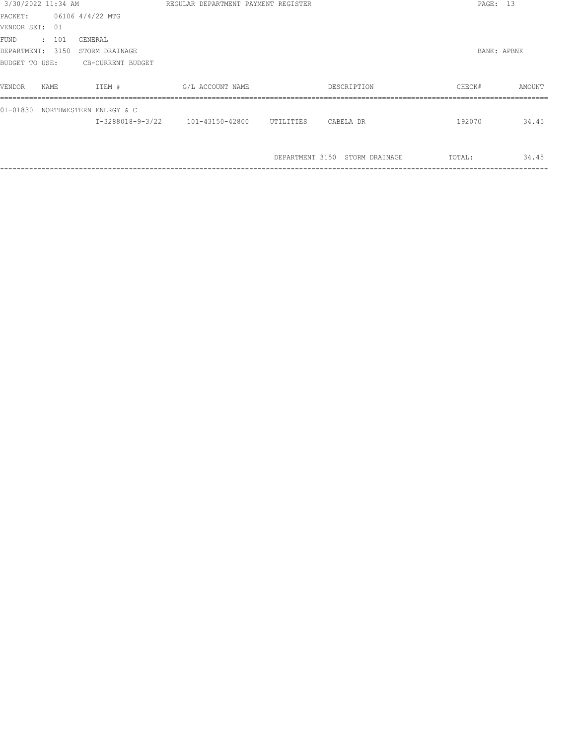REGULAR DEPARTMENT PAYMENT REGISTER

3/30/2022 11:34 AM

PACKET: 06106 4/4/22 MTG
VENDOR SET: 01
FUND : 101 GENERAL
DEPARTMENT: 3150 STORM DRAINAGE
BUDGET TO USE: CB-CURRENT BUDGET

BANK: APBNK

| VENDOR | NAME | ITEM # | G/L ACCOUNT NAME | | DESCRIPTION | CHECK# | AMOUNT |
|---|---|---|---|---|---|---|---|
| 01-01830 | NORTHWESTERN ENERGY & C | | | | | | |
| | | I-3288018-9-3/22 | 101-43150-42800 | UTILITIES | CABELA DR | 192070 | 34.45 |
| | | | | | DEPARTMENT 3150 STORM DRAINAGE | TOTAL: | 34.45 |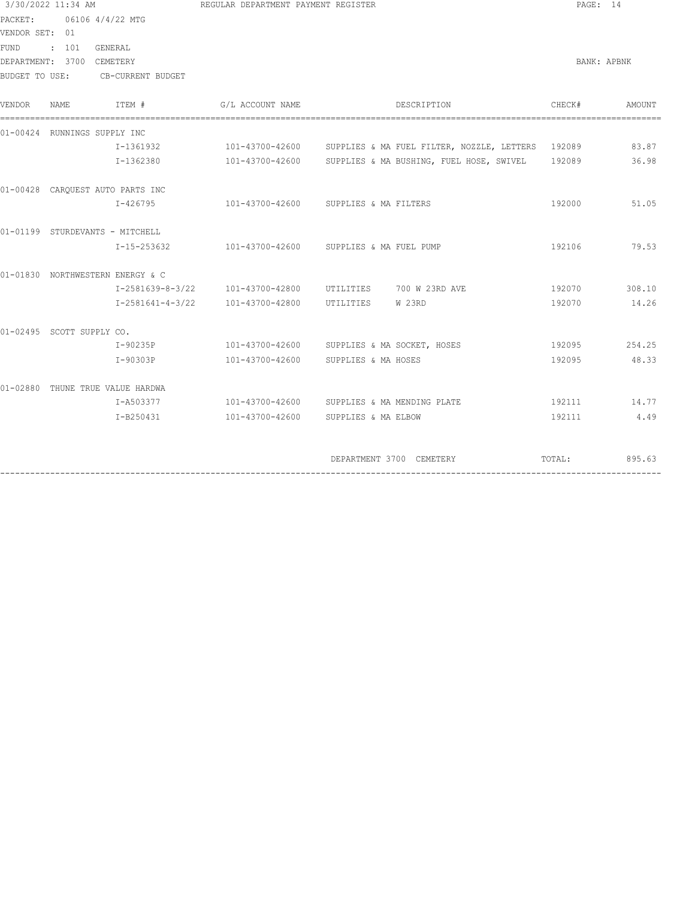3/30/2022 11:34 AM REGULAR DEPARTMENT PAYMENT REGISTER

PACKET: 06106 4/4/22 MTG
VENDOR SET: 01
FUND : 101 GENERAL
DEPARTMENT: 3700 CEMETERY BANK: APBNK
BUDGET TO USE: CB-CURRENT BUDGET

| VENDOR | NAME | ITEM # | G/L ACCOUNT NAME | DESCRIPTION | CHECK# | AMOUNT |
|---|---|---|---|---|---|---|
| 01-00424 | RUNNINGS SUPPLY INC | | | | | |
| | | I-1361932 | 101-43700-42600 | SUPPLIES & MA FUEL FILTER, NOZZLE, LETTERS | 192089 | 83.87 |
| | | I-1362380 | 101-43700-42600 | SUPPLIES & MA BUSHING, FUEL HOSE, SWIVEL | 192089 | 36.98 |
| 01-00428 | CARQUEST AUTO PARTS INC | | | | | |
| | | I-426795 | 101-43700-42600 | SUPPLIES & MA FILTERS | 192000 | 51.05 |
| 01-01199 | STURDEVANTS - MITCHELL | | | | | |
| | | I-15-253632 | 101-43700-42600 | SUPPLIES & MA FUEL PUMP | 192106 | 79.53 |
| 01-01830 | NORTHWESTERN ENERGY & C | | | | | |
| | | I-2581639-8-3/22 | 101-43700-42800 | UTILITIES 700 W 23RD AVE | 192070 | 308.10 |
| | | I-2581641-4-3/22 | 101-43700-42800 | UTILITIES W 23RD | 192070 | 14.26 |
| 01-02495 | SCOTT SUPPLY CO. | | | | | |
| | | I-90235P | 101-43700-42600 | SUPPLIES & MA SOCKET, HOSES | 192095 | 254.25 |
| | | I-90303P | 101-43700-42600 | SUPPLIES & MA HOSES | 192095 | 48.33 |
| 01-02880 | THUNE TRUE VALUE HARDWA | | | | | |
| | | I-A503377 | 101-43700-42600 | SUPPLIES & MA MENDING PLATE | 192111 | 14.77 |
| | | I-B250431 | 101-43700-42600 | SUPPLIES & MA ELBOW | 192111 | 4.49 |
| | | | | DEPARTMENT 3700 CEMETERY | TOTAL: | 895.63 |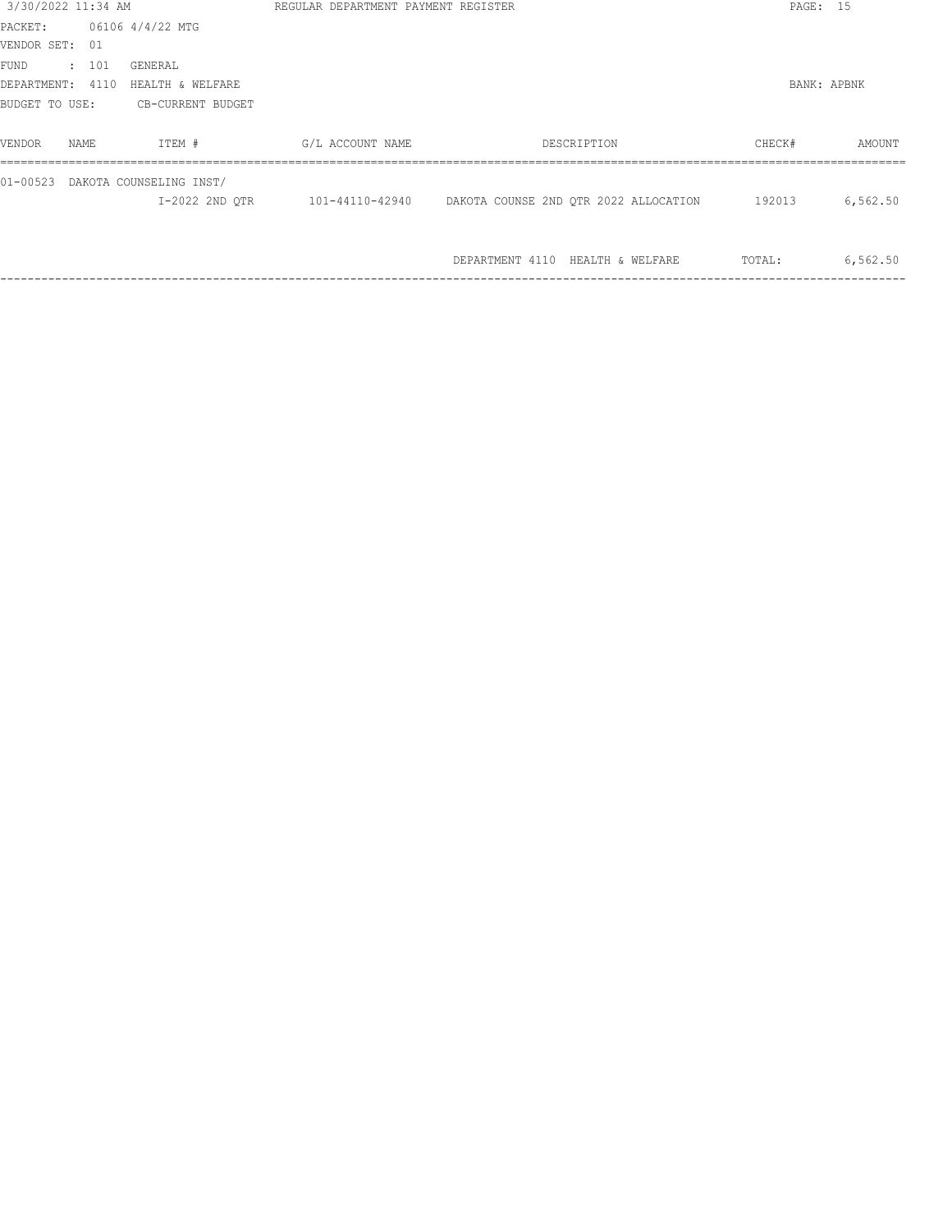3/30/2022 11:34 AM REGULAR DEPARTMENT PAYMENT REGISTER

PACKET: 06106 4/4/22 MTG
VENDOR SET: 01
FUND : 101 GENERAL
DEPARTMENT: 4110 HEALTH & WELFARE
BUDGET TO USE: CB-CURRENT BUDGET

BANK: APBNK

| VENDOR | NAME | ITEM # | G/L ACCOUNT NAME | DESCRIPTION | CHECK# | AMOUNT |
|---|---|---|---|---|---|---|
| 01-00523 | DAKOTA COUNSELING INST/ | | | | | |
| | | I-2022 2ND QTR | 101-44110-42940 | DAKOTA COUNSE 2ND QTR 2022 ALLOCATION | 192013 | 6,562.50 |

DEPARTMENT 4110 HEALTH & WELFARE TOTAL: 6,562.50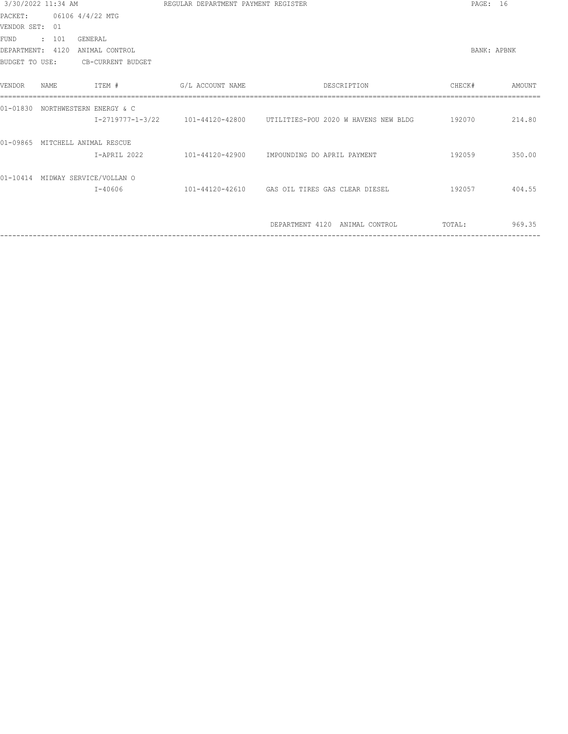3/30/2022 11:34 AM — REGULAR DEPARTMENT PAYMENT REGISTER

PACKET: 06106 4/4/22 MTG
VENDOR SET: 01
FUND : 101 GENERAL
DEPARTMENT: 4120 ANIMAL CONTROL — BANK: APBNK
BUDGET TO USE: CB-CURRENT BUDGET

| VENDOR | NAME | ITEM # | G/L ACCOUNT NAME | DESCRIPTION | CHECK# | AMOUNT |
|---|---|---|---|---|---|---|
| 01-01830 | NORTHWESTERN ENERGY & C | | | | | |
| | | I-2719777-1-3/22 | 101-44120-42800 | UTILITIES-POU 2020 W HAVENS NEW BLDG | 192070 | 214.80 |
| 01-09865 | MITCHELL ANIMAL RESCUE | | | | | |
| | | I-APRIL 2022 | 101-44120-42900 | IMPOUNDING DO APRIL PAYMENT | 192059 | 350.00 |
| 01-10414 | MIDWAY SERVICE/VOLLAN O | | | | | |
| | | I-40606 | 101-44120-42610 | GAS OIL TIRES GAS CLEAR DIESEL | 192057 | 404.55 |
| | | | | DEPARTMENT 4120 ANIMAL CONTROL | TOTAL: | 969.35 |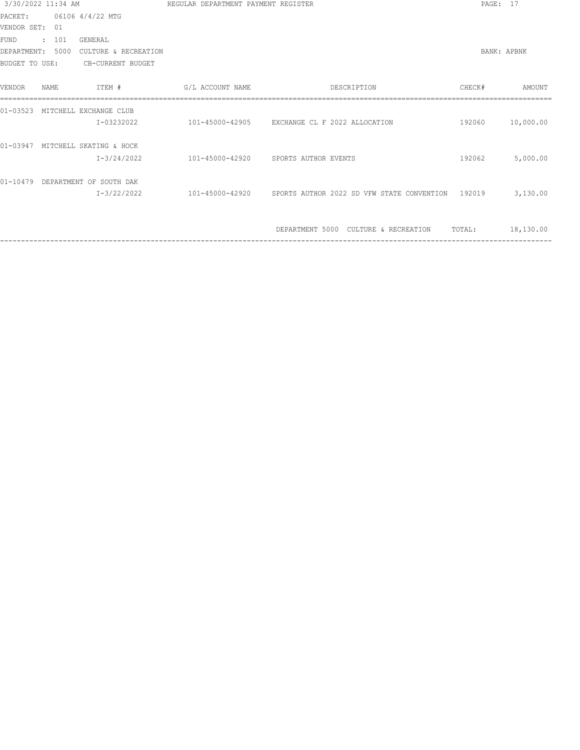3/30/2022 11:34 AM REGULAR DEPARTMENT PAYMENT REGISTER

PACKET: 06106 4/4/22 MTG
VENDOR SET: 01
FUND : 101 GENERAL
DEPARTMENT: 5000 CULTURE & RECREATION BANK: APBNK
BUDGET TO USE: CB-CURRENT BUDGET

| VENDOR | NAME | ITEM # | G/L ACCOUNT NAME | DESCRIPTION | CHECK# | AMOUNT |
|---|---|---|---|---|---|---|
| 01-03523 | MITCHELL EXCHANGE CLUB | | | | | |
| | | I-03232022 | 101-45000-42905 | EXCHANGE CL F 2022 ALLOCATION | 192060 | 10,000.00 |
| 01-03947 | MITCHELL SKATING & HOCK | | | | | |
| | | I-3/24/2022 | 101-45000-42920 | SPORTS AUTHOR EVENTS | 192062 | 5,000.00 |
| 01-10479 | DEPARTMENT OF SOUTH DAK | | | | | |
| | | I-3/22/2022 | 101-45000-42920 | SPORTS AUTHOR 2022 SD VFW STATE CONVENTION | 192019 | 3,130.00 |
| | | | | DEPARTMENT 5000 CULTURE & RECREATION | TOTAL: | 18,130.00 |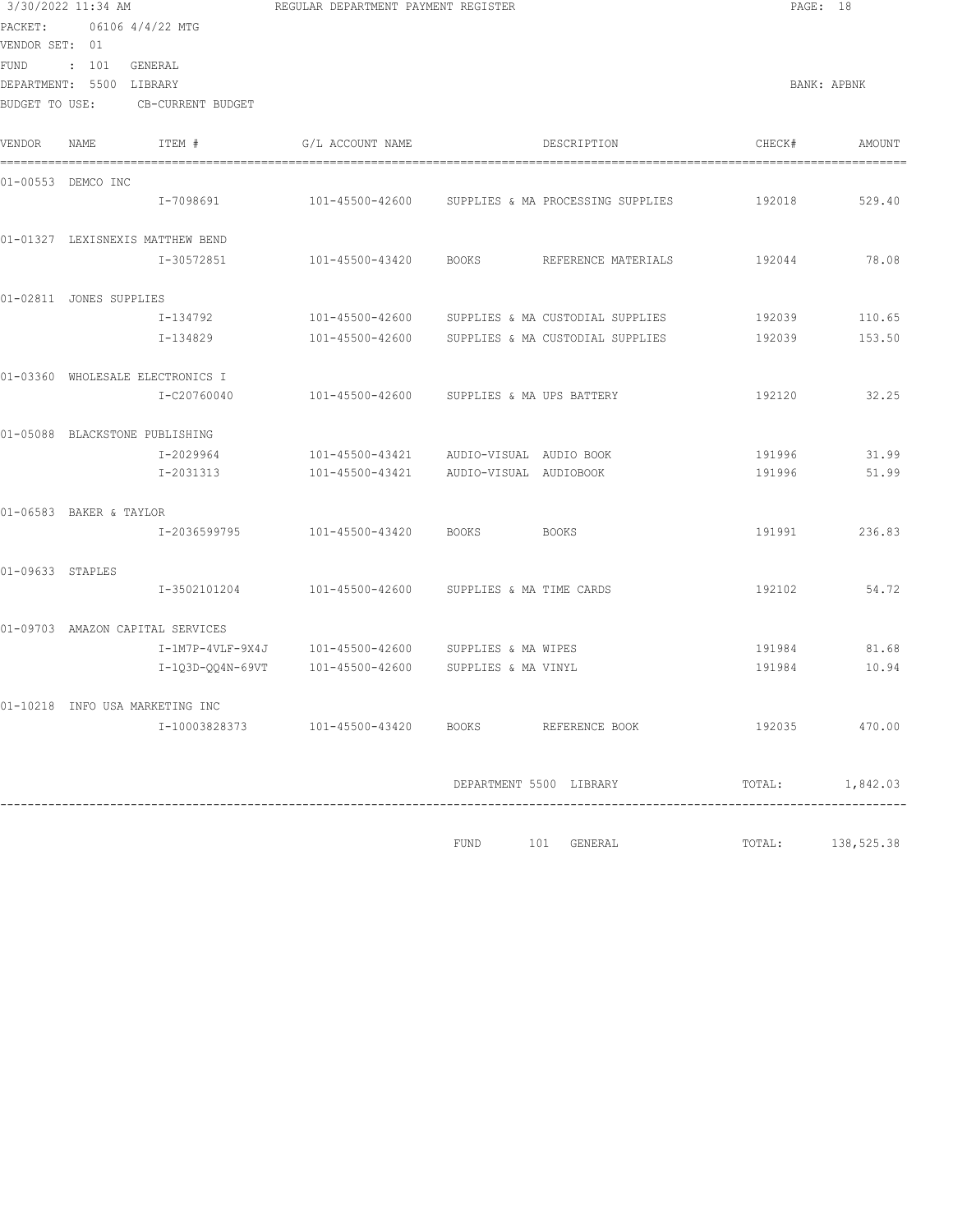3/30/2022 11:34 AM REGULAR DEPARTMENT PAYMENT REGISTER

PACKET: 06106 4/4/22 MTG
VENDOR SET: 01
FUND : 101 GENERAL
DEPARTMENT: 5500 LIBRARY BANK: APBNK
BUDGET TO USE: CB-CURRENT BUDGET

| VENDOR | NAME | ITEM # | G/L ACCOUNT NAME | | DESCRIPTION | CHECK# | AMOUNT |
|---|---|---|---|---|---|---|---|
| 01-00553 | DEMCO INC | | | | | | |
| | | I-7098691 | 101-45500-42600 | SUPPLIES & MA | PROCESSING SUPPLIES | 192018 | 529.40 |
| 01-01327 | LEXISNEXIS MATTHEW BEND | | | | | | |
| | | I-30572851 | 101-45500-43420 | BOOKS | REFERENCE MATERIALS | 192044 | 78.08 |
| 01-02811 | JONES SUPPLIES | | | | | | |
| | | I-134792 | 101-45500-42600 | SUPPLIES & MA | CUSTODIAL SUPPLIES | 192039 | 110.65 |
| | | I-134829 | 101-45500-42600 | SUPPLIES & MA | CUSTODIAL SUPPLIES | 192039 | 153.50 |
| 01-03360 | WHOLESALE ELECTRONICS I | | | | | | |
| | | I-C20760040 | 101-45500-42600 | SUPPLIES & MA | UPS BATTERY | 192120 | 32.25 |
| 01-05088 | BLACKSTONE PUBLISHING | | | | | | |
| | | I-2029964 | 101-45500-43421 | AUDIO-VISUAL | AUDIO BOOK | 191996 | 31.99 |
| | | I-2031313 | 101-45500-43421 | AUDIO-VISUAL | AUDIOBOOK | 191996 | 51.99 |
| 01-06583 | BAKER & TAYLOR | | | | | | |
| | | I-2036599795 | 101-45500-43420 | BOOKS | BOOKS | 191991 | 236.83 |
| 01-09633 | STAPLES | | | | | | |
| | | I-3502101204 | 101-45500-42600 | SUPPLIES & MA | TIME CARDS | 192102 | 54.72 |
| 01-09703 | AMAZON CAPITAL SERVICES | | | | | | |
| | | I-1M7P-4VLF-9X4J | 101-45500-42600 | SUPPLIES & MA | WIPES | 191984 | 81.68 |
| | | I-1Q3D-QQ4N-69VT | 101-45500-42600 | SUPPLIES & MA | VINYL | 191984 | 10.94 |
| 01-10218 | INFO USA MARKETING INC | | | | | | |
| | | I-10003828373 | 101-45500-43420 | BOOKS | REFERENCE BOOK | 192035 | 470.00 |

DEPARTMENT 5500 LIBRARY TOTAL: 1,842.03

FUND 101 GENERAL TOTAL: 138,525.38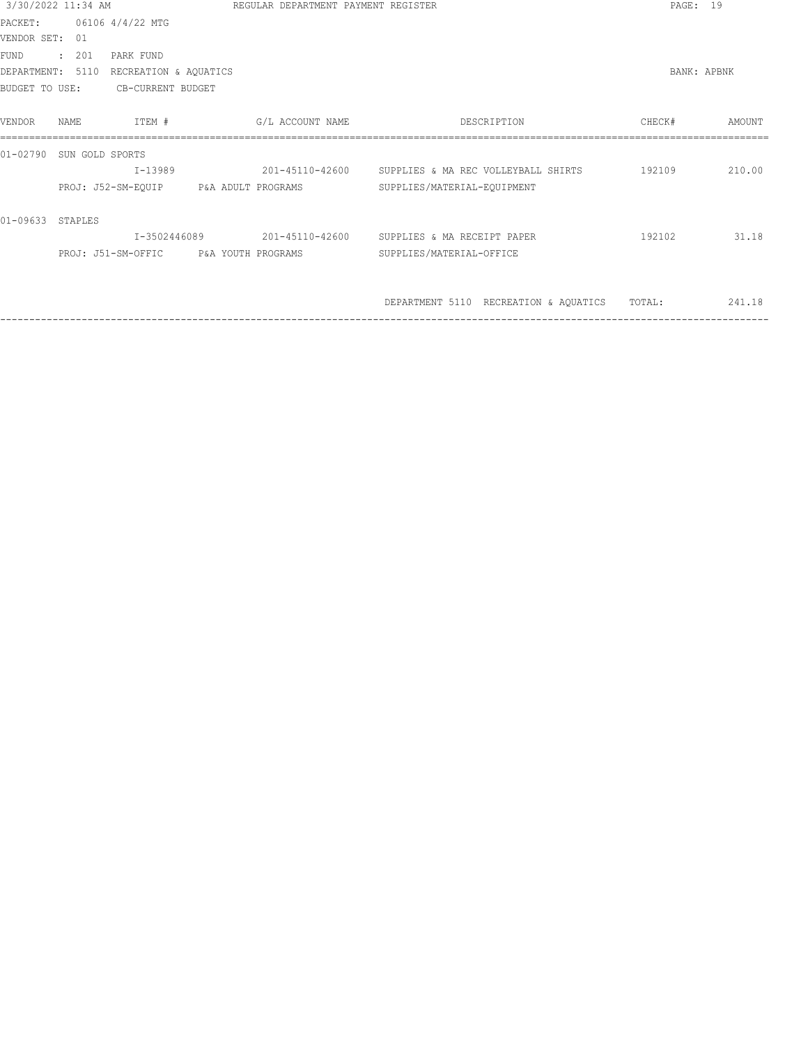REGULAR DEPARTMENT PAYMENT REGISTER

3/30/2022 11:34 AM

PACKET: 06106 4/4/22 MTG
VENDOR SET: 01
FUND : 201 PARK FUND
DEPARTMENT: 5110 RECREATION & AQUATICS
BUDGET TO USE: CB-CURRENT BUDGET

BANK: APBNK

| VENDOR | NAME | ITEM # | G/L ACCOUNT NAME | DESCRIPTION | CHECK# | AMOUNT |
|---|---|---|---|---|---|---|
| 01-02790 | SUN GOLD SPORTS | | | | | |
| | | I-13989 | 201-45110-42600 | SUPPLIES & MA REC VOLLEYBALL SHIRTS | 192109 | 210.00 |
| | PROJ: J52-SM-EQUIP | | P&A ADULT PROGRAMS | SUPPLIES/MATERIAL-EQUIPMENT | | |
| 01-09633 | STAPLES | | | | | |
| | | I-3502446089 | 201-45110-42600 | SUPPLIES & MA RECEIPT PAPER | 192102 | 31.18 |
| | PROJ: J51-SM-OFFIC | | P&A YOUTH PROGRAMS | SUPPLIES/MATERIAL-OFFICE | | |
| | | | | DEPARTMENT 5110 RECREATION & AQUATICS | TOTAL: | 241.18 |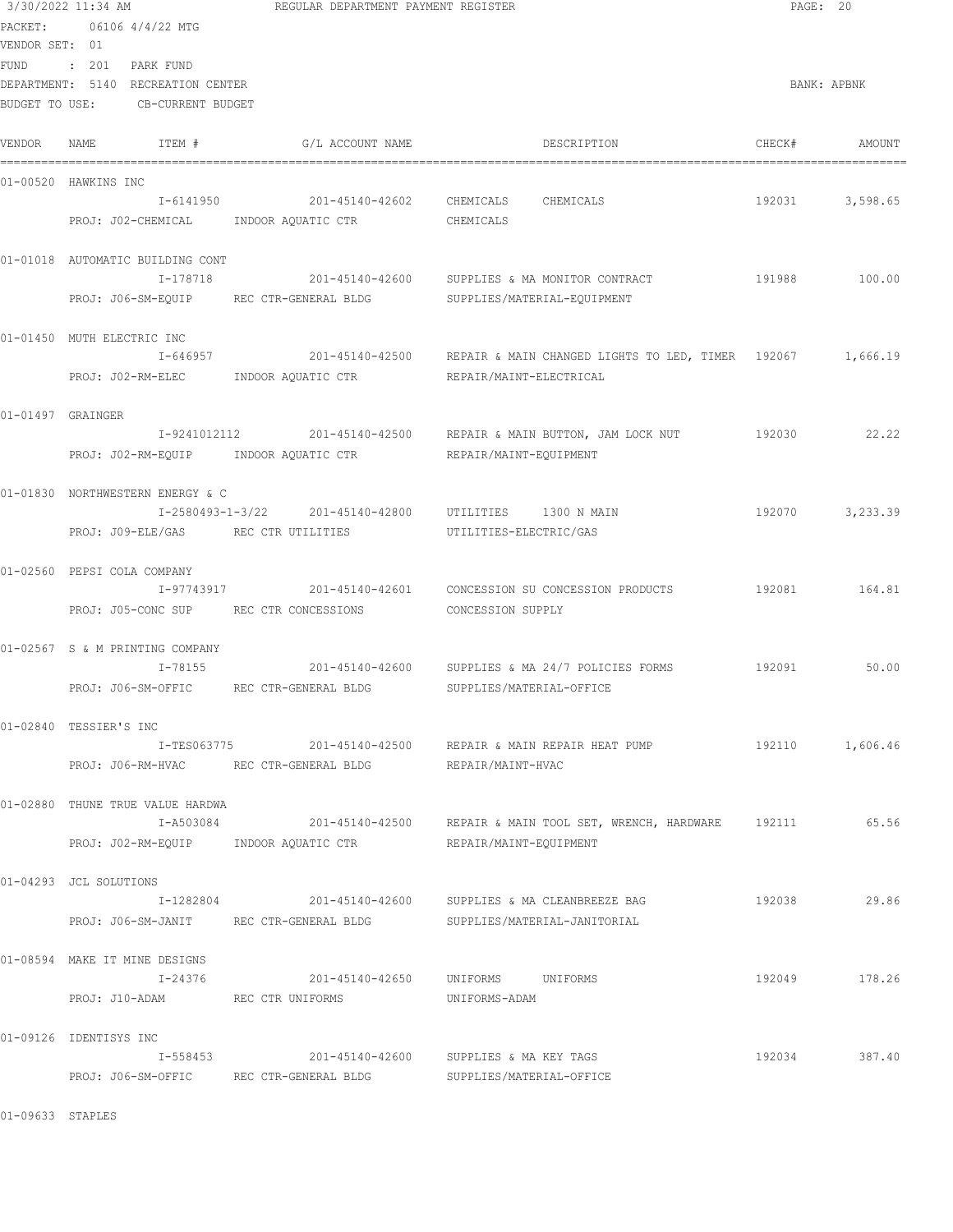3/30/2022 11:34 AM REGULAR DEPARTMENT PAYMENT REGISTER

PACKET: 06106 4/4/22 MTG
VENDOR SET: 01
FUND : 201 PARK FUND
DEPARTMENT: 5140 RECREATION CENTER BANK: APBNK
BUDGET TO USE: CB-CURRENT BUDGET

| VENDOR | NAME | ITEM # | G/L ACCOUNT NAME | DESCRIPTION | CHECK# | AMOUNT |
|---|---|---|---|---|---|---|
| 01-00520 | HAWKINS INC | | | | | |
| | | I-6141950 | 201-45140-42602 CHEMICALS | CHEMICALS | 192031 | 3,598.65 |
| | PROJ: J02-CHEMICAL | INDOOR AQUATIC CTR | | CHEMICALS | | |
| 01-01018 | AUTOMATIC BUILDING CONT | | | | | |
| | | I-178718 | 201-45140-42600 SUPPLIES & MA | MONITOR CONTRACT | 191988 | 100.00 |
| | PROJ: J06-SM-EQUIP | REC CTR-GENERAL BLDG | | SUPPLIES/MATERIAL-EQUIPMENT | | |
| 01-01450 | MUTH ELECTRIC INC | | | | | |
| | | I-646957 | 201-45140-42500 REPAIR & MAIN | CHANGED LIGHTS TO LED, TIMER | 192067 | 1,666.19 |
| | PROJ: J02-RM-ELEC | INDOOR AQUATIC CTR | | REPAIR/MAINT-ELECTRICAL | | |
| 01-01497 | GRAINGER | | | | | |
| | | I-9241012112 | 201-45140-42500 REPAIR & MAIN | BUTTON, JAM LOCK NUT | 192030 | 22.22 |
| | PROJ: J02-RM-EQUIP | INDOOR AQUATIC CTR | | REPAIR/MAINT-EQUIPMENT | | |
| 01-01830 | NORTHWESTERN ENERGY & C | | | | | |
| | | I-2580493-1-3/22 | 201-45140-42800 UTILITIES | 1300 N MAIN | 192070 | 3,233.39 |
| | PROJ: J09-ELE/GAS | REC CTR UTILITIES | | UTILITIES-ELECTRIC/GAS | | |
| 01-02560 | PEPSI COLA COMPANY | | | | | |
| | | I-97743917 | 201-45140-42601 CONCESSION SU | CONCESSION PRODUCTS | 192081 | 164.81 |
| | PROJ: J05-CONC SUP | REC CTR CONCESSIONS | | CONCESSION SUPPLY | | |
| 01-02567 | S & M PRINTING COMPANY | | | | | |
| | | I-78155 | 201-45140-42600 SUPPLIES & MA | 24/7 POLICIES FORMS | 192091 | 50.00 |
| | PROJ: J06-SM-OFFIC | REC CTR-GENERAL BLDG | | SUPPLIES/MATERIAL-OFFICE | | |
| 01-02840 | TESSIER'S INC | | | | | |
| | | I-TES063775 | 201-45140-42500 REPAIR & MAIN | REPAIR HEAT PUMP | 192110 | 1,606.46 |
| | PROJ: J06-RM-HVAC | REC CTR-GENERAL BLDG | | REPAIR/MAINT-HVAC | | |
| 01-02880 | THUNE TRUE VALUE HARDWA | | | | | |
| | | I-A503084 | 201-45140-42500 REPAIR & MAIN | TOOL SET, WRENCH, HARDWARE | 192111 | 65.56 |
| | PROJ: J02-RM-EQUIP | INDOOR AQUATIC CTR | | REPAIR/MAINT-EQUIPMENT | | |
| 01-04293 | JCL SOLUTIONS | | | | | |
| | | I-1282804 | 201-45140-42600 SUPPLIES & MA | CLEANBREEZE BAG | 192038 | 29.86 |
| | PROJ: J06-SM-JANIT | REC CTR-GENERAL BLDG | | SUPPLIES/MATERIAL-JANITORIAL | | |
| 01-08594 | MAKE IT MINE DESIGNS | | | | | |
| | | I-24376 | 201-45140-42650 UNIFORMS | UNIFORMS | 192049 | 178.26 |
| | PROJ: J10-ADAM | REC CTR UNIFORMS | | UNIFORMS-ADAM | | |
| 01-09126 | IDENTISYS INC | | | | | |
| | | I-558453 | 201-45140-42600 SUPPLIES & MA | KEY TAGS | 192034 | 387.40 |
| | PROJ: J06-SM-OFFIC | REC CTR-GENERAL BLDG | | SUPPLIES/MATERIAL-OFFICE | | |
| 01-09633 | STAPLES | | | | | |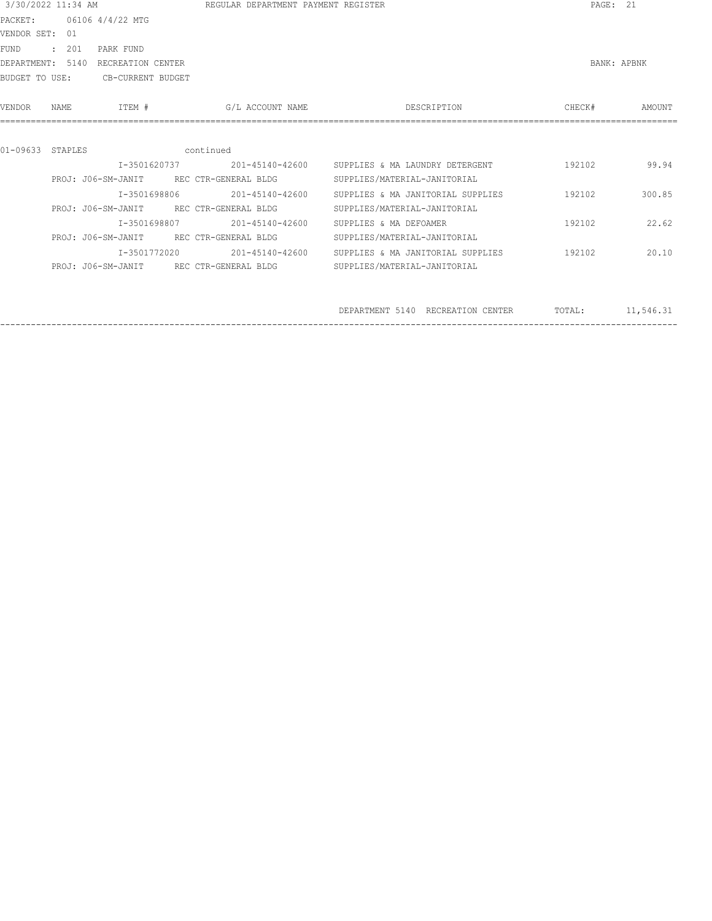3/30/2022 11:34 AM REGULAR DEPARTMENT PAYMENT REGISTER

PACKET: 06106 4/4/22 MTG
VENDOR SET: 01
FUND : 201 PARK FUND
DEPARTMENT: 5140 RECREATION CENTER BANK: APBNK
BUDGET TO USE: CB-CURRENT BUDGET

| VENDOR | NAME | ITEM # | G/L ACCOUNT NAME | DESCRIPTION | CHECK# | AMOUNT |
|---|---|---|---|---|---|---|
| 01-09633 | STAPLES | continued | | | | |
| | | I-3501620737 | 201-45140-42600 | SUPPLIES & MA LAUNDRY DETERGENT | 192102 | 99.94 |
| | PROJ: J06-SM-JANIT | | REC CTR-GENERAL BLDG | SUPPLIES/MATERIAL-JANITORIAL | | |
| | | I-3501698806 | 201-45140-42600 | SUPPLIES & MA JANITORIAL SUPPLIES | 192102 | 300.85 |
| | PROJ: J06-SM-JANIT | | REC CTR-GENERAL BLDG | SUPPLIES/MATERIAL-JANITORIAL | | |
| | | I-3501698807 | 201-45140-42600 | SUPPLIES & MA DEFOAMER | 192102 | 22.62 |
| | PROJ: J06-SM-JANIT | | REC CTR-GENERAL BLDG | SUPPLIES/MATERIAL-JANITORIAL | | |
| | | I-3501772020 | 201-45140-42600 | SUPPLIES & MA JANITORIAL SUPPLIES | 192102 | 20.10 |
| | PROJ: J06-SM-JANIT | | REC CTR-GENERAL BLDG | SUPPLIES/MATERIAL-JANITORIAL | | |

DEPARTMENT 5140 RECREATION CENTER TOTAL: 11,546.31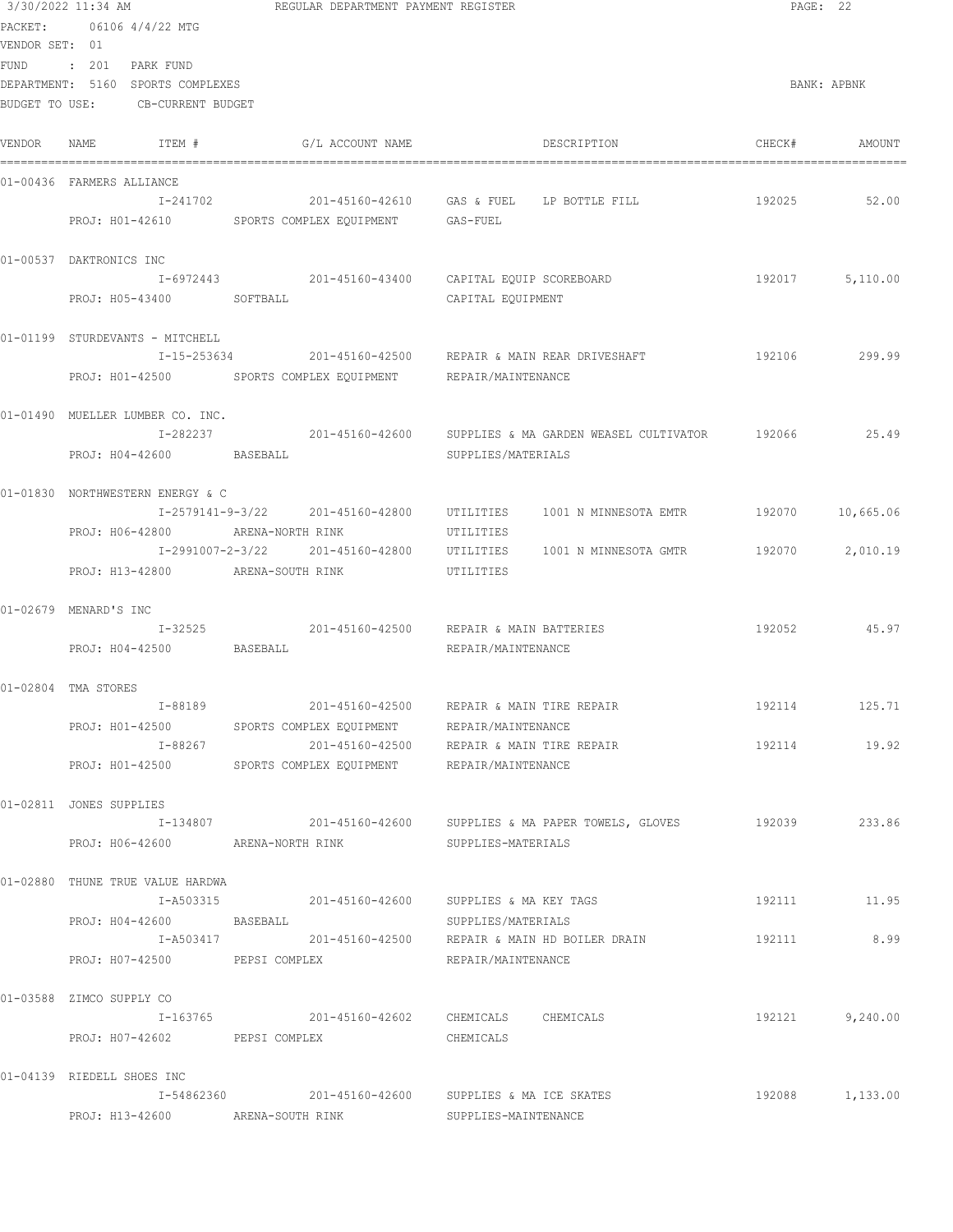3/30/2022 11:34 AM REGULAR DEPARTMENT PAYMENT REGISTER

PACKET: 06106 4/4/22 MTG
VENDOR SET: 01
FUND : 201 PARK FUND
DEPARTMENT: 5160 SPORTS COMPLEXES BANK: APBNK
BUDGET TO USE: CB-CURRENT BUDGET

| VENDOR | NAME | ITEM # | G/L ACCOUNT NAME | DESCRIPTION | CHECK# | AMOUNT |
|---|---|---|---|---|---|---|
| 01-00436 | FARMERS ALLIANCE | | | | | |
| | | I-241702 | 201-45160-42610 GAS & FUEL | LP BOTTLE FILL | 192025 | 52.00 |
| | PROJ: H01-42610 | SPORTS COMPLEX EQUIPMENT | GAS-FUEL | | | |
| 01-00537 | DAKTRONICS INC | | | | | |
| | | I-6972443 | 201-45160-43400 CAPITAL EQUIP | SCOREBOARD | 192017 | 5,110.00 |
| | PROJ: H05-43400 | SOFTBALL | CAPITAL EQUIPMENT | | | |
| 01-01199 | STURDEVANTS - MITCHELL | | | | | |
| | | I-15-253634 | 201-45160-42500 REPAIR & MAIN | REAR DRIVESHAFT | 192106 | 299.99 |
| | PROJ: H01-42500 | SPORTS COMPLEX EQUIPMENT | REPAIR/MAINTENANCE | | | |
| 01-01490 | MUELLER LUMBER CO. INC. | | | | | |
| | | I-282237 | 201-45160-42600 SUPPLIES & MA | GARDEN WEASEL CULTIVATOR | 192066 | 25.49 |
| | PROJ: H04-42600 | BASEBALL | SUPPLIES/MATERIALS | | | |
| 01-01830 | NORTHWESTERN ENERGY & C | | | | | |
| | | I-2579141-9-3/22 | 201-45160-42800 UTILITIES | 1001 N MINNESOTA EMTR | 192070 | 10,665.06 |
| | PROJ: H06-42800 | ARENA-NORTH RINK | UTILITIES | | | |
| | | I-2991007-2-3/22 | 201-45160-42800 UTILITIES | 1001 N MINNESOTA GMTR | 192070 | 2,010.19 |
| | PROJ: H13-42800 | ARENA-SOUTH RINK | UTILITIES | | | |
| 01-02679 | MENARD'S INC | | | | | |
| | | I-32525 | 201-45160-42500 REPAIR & MAIN | BATTERIES | 192052 | 45.97 |
| | PROJ: H04-42500 | BASEBALL | REPAIR/MAINTENANCE | | | |
| 01-02804 | TMA STORES | | | | | |
| | | I-88189 | 201-45160-42500 REPAIR & MAIN | TIRE REPAIR | 192114 | 125.71 |
| | PROJ: H01-42500 | SPORTS COMPLEX EQUIPMENT | REPAIR/MAINTENANCE | | | |
| | | I-88267 | 201-45160-42500 REPAIR & MAIN | TIRE REPAIR | 192114 | 19.92 |
| | PROJ: H01-42500 | SPORTS COMPLEX EQUIPMENT | REPAIR/MAINTENANCE | | | |
| 01-02811 | JONES SUPPLIES | | | | | |
| | | I-134807 | 201-45160-42600 SUPPLIES & MA | PAPER TOWELS, GLOVES | 192039 | 233.86 |
| | PROJ: H06-42600 | ARENA-NORTH RINK | SUPPLIES-MATERIALS | | | |
| 01-02880 | THUNE TRUE VALUE HARDWA | | | | | |
| | | I-A503315 | 201-45160-42600 SUPPLIES & MA | KEY TAGS | 192111 | 11.95 |
| | PROJ: H04-42600 | BASEBALL | SUPPLIES/MATERIALS | | | |
| | | I-A503417 | 201-45160-42500 REPAIR & MAIN | HD BOILER DRAIN | 192111 | 8.99 |
| | PROJ: H07-42500 | PEPSI COMPLEX | REPAIR/MAINTENANCE | | | |
| 01-03588 | ZIMCO SUPPLY CO | | | | | |
| | | I-163765 | 201-45160-42602 CHEMICALS | CHEMICALS | 192121 | 9,240.00 |
| | PROJ: H07-42602 | PEPSI COMPLEX | CHEMICALS | | | |
| 01-04139 | RIEDELL SHOES INC | | | | | |
| | | I-54862360 | 201-45160-42600 SUPPLIES & MA | ICE SKATES | 192088 | 1,133.00 |
| | PROJ: H13-42600 | ARENA-SOUTH RINK | SUPPLIES-MAINTENANCE | | | |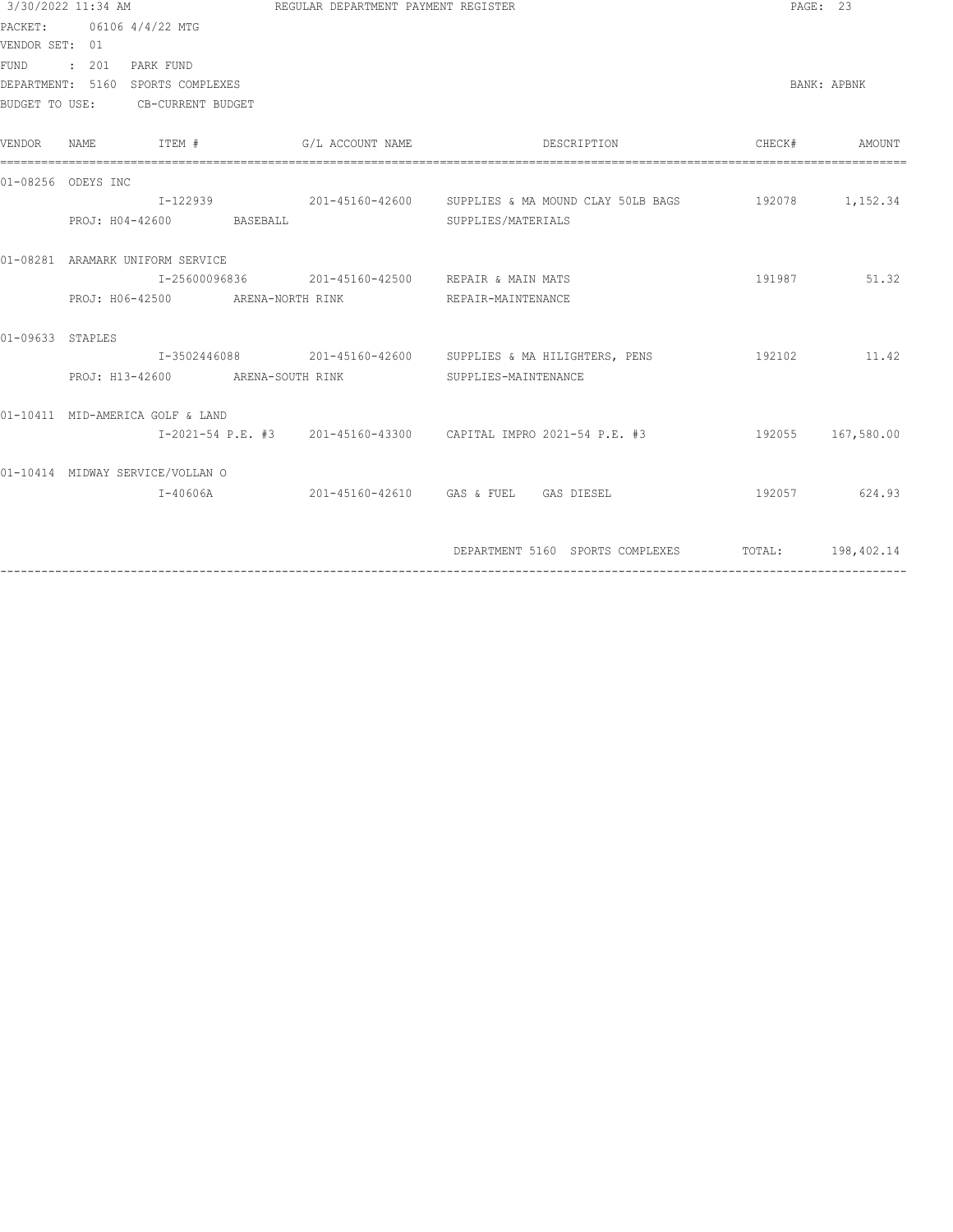3/30/2022 11:34 AM REGULAR DEPARTMENT PAYMENT REGISTER

PACKET: 06106 4/4/22 MTG
VENDOR SET: 01
FUND : 201 PARK FUND
DEPARTMENT: 5160 SPORTS COMPLEXES
BUDGET TO USE: CB-CURRENT BUDGET

BANK: APBNK

| VENDOR | NAME | ITEM # | G/L ACCOUNT NAME | DESCRIPTION | CHECK# | AMOUNT |
|---|---|---|---|---|---|---|
| 01-08256 | ODEYS INC | | | | | |
| | | I-122939 | 201-45160-42600 | SUPPLIES & MA MOUND CLAY 50LB BAGS | 192078 | 1,152.34 |
| | PROJ: H04-42600 | BASEBALL | | SUPPLIES/MATERIALS | | |
| 01-08281 | ARAMARK UNIFORM SERVICE | | | | | |
| | | I-25600096836 | 201-45160-42500 | REPAIR & MAIN MATS | 191987 | 51.32 |
| | PROJ: H06-42500 | ARENA-NORTH RINK | | REPAIR-MAINTENANCE | | |
| 01-09633 | STAPLES | | | | | |
| | | I-3502446088 | 201-45160-42600 | SUPPLIES & MA HILIGHTERS, PENS | 192102 | 11.42 |
| | PROJ: H13-42600 | ARENA-SOUTH RINK | | SUPPLIES-MAINTENANCE | | |
| 01-10411 | MID-AMERICA GOLF & LAND | | | | | |
| | | I-2021-54 P.E. #3 | 201-45160-43300 | CAPITAL IMPRO 2021-54 P.E. #3 | 192055 | 167,580.00 |
| 01-10414 | MIDWAY SERVICE/VOLLAN O | | | | | |
| | | I-40606A | 201-45160-42610 | GAS & FUEL GAS DIESEL | 192057 | 624.93 |
| | | | | DEPARTMENT 5160 SPORTS COMPLEXES | TOTAL: | 198,402.14 |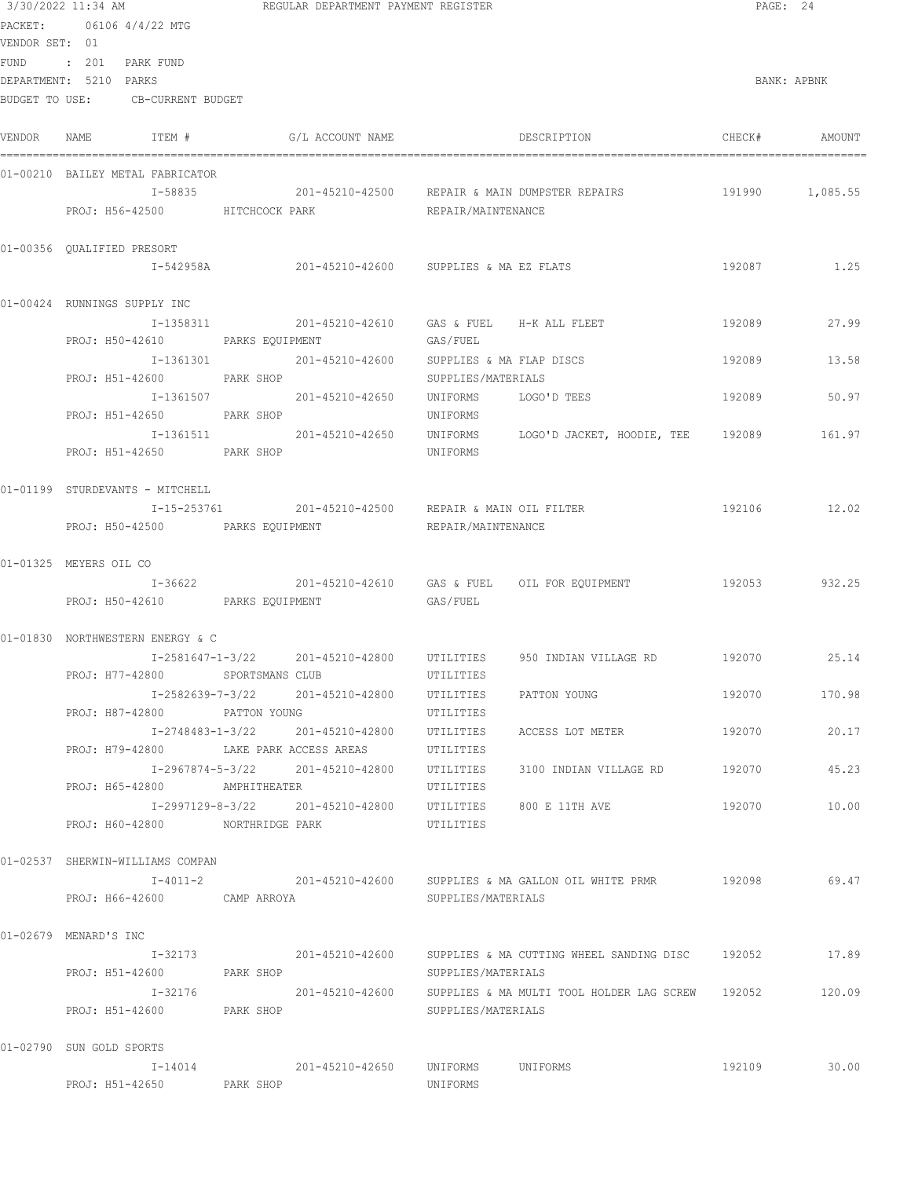3/30/2022 11:34 AM REGULAR DEPARTMENT PAYMENT REGISTER

PACKET: 06106 4/4/22 MTG
VENDOR SET: 01
FUND : 201 PARK FUND
DEPARTMENT: 5210 PARKS BANK: APBNK
BUDGET TO USE: CB-CURRENT BUDGET

| VENDOR | NAME | ITEM # | G/L ACCOUNT NAME | DESCRIPTION | CHECK# | AMOUNT |
|---|---|---|---|---|---|---|
| 01-00210 | BAILEY METAL FABRICATOR | | | | | |
| | | I-58835 | 201-45210-42500 | REPAIR & MAIN DUMPSTER REPAIRS | 191990 | 1,085.55 |
| | PROJ: H56-42500 | HITCHCOCK PARK | | REPAIR/MAINTENANCE | | |
| 01-00356 | QUALIFIED PRESORT | | | | | |
| | | I-542958A | 201-45210-42600 | SUPPLIES & MA EZ FLATS | 192087 | 1.25 |
| 01-00424 | RUNNINGS SUPPLY INC | | | | | |
| | | I-1358311 | 201-45210-42610 | GAS & FUEL H-K ALL FLEET | 192089 | 27.99 |
| | PROJ: H50-42610 | PARKS EQUIPMENT | | GAS/FUEL | | |
| | | I-1361301 | 201-45210-42600 | SUPPLIES & MA FLAP DISCS | 192089 | 13.58 |
| | PROJ: H51-42600 | PARK SHOP | | SUPPLIES/MATERIALS | | |
| | | I-1361507 | 201-45210-42650 | UNIFORMS LOGO'D TEES | 192089 | 50.97 |
| | PROJ: H51-42650 | PARK SHOP | | UNIFORMS | | |
| | | I-1361511 | 201-45210-42650 | UNIFORMS LOGO'D JACKET, HOODIE, TEE | 192089 | 161.97 |
| | PROJ: H51-42650 | PARK SHOP | | UNIFORMS | | |
| 01-01199 | STURDEVANTS - MITCHELL | | | | | |
| | | I-15-253761 | 201-45210-42500 | REPAIR & MAIN OIL FILTER | 192106 | 12.02 |
| | PROJ: H50-42500 | PARKS EQUIPMENT | | REPAIR/MAINTENANCE | | |
| 01-01325 | MEYERS OIL CO | | | | | |
| | | I-36622 | 201-45210-42610 | GAS & FUEL OIL FOR EQUIPMENT | 192053 | 932.25 |
| | PROJ: H50-42610 | PARKS EQUIPMENT | | GAS/FUEL | | |
| 01-01830 | NORTHWESTERN ENERGY & C | | | | | |
| | | I-2581647-1-3/22 | 201-45210-42800 | UTILITIES 950 INDIAN VILLAGE RD | 192070 | 25.14 |
| | PROJ: H77-42800 | SPORTSMANS CLUB | | UTILITIES | | |
| | | I-2582639-7-3/22 | 201-45210-42800 | UTILITIES PATTON YOUNG | 192070 | 170.98 |
| | PROJ: H87-42800 | PATTON YOUNG | | UTILITIES | | |
| | | I-2748483-1-3/22 | 201-45210-42800 | UTILITIES ACCESS LOT METER | 192070 | 20.17 |
| | PROJ: H79-42800 | LAKE PARK ACCESS AREAS | | UTILITIES | | |
| | | I-2967874-5-3/22 | 201-45210-42800 | UTILITIES 3100 INDIAN VILLAGE RD | 192070 | 45.23 |
| | PROJ: H65-42800 | AMPHITHEATER | | UTILITIES | | |
| | | I-2997129-8-3/22 | 201-45210-42800 | UTILITIES 800 E 11TH AVE | 192070 | 10.00 |
| | PROJ: H60-42800 | NORTHRIDGE PARK | | UTILITIES | | |
| 01-02537 | SHERWIN-WILLIAMS COMPAN | | | | | |
| | | I-4011-2 | 201-45210-42600 | SUPPLIES & MA GALLON OIL WHITE PRMR | 192098 | 69.47 |
| | PROJ: H66-42600 | CAMP ARROYA | | SUPPLIES/MATERIALS | | |
| 01-02679 | MENARD'S INC | | | | | |
| | | I-32173 | 201-45210-42600 | SUPPLIES & MA CUTTING WHEEL SANDING DISC | 192052 | 17.89 |
| | PROJ: H51-42600 | PARK SHOP | | SUPPLIES/MATERIALS | | |
| | | I-32176 | 201-45210-42600 | SUPPLIES & MA MULTI TOOL HOLDER LAG SCREW | 192052 | 120.09 |
| | PROJ: H51-42600 | PARK SHOP | | SUPPLIES/MATERIALS | | |
| 01-02790 | SUN GOLD SPORTS | | | | | |
| | | I-14014 | 201-45210-42650 | UNIFORMS UNIFORMS | 192109 | 30.00 |
| | PROJ: H51-42650 | PARK SHOP | | UNIFORMS | | |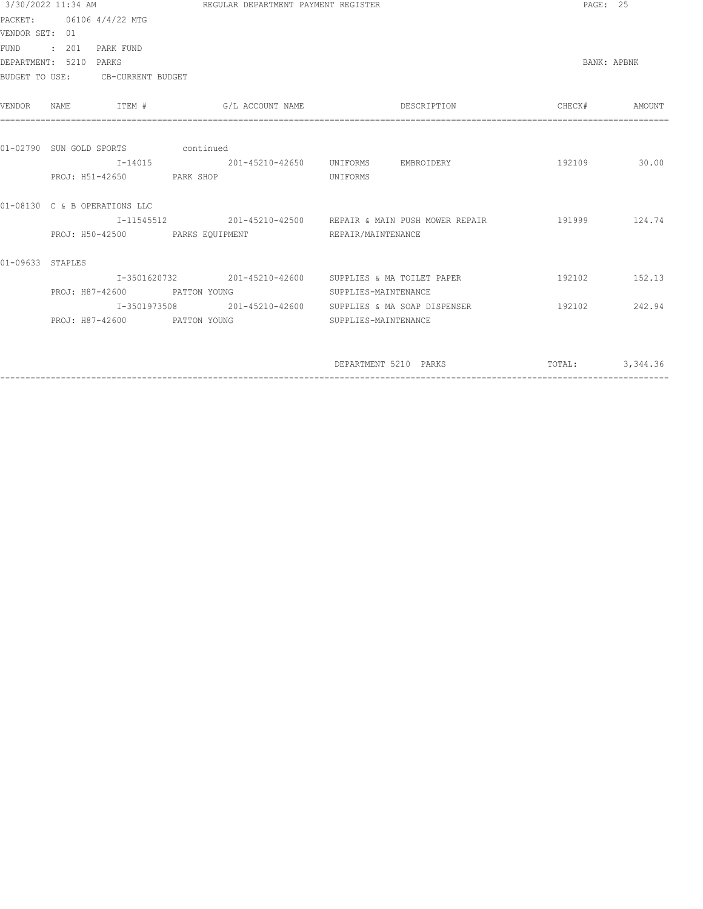3/30/2022 11:34 AM — REGULAR DEPARTMENT PAYMENT REGISTER

PACKET: 06106 4/4/22 MTG
VENDOR SET: 01
FUND : 201 PARK FUND
DEPARTMENT: 5210 PARKS — BANK: APBNK
BUDGET TO USE: CB-CURRENT BUDGET

| VENDOR | NAME | ITEM # | G/L ACCOUNT NAME | DESCRIPTION | CHECK# | AMOUNT |
|---|---|---|---|---|---|---|
| 01-02790 | SUN GOLD SPORTS | continued | | | | |
| | | I-14015 | 201-45210-42650 UNIFORMS | EMBROIDERY | 192109 | 30.00 |
| | PROJ: H51-42650 | PARK SHOP | | UNIFORMS | | |
| 01-08130 | C & B OPERATIONS LLC | | | | | |
| | | I-11545512 | 201-45210-42500 REPAIR & MAIN | PUSH MOWER REPAIR | 191999 | 124.74 |
| | PROJ: H50-42500 | PARKS EQUIPMENT | | REPAIR/MAINTENANCE | | |
| 01-09633 | STAPLES | | | | | |
| | | I-3501620732 | 201-45210-42600 SUPPLIES & MA | TOILET PAPER | 192102 | 152.13 |
| | PROJ: H87-42600 | PATTON YOUNG | | SUPPLIES-MAINTENANCE | | |
| | | I-3501973508 | 201-45210-42600 SUPPLIES & MA | SOAP DISPENSER | 192102 | 242.94 |
| | PROJ: H87-42600 | PATTON YOUNG | | SUPPLIES-MAINTENANCE | | |

DEPARTMENT 5210 PARKS — TOTAL: 3,344.36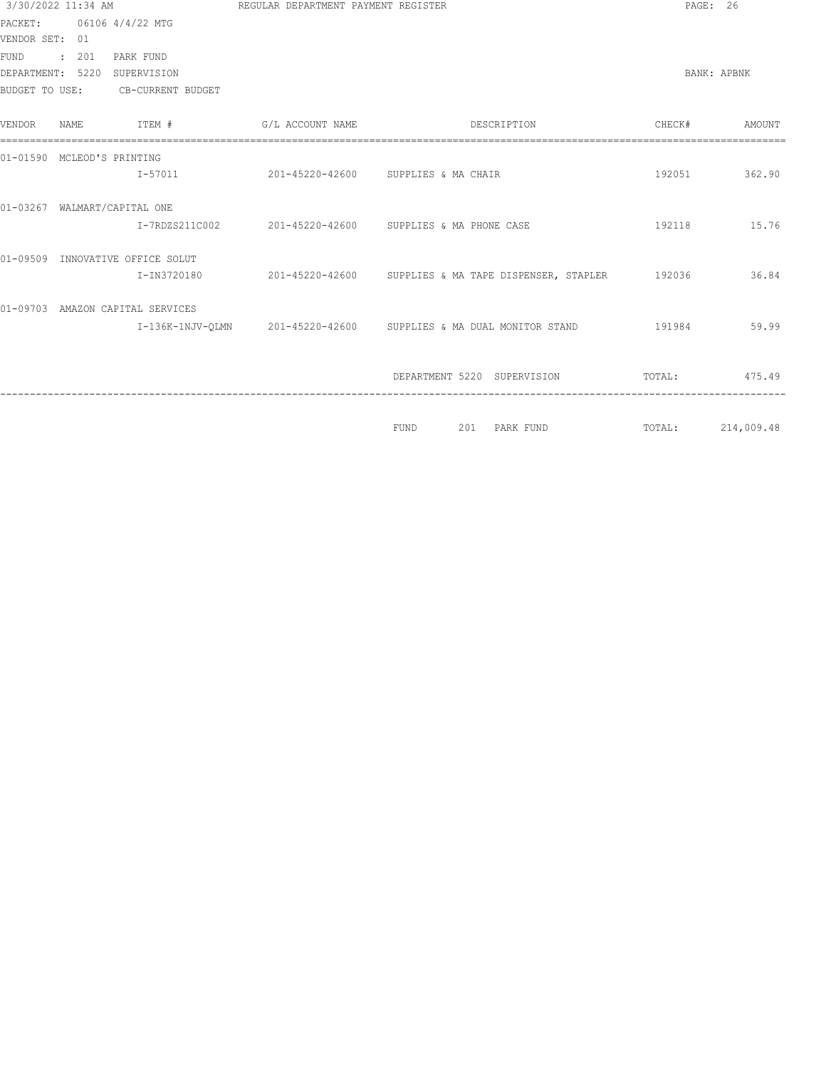3/30/2022 11:34 AM REGULAR DEPARTMENT PAYMENT REGISTER

PACKET: 06106 4/4/22 MTG
VENDOR SET: 01
FUND : 201 PARK FUND
DEPARTMENT: 5220 SUPERVISION
BUDGET TO USE: CB-CURRENT BUDGET

BANK: APBNK

| VENDOR | NAME | ITEM # | G/L ACCOUNT NAME | DESCRIPTION | CHECK# | AMOUNT |
|---|---|---|---|---|---|---|
| 01-01590 | MCLEOD'S PRINTING | | | | | |
| | | I-57011 | 201-45220-42600 | SUPPLIES & MA CHAIR | 192051 | 362.90 |
| 01-03267 | WALMART/CAPITAL ONE | | | | | |
| | | I-7RDZS211C002 | 201-45220-42600 | SUPPLIES & MA PHONE CASE | 192118 | 15.76 |
| 01-09509 | INNOVATIVE OFFICE SOLUT | | | | | |
| | | I-IN3720180 | 201-45220-42600 | SUPPLIES & MA TAPE DISPENSER, STAPLER | 192036 | 36.84 |
| 01-09703 | AMAZON CAPITAL SERVICES | | | | | |
| | | I-136K-1NJV-QLMN | 201-45220-42600 | SUPPLIES & MA DUAL MONITOR STAND | 191984 | 59.99 |
| | | | | DEPARTMENT 5220 SUPERVISION | TOTAL: | 475.49 |
| | | | | FUND 201 PARK FUND | TOTAL: | 214,009.48 |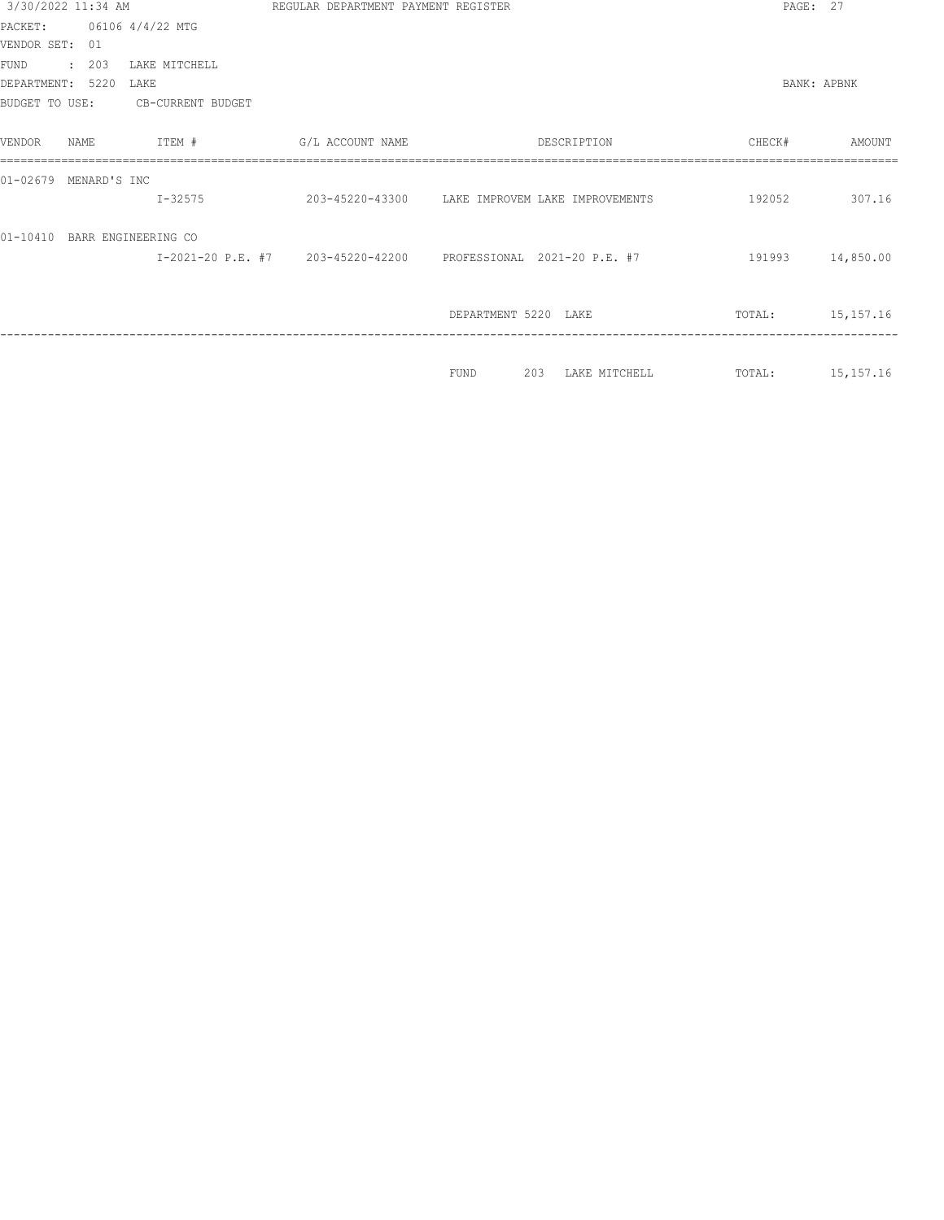PACKET: 06106 4/4/22 MTG
VENDOR SET: 01
FUND : 203 LAKE MITCHELL
DEPARTMENT: 5220 LAKE
BUDGET TO USE: CB-CURRENT BUDGET

BANK: APBNK

| VENDOR | NAME | ITEM # | G/L ACCOUNT NAME | DESCRIPTION | CHECK# | AMOUNT |
|---|---|---|---|---|---|---|
| 01-02679 | MENARD'S INC | | | | | |
| | | I-32575 | 203-45220-43300 | LAKE IMPROVEM LAKE IMPROVEMENTS | 192052 | 307.16 |
| 01-10410 | BARR ENGINEERING CO | | | | | |
| | | I-2021-20 P.E. #7 | 203-45220-42200 | PROFESSIONAL 2021-20 P.E. #7 | 191993 | 14,850.00 |
| | | | | DEPARTMENT 5220 LAKE | TOTAL: | 15,157.16 |
| | | | | FUND 203 LAKE MITCHELL | TOTAL: | 15,157.16 |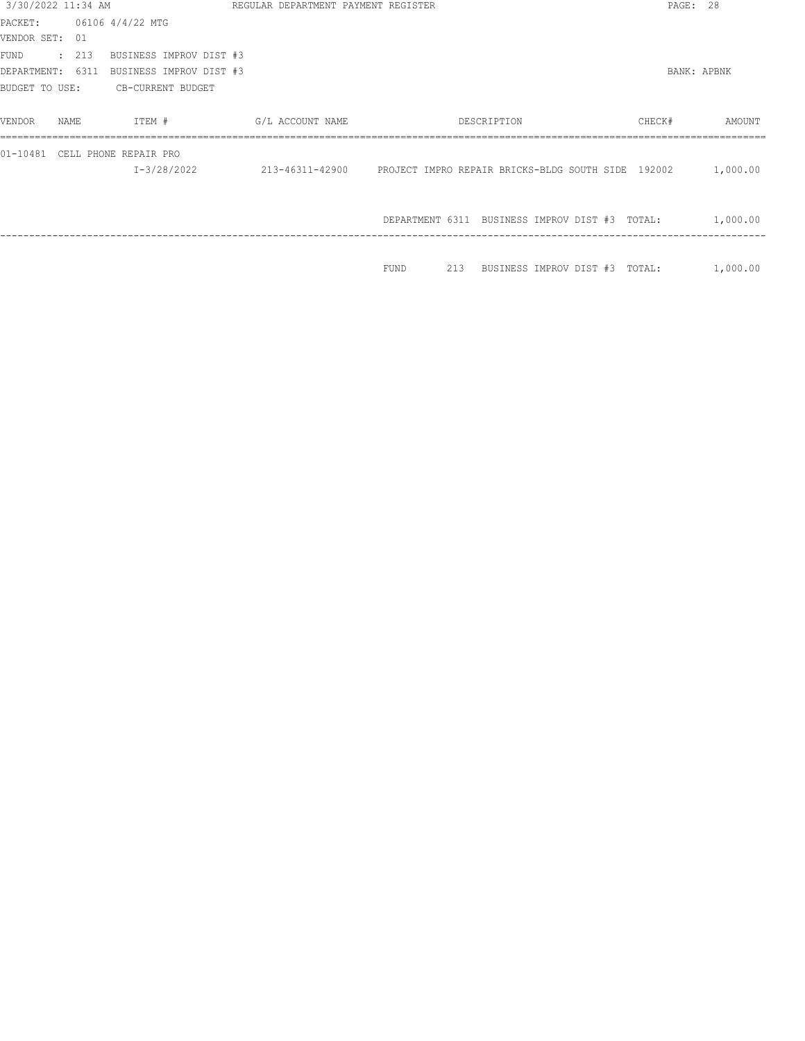3/30/2022 11:34 AM REGULAR DEPARTMENT PAYMENT REGISTER

PACKET: 06106 4/4/22 MTG
VENDOR SET: 01
FUND : 213 BUSINESS IMPROV DIST #3
DEPARTMENT: 6311 BUSINESS IMPROV DIST #3 BANK: APBNK
BUDGET TO USE: CB-CURRENT BUDGET

| VENDOR | NAME | ITEM # | G/L ACCOUNT NAME | DESCRIPTION | CHECK# | AMOUNT |
|---|---|---|---|---|---|---|
| 01-10481 | CELL PHONE REPAIR PRO | | | | | |
| | | I-3/28/2022 | 213-46311-42900 | PROJECT IMPRO REPAIR BRICKS-BLDG SOUTH SIDE | 192002 | 1,000.00 |

DEPARTMENT 6311 BUSINESS IMPROV DIST #3 TOTAL: 1,000.00

FUND 213 BUSINESS IMPROV DIST #3 TOTAL: 1,000.00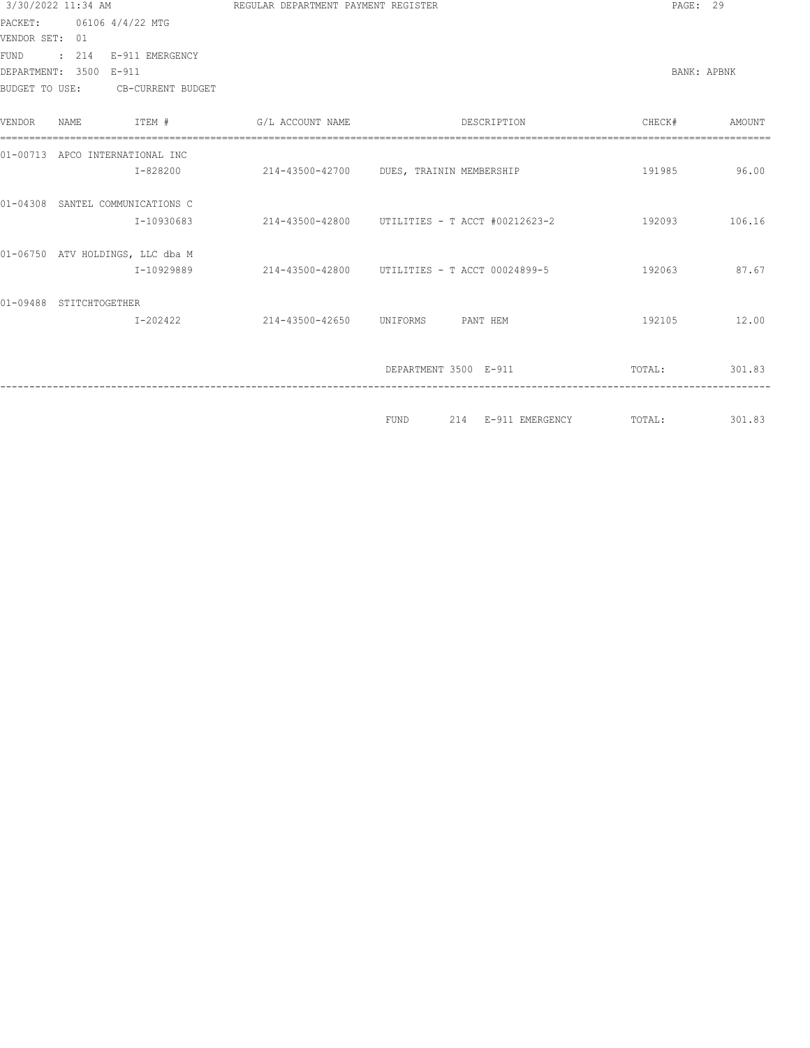REGULAR DEPARTMENT PAYMENT REGISTER

3/30/2022 11:34 AM

PACKET: 06106 4/4/22 MTG
VENDOR SET: 01
FUND : 214 E-911 EMERGENCY
DEPARTMENT: 3500 E-911
BUDGET TO USE: CB-CURRENT BUDGET

BANK: APBNK

| VENDOR | NAME | ITEM # | G/L ACCOUNT NAME | DESCRIPTION | CHECK# | AMOUNT |
|---|---|---|---|---|---|---|
| 01-00713 | APCO INTERNATIONAL INC | | | | | |
| | | I-828200 | 214-43500-42700 | DUES, TRAININ MEMBERSHIP | 191985 | 96.00 |
| 01-04308 | SANTEL COMMUNICATIONS C | | | | | |
| | | I-10930683 | 214-43500-42800 | UTILITIES - T ACCT #00212623-2 | 192093 | 106.16 |
| 01-06750 | ATV HOLDINGS, LLC dba M | | | | | |
| | | I-10929889 | 214-43500-42800 | UTILITIES - T ACCT 00024899-5 | 192063 | 87.67 |
| 01-09488 | STITCHTOGETHER | | | | | |
| | | I-202422 | 214-43500-42650 | UNIFORMS PANT HEM | 192105 | 12.00 |
| | | | | DEPARTMENT 3500 E-911 | TOTAL: | 301.83 |
| | | | | FUND 214 E-911 EMERGENCY | TOTAL: | 301.83 |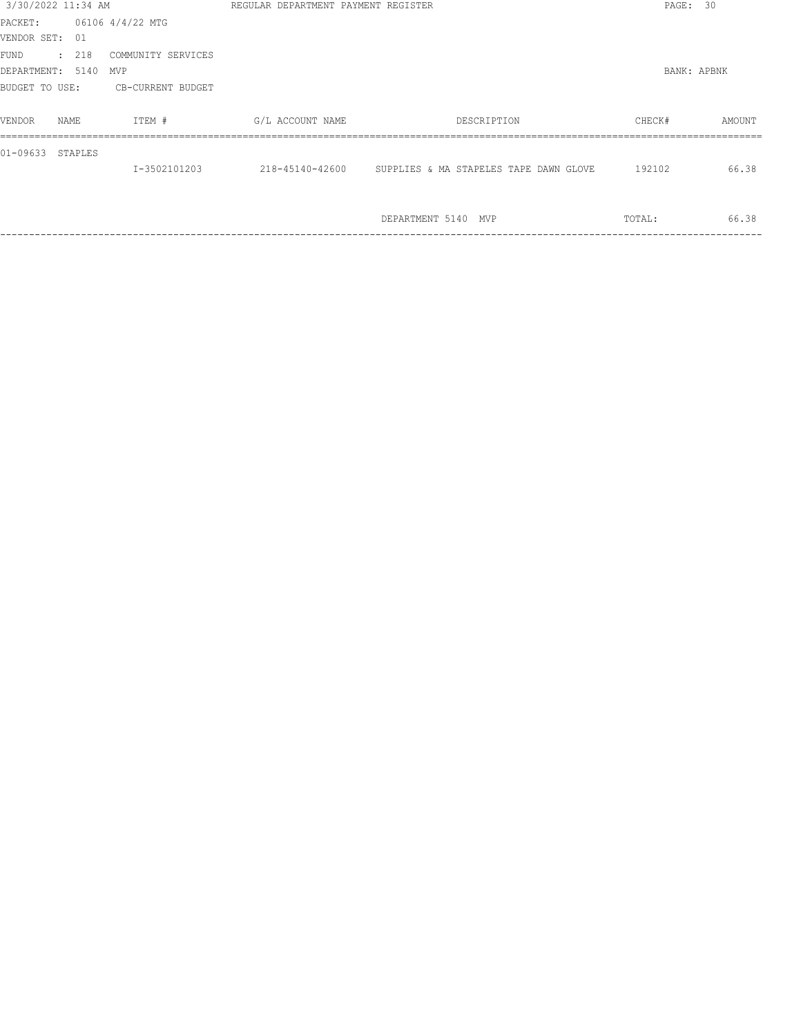3/30/2022 11:34 AM REGULAR DEPARTMENT PAYMENT REGISTER

PACKET: 06106 4/4/22 MTG
VENDOR SET: 01
FUND : 218 COMMUNITY SERVICES
DEPARTMENT: 5140 MVP BANK: APBNK
BUDGET TO USE: CB-CURRENT BUDGET

| VENDOR | NAME | ITEM # | G/L ACCOUNT NAME | DESCRIPTION | CHECK# | AMOUNT |
|---|---|---|---|---|---|---|
| 01-09633 | STAPLES | | | | | |
| | | I-3502101203 | 218-45140-42600 | SUPPLIES & MA STAPELES TAPE DAWN GLOVE | 192102 | 66.38 |
| | | | | DEPARTMENT 5140 MVP | TOTAL: | 66.38 |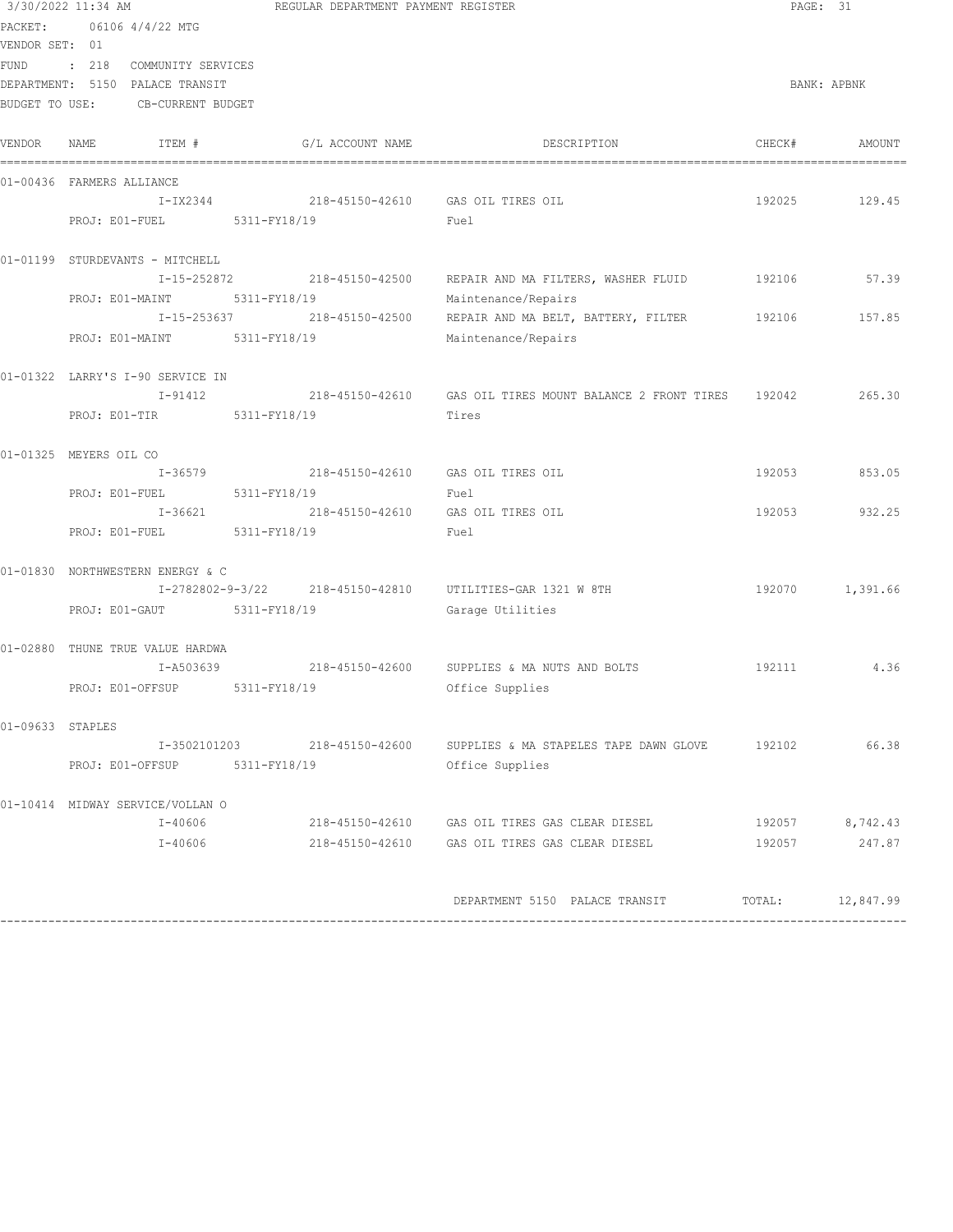3/30/2022 11:34 AM REGULAR DEPARTMENT PAYMENT REGISTER

PACKET: 06106 4/4/22 MTG
VENDOR SET: 01
FUND : 218 COMMUNITY SERVICES
DEPARTMENT: 5150 PALACE TRANSIT BANK: APBNK
BUDGET TO USE: CB-CURRENT BUDGET

| VENDOR | NAME | ITEM # | G/L ACCOUNT NAME | DESCRIPTION | CHECK# | AMOUNT |
|---|---|---|---|---|---|---|
| 01-00436 | FARMERS ALLIANCE | | | | | |
| | | I-IX2344 | 218-45150-42610 | GAS OIL TIRES OIL | 192025 | 129.45 |
| | PROJ: E01-FUEL | 5311-FY18/19 | | Fuel | | |
| 01-01199 | STURDEVANTS - MITCHELL | | | | | |
| | | I-15-252872 | 218-45150-42500 | REPAIR AND MA FILTERS, WASHER FLUID | 192106 | 57.39 |
| | PROJ: E01-MAINT | 5311-FY18/19 | | Maintenance/Repairs | | |
| | | I-15-253637 | 218-45150-42500 | REPAIR AND MA BELT, BATTERY, FILTER | 192106 | 157.85 |
| | PROJ: E01-MAINT | 5311-FY18/19 | | Maintenance/Repairs | | |
| 01-01322 | LARRY'S I-90 SERVICE IN | | | | | |
| | | I-91412 | 218-45150-42610 | GAS OIL TIRES MOUNT BALANCE 2 FRONT TIRES | 192042 | 265.30 |
| | PROJ: E01-TIR | 5311-FY18/19 | | Tires | | |
| 01-01325 | MEYERS OIL CO | | | | | |
| | | I-36579 | 218-45150-42610 | GAS OIL TIRES OIL | 192053 | 853.05 |
| | PROJ: E01-FUEL | 5311-FY18/19 | | Fuel | | |
| | | I-36621 | 218-45150-42610 | GAS OIL TIRES OIL | 192053 | 932.25 |
| | PROJ: E01-FUEL | 5311-FY18/19 | | Fuel | | |
| 01-01830 | NORTHWESTERN ENERGY & C | | | | | |
| | | I-2782802-9-3/22 | 218-45150-42810 | UTILITIES-GAR 1321 W 8TH | 192070 | 1,391.66 |
| | PROJ: E01-GAUT | 5311-FY18/19 | | Garage Utilities | | |
| 01-02880 | THUNE TRUE VALUE HARDWA | | | | | |
| | | I-A503639 | 218-45150-42600 | SUPPLIES & MA NUTS AND BOLTS | 192111 | 4.36 |
| | PROJ: E01-OFFSUP | 5311-FY18/19 | | Office Supplies | | |
| 01-09633 | STAPLES | | | | | |
| | | I-3502101203 | 218-45150-42600 | SUPPLIES & MA STAPELES TAPE DAWN GLOVE | 192102 | 66.38 |
| | PROJ: E01-OFFSUP | 5311-FY18/19 | | Office Supplies | | |
| 01-10414 | MIDWAY SERVICE/VOLLAN O | | | | | |
| | | I-40606 | 218-45150-42610 | GAS OIL TIRES GAS CLEAR DIESEL | 192057 | 8,742.43 |
| | | I-40606 | 218-45150-42610 | GAS OIL TIRES GAS CLEAR DIESEL | 192057 | 247.87 |

DEPARTMENT 5150 PALACE TRANSIT TOTAL: 12,847.99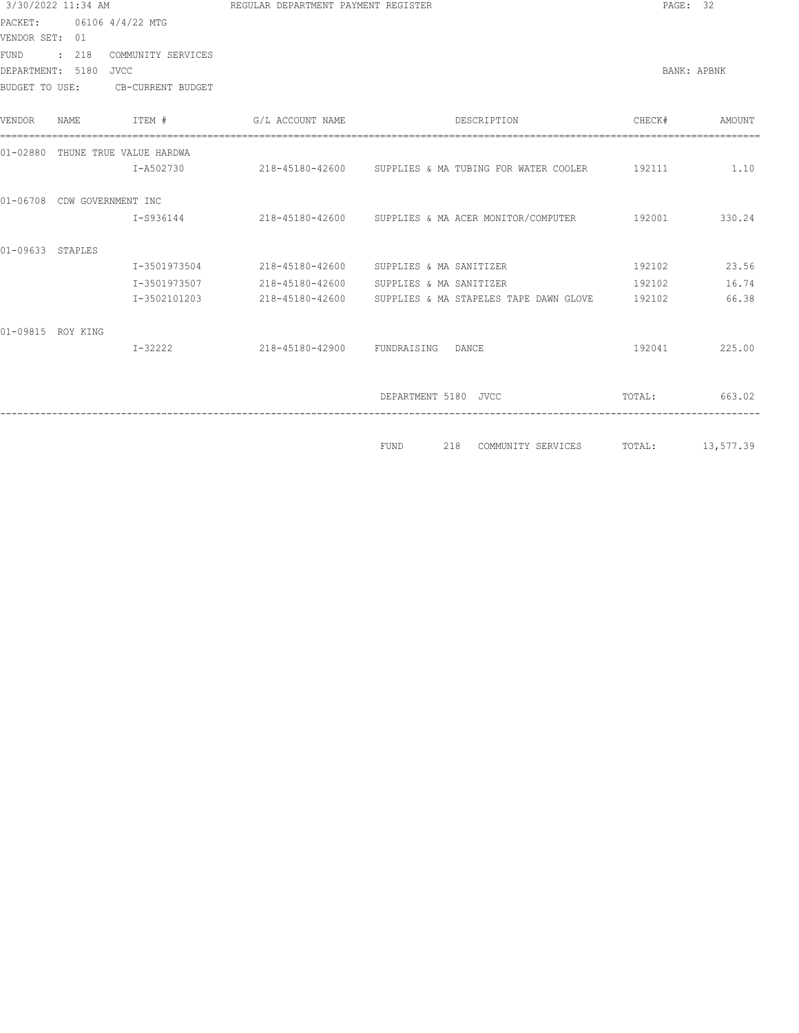3/30/2022 11:34 AM REGULAR DEPARTMENT PAYMENT REGISTER

PACKET: 06106 4/4/22 MTG
VENDOR SET: 01
FUND : 218 COMMUNITY SERVICES
DEPARTMENT: 5180 JVCC
BUDGET TO USE: CB-CURRENT BUDGET

BANK: APBNK

| VENDOR | NAME | ITEM # | G/L ACCOUNT NAME | DESCRIPTION | CHECK# | AMOUNT |
|---|---|---|---|---|---|---|
| 01-02880 | THUNE TRUE VALUE HARDWA | | | | | |
| | | I-A502730 | 218-45180-42600 | SUPPLIES & MA TUBING FOR WATER COOLER | 192111 | 1.10 |
| 01-06708 | CDW GOVERNMENT INC | | | | | |
| | | I-S936144 | 218-45180-42600 | SUPPLIES & MA ACER MONITOR/COMPUTER | 192001 | 330.24 |
| 01-09633 | STAPLES | | | | | |
| | | I-3501973504 | 218-45180-42600 | SUPPLIES & MA SANITIZER | 192102 | 23.56 |
| | | I-3501973507 | 218-45180-42600 | SUPPLIES & MA SANITIZER | 192102 | 16.74 |
| | | I-3502101203 | 218-45180-42600 | SUPPLIES & MA STAPELES TAPE DAWN GLOVE | 192102 | 66.38 |
| 01-09815 | ROY KING | | | | | |
| | | I-32222 | 218-45180-42900 | FUNDRAISING DANCE | 192041 | 225.00 |
| | | | | DEPARTMENT 5180 JVCC | TOTAL: | 663.02 |
| | | | | FUND 218 COMMUNITY SERVICES | TOTAL: | 13,577.39 |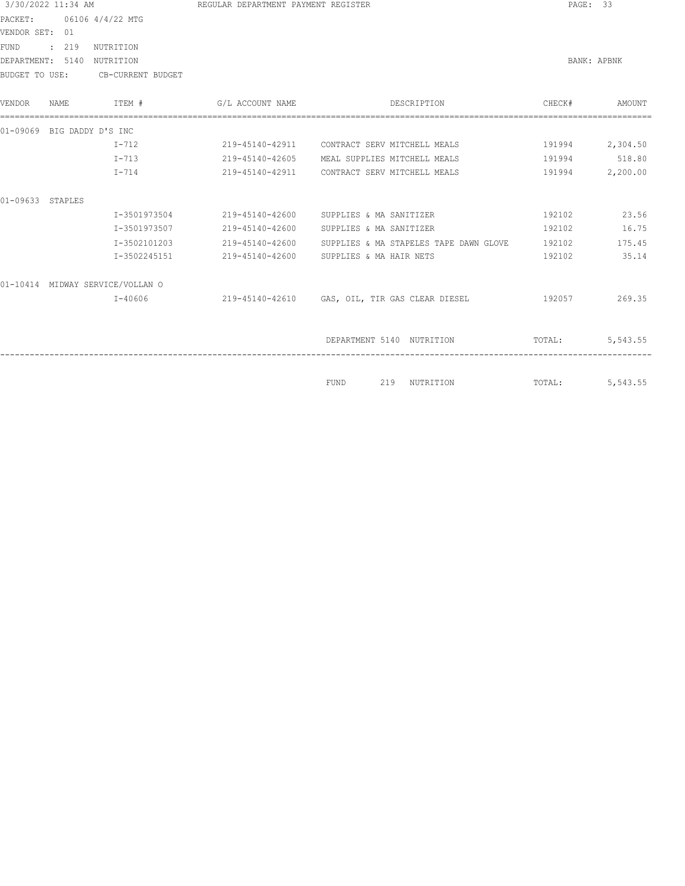3/30/2022 11:34 AM REGULAR DEPARTMENT PAYMENT REGISTER

PACKET: 06106 4/4/22 MTG
VENDOR SET: 01
FUND : 219 NUTRITION
DEPARTMENT: 5140 NUTRITION
BUDGET TO USE: CB-CURRENT BUDGET

BANK: APBNK

| VENDOR | NAME | ITEM # | G/L ACCOUNT NAME | DESCRIPTION | CHECK# | AMOUNT |
|---|---|---|---|---|---|---|
| 01-09069 | BIG DADDY D'S INC | | | | | |
| | | I-712 | 219-45140-42911 | CONTRACT SERV MITCHELL MEALS | 191994 | 2,304.50 |
| | | I-713 | 219-45140-42605 | MEAL SUPPLIES MITCHELL MEALS | 191994 | 518.80 |
| | | I-714 | 219-45140-42911 | CONTRACT SERV MITCHELL MEALS | 191994 | 2,200.00 |
| 01-09633 | STAPLES | | | | | |
| | | I-3501973504 | 219-45140-42600 | SUPPLIES & MA SANITIZER | 192102 | 23.56 |
| | | I-3501973507 | 219-45140-42600 | SUPPLIES & MA SANITIZER | 192102 | 16.75 |
| | | I-3502101203 | 219-45140-42600 | SUPPLIES & MA STAPELES TAPE DAWN GLOVE | 192102 | 175.45 |
| | | I-3502245151 | 219-45140-42600 | SUPPLIES & MA HAIR NETS | 192102 | 35.14 |
| 01-10414 | MIDWAY SERVICE/VOLLAN O | | | | | |
| | | I-40606 | 219-45140-42610 | GAS, OIL, TIR GAS CLEAR DIESEL | 192057 | 269.35 |
| | | | | DEPARTMENT 5140 NUTRITION | TOTAL: | 5,543.55 |
| | | | | FUND 219 NUTRITION | TOTAL: | 5,543.55 |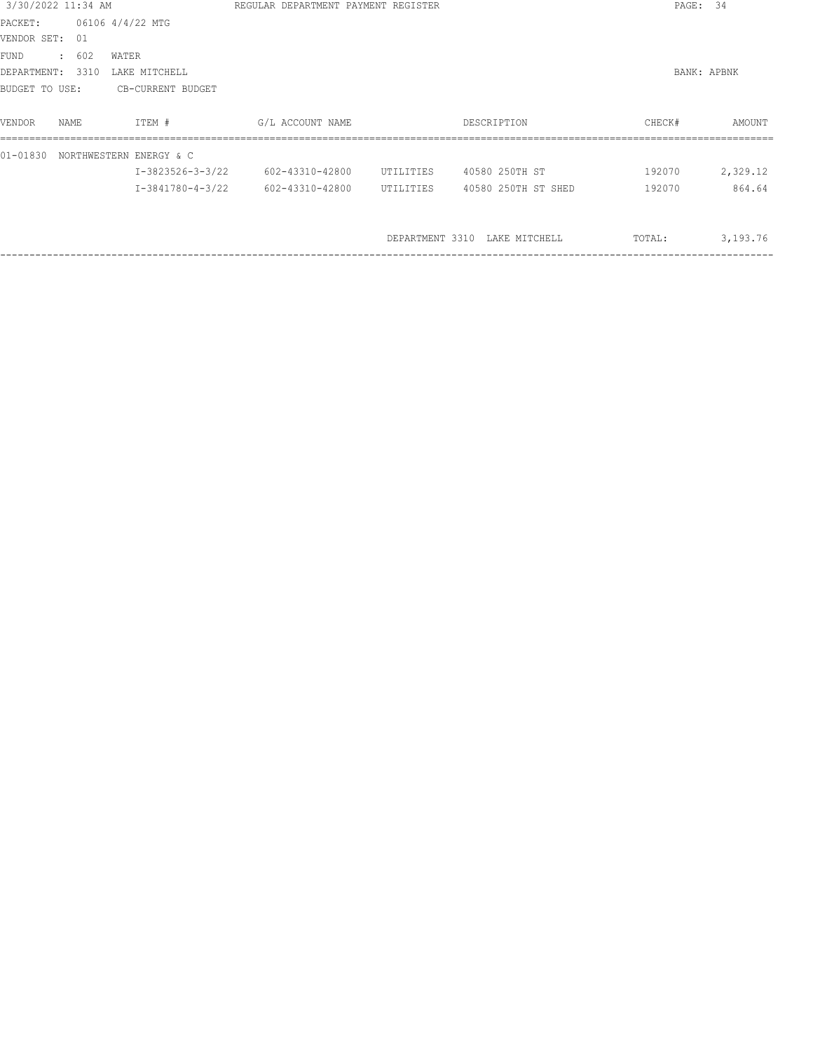3/30/2022 11:34 AM REGULAR DEPARTMENT PAYMENT REGISTER

PACKET: 06106 4/4/22 MTG
VENDOR SET: 01
FUND : 602 WATER
DEPARTMENT: 3310 LAKE MITCHELL BANK: APBNK
BUDGET TO USE: CB-CURRENT BUDGET

| VENDOR | NAME | ITEM # | G/L ACCOUNT NAME | | DESCRIPTION | CHECK# | AMOUNT |
|---|---|---|---|---|---|---|---|
| 01-01830 | NORTHWESTERN ENERGY & C | | | | | | |
| | | I-3823526-3-3/22 | 602-43310-42800 | UTILITIES | 40580 250TH ST | 192070 | 2,329.12 |
| | | I-3841780-4-3/22 | 602-43310-42800 | UTILITIES | 40580 250TH ST SHED | 192070 | 864.64 |

DEPARTMENT 3310 LAKE MITCHELL TOTAL: 3,193.76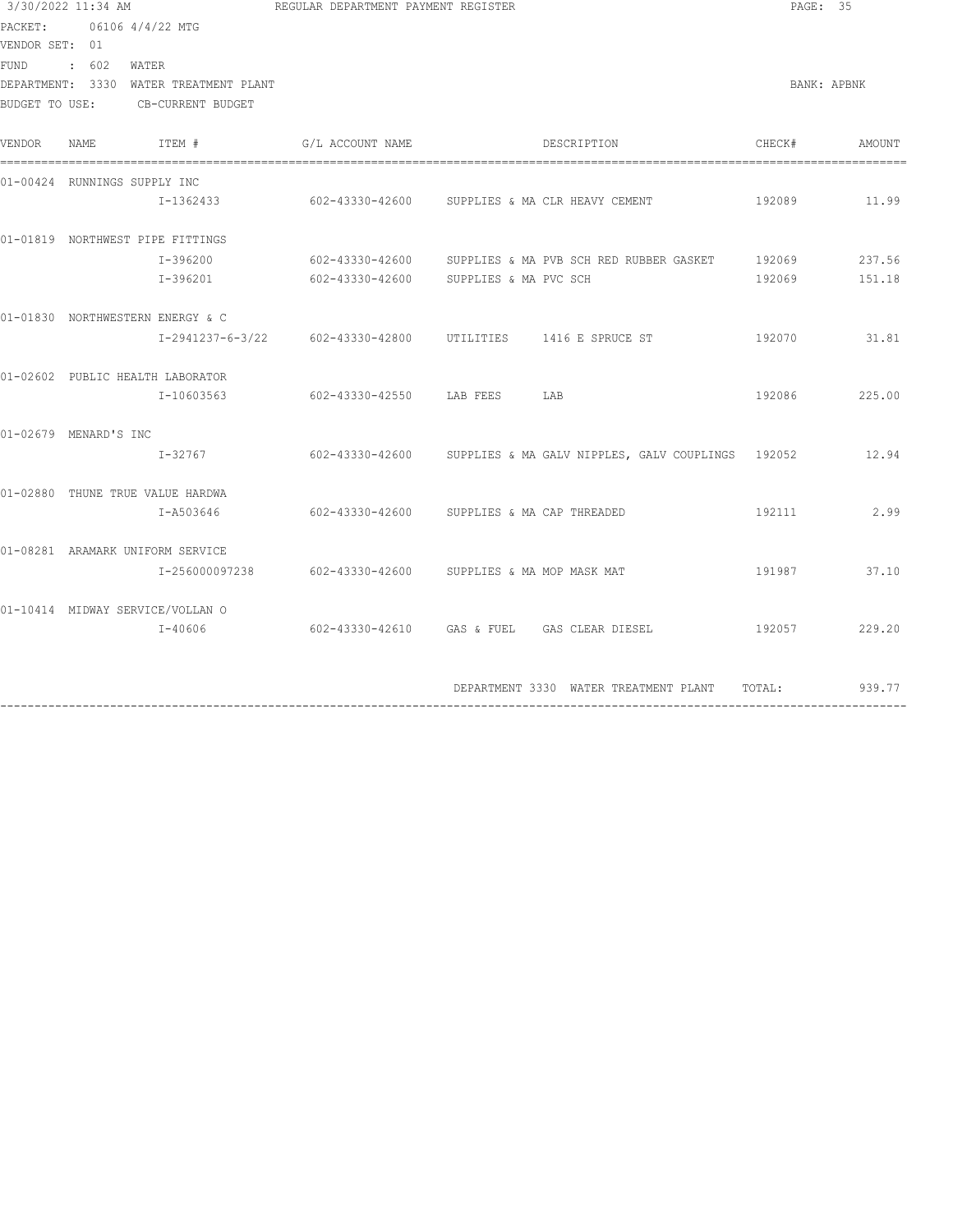3/30/2022 11:34 AM REGULAR DEPARTMENT PAYMENT REGISTER

PACKET: 06106 4/4/22 MTG
VENDOR SET: 01
FUND : 602 WATER
DEPARTMENT: 3330 WATER TREATMENT PLANT BANK: APBNK
BUDGET TO USE: CB-CURRENT BUDGET

| VENDOR | NAME | ITEM # | G/L ACCOUNT NAME | | DESCRIPTION | CHECK# | AMOUNT |
|---|---|---|---|---|---|---|---|
| 01-00424 | RUNNINGS SUPPLY INC | | | | | | |
| | | I-1362433 | 602-43330-42600 | SUPPLIES & MA | CLR HEAVY CEMENT | 192089 | 11.99 |
| 01-01819 | NORTHWEST PIPE FITTINGS | | | | | | |
| | | I-396200 | 602-43330-42600 | SUPPLIES & MA | PVB SCH RED RUBBER GASKET | 192069 | 237.56 |
| | | I-396201 | 602-43330-42600 | SUPPLIES & MA | PVC SCH | 192069 | 151.18 |
| 01-01830 | NORTHWESTERN ENERGY & C | | | | | | |
| | | I-2941237-6-3/22 | 602-43330-42800 | UTILITIES | 1416 E SPRUCE ST | 192070 | 31.81 |
| 01-02602 | PUBLIC HEALTH LABORATOR | | | | | | |
| | | I-10603563 | 602-43330-42550 | LAB FEES | LAB | 192086 | 225.00 |
| 01-02679 | MENARD'S INC | | | | | | |
| | | I-32767 | 602-43330-42600 | SUPPLIES & MA | GALV NIPPLES, GALV COUPLINGS | 192052 | 12.94 |
| 01-02880 | THUNE TRUE VALUE HARDWA | | | | | | |
| | | I-A503646 | 602-43330-42600 | SUPPLIES & MA | CAP THREADED | 192111 | 2.99 |
| 01-08281 | ARAMARK UNIFORM SERVICE | | | | | | |
| | | I-256000097238 | 602-43330-42600 | SUPPLIES & MA | MOP MASK MAT | 191987 | 37.10 |
| 01-10414 | MIDWAY SERVICE/VOLLAN O | | | | | | |
| | | I-40606 | 602-43330-42610 | GAS & FUEL | GAS CLEAR DIESEL | 192057 | 229.20 |

DEPARTMENT 3330 WATER TREATMENT PLANT TOTAL: 939.77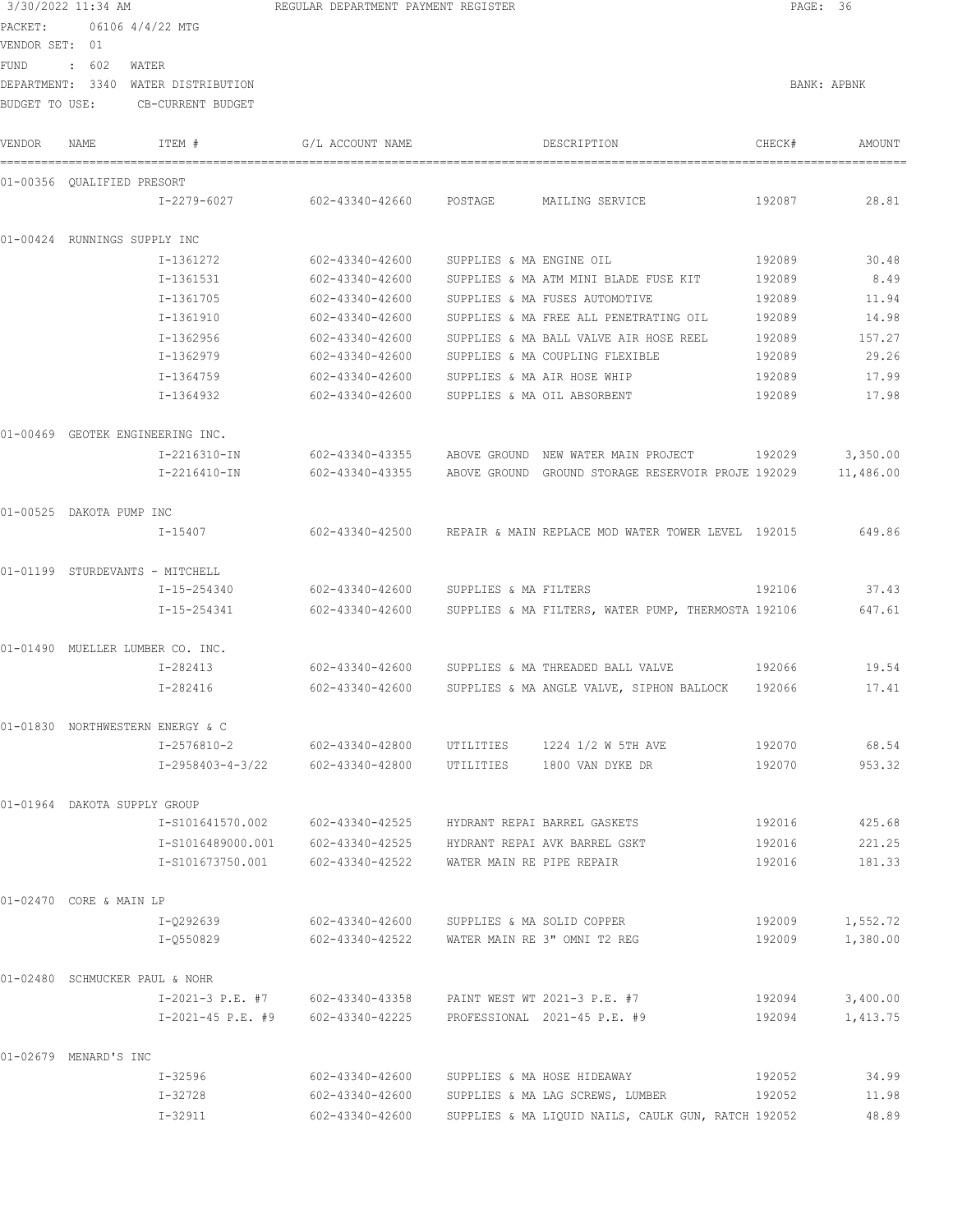3/30/2022 11:34 AM REGULAR DEPARTMENT PAYMENT REGISTER

PACKET: 06106 4/4/22 MTG
VENDOR SET: 01
FUND : 602 WATER
DEPARTMENT: 3340 WATER DISTRIBUTION BANK: APBNK
BUDGET TO USE: CB-CURRENT BUDGET

| VENDOR | NAME | ITEM # | G/L ACCOUNT NAME | | DESCRIPTION | CHECK# | AMOUNT |
|---|---|---|---|---|---|---|---|
| 01-00356 | QUALIFIED PRESORT | | | | | | |
| | | I-2279-6027 | 602-43340-42660 | POSTAGE | MAILING SERVICE | 192087 | 28.81 |
| 01-00424 | RUNNINGS SUPPLY INC | | | | | | |
| | | I-1361272 | 602-43340-42600 | SUPPLIES & MA | ENGINE OIL | 192089 | 30.48 |
| | | I-1361531 | 602-43340-42600 | SUPPLIES & MA | ATM MINI BLADE FUSE KIT | 192089 | 8.49 |
| | | I-1361705 | 602-43340-42600 | SUPPLIES & MA | FUSES AUTOMOTIVE | 192089 | 11.94 |
| | | I-1361910 | 602-43340-42600 | SUPPLIES & MA | FREE ALL PENETRATING OIL | 192089 | 14.98 |
| | | I-1362956 | 602-43340-42600 | SUPPLIES & MA | BALL VALVE AIR HOSE REEL | 192089 | 157.27 |
| | | I-1362979 | 602-43340-42600 | SUPPLIES & MA | COUPLING FLEXIBLE | 192089 | 29.26 |
| | | I-1364759 | 602-43340-42600 | SUPPLIES & MA | AIR HOSE WHIP | 192089 | 17.99 |
| | | I-1364932 | 602-43340-42600 | SUPPLIES & MA | OIL ABSORBENT | 192089 | 17.98 |
| 01-00469 | GEOTEK ENGINEERING INC. | | | | | | |
| | | I-2216310-IN | 602-43340-43355 | ABOVE GROUND | NEW WATER MAIN PROJECT | 192029 | 3,350.00 |
| | | I-2216410-IN | 602-43340-43355 | ABOVE GROUND | GROUND STORAGE RESERVOIR PROJE | 192029 | 11,486.00 |
| 01-00525 | DAKOTA PUMP INC | | | | | | |
| | | I-15407 | 602-43340-42500 | REPAIR & MAIN | REPLACE MOD WATER TOWER LEVEL | 192015 | 649.86 |
| 01-01199 | STURDEVANTS - MITCHELL | | | | | | |
| | | I-15-254340 | 602-43340-42600 | SUPPLIES & MA | FILTERS | 192106 | 37.43 |
| | | I-15-254341 | 602-43340-42600 | SUPPLIES & MA | FILTERS, WATER PUMP, THERMOSTA | 192106 | 647.61 |
| 01-01490 | MUELLER LUMBER CO. INC. | | | | | | |
| | | I-282413 | 602-43340-42600 | SUPPLIES & MA | THREADED BALL VALVE | 192066 | 19.54 |
| | | I-282416 | 602-43340-42600 | SUPPLIES & MA | ANGLE VALVE, SIPHON BALLOCK | 192066 | 17.41 |
| 01-01830 | NORTHWESTERN ENERGY & C | | | | | | |
| | | I-2576810-2 | 602-43340-42800 | UTILITIES | 1224 1/2 W 5TH AVE | 192070 | 68.54 |
| | | I-2958403-4-3/22 | 602-43340-42800 | UTILITIES | 1800 VAN DYKE DR | 192070 | 953.32 |
| 01-01964 | DAKOTA SUPPLY GROUP | | | | | | |
| | | I-S101641570.002 | 602-43340-42525 | HYDRANT REPAI | BARREL GASKETS | 192016 | 425.68 |
| | | I-S1016489000.001 | 602-43340-42525 | HYDRANT REPAI | AVK BARREL GSKT | 192016 | 221.25 |
| | | I-S101673750.001 | 602-43340-42522 | WATER MAIN RE | PIPE REPAIR | 192016 | 181.33 |
| 01-02470 | CORE & MAIN LP | | | | | | |
| | | I-Q292639 | 602-43340-42600 | SUPPLIES & MA | SOLID COPPER | 192009 | 1,552.72 |
| | | I-Q550829 | 602-43340-42522 | WATER MAIN RE | 3" OMNI T2 REG | 192009 | 1,380.00 |
| 01-02480 | SCHMUCKER PAUL & NOHR | | | | | | |
| | | I-2021-3 P.E. #7 | 602-43340-43358 | PAINT WEST WT | 2021-3 P.E. #7 | 192094 | 3,400.00 |
| | | I-2021-45 P.E. #9 | 602-43340-42225 | PROFESSIONAL | 2021-45 P.E. #9 | 192094 | 1,413.75 |
| 01-02679 | MENARD'S INC | | | | | | |
| | | I-32596 | 602-43340-42600 | SUPPLIES & MA | HOSE HIDEAWAY | 192052 | 34.99 |
| | | I-32728 | 602-43340-42600 | SUPPLIES & MA | LAG SCREWS, LUMBER | 192052 | 11.98 |
| | | I-32911 | 602-43340-42600 | SUPPLIES & MA | LIQUID NAILS, CAULK GUN, RATCH | 192052 | 48.89 |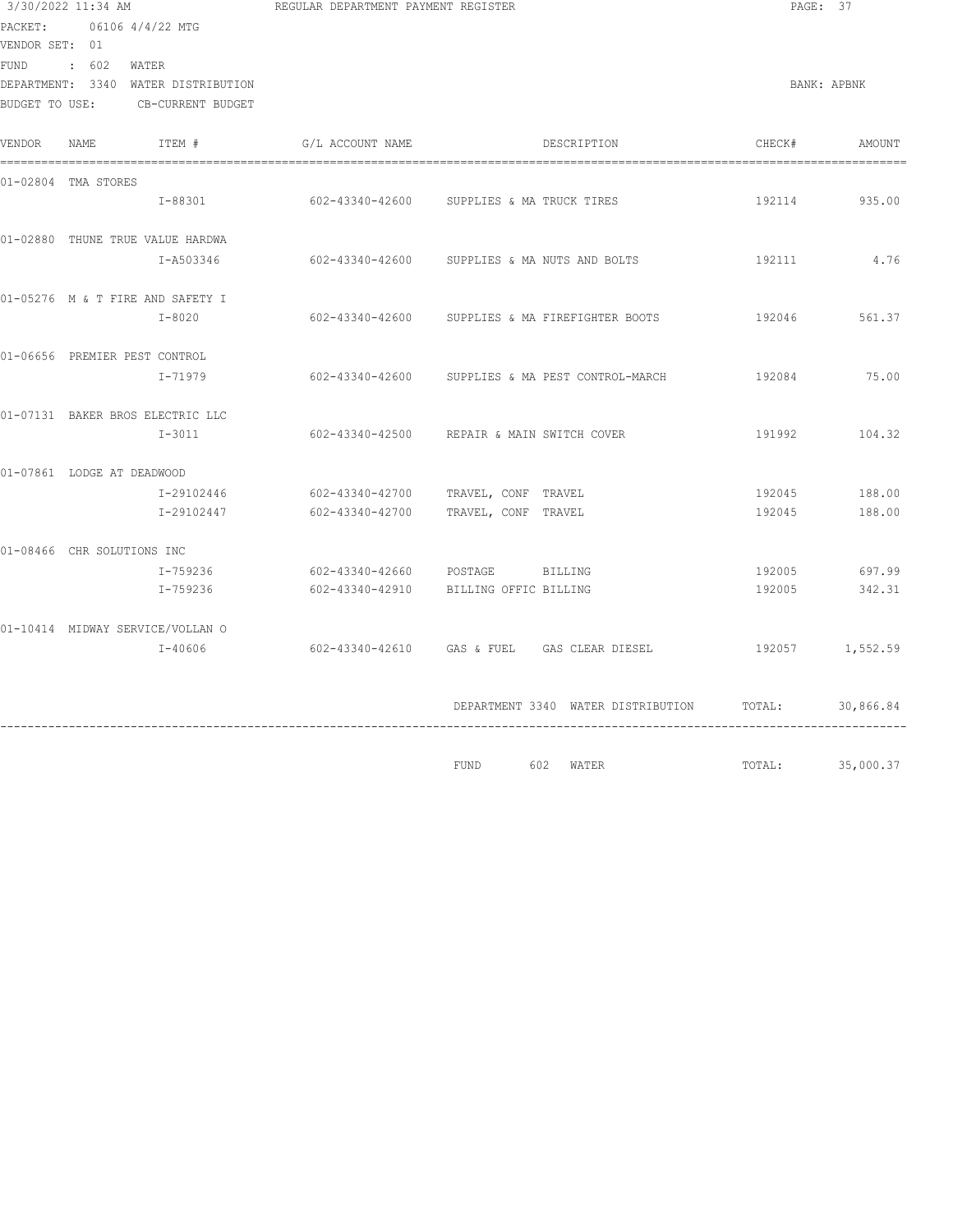3/30/2022 11:34 AM REGULAR DEPARTMENT PAYMENT REGISTER

PACKET: 06106 4/4/22 MTG
VENDOR SET: 01
FUND : 602 WATER
DEPARTMENT: 3340 WATER DISTRIBUTION
BUDGET TO USE: CB-CURRENT BUDGET

BANK: APBNK

| VENDOR | NAME | ITEM # | G/L ACCOUNT NAME | | DESCRIPTION | CHECK# | AMOUNT |
|---|---|---|---|---|---|---|---|
| 01-02804 | TMA STORES | | | | | | |
| | | I-88301 | 602-43340-42600 | SUPPLIES & MA | TRUCK TIRES | 192114 | 935.00 |
| 01-02880 | THUNE TRUE VALUE HARDWA | | | | | | |
| | | I-A503346 | 602-43340-42600 | SUPPLIES & MA | NUTS AND BOLTS | 192111 | 4.76 |
| 01-05276 | M & T FIRE AND SAFETY I | | | | | | |
| | | I-8020 | 602-43340-42600 | SUPPLIES & MA | FIREFIGHTER BOOTS | 192046 | 561.37 |
| 01-06656 | PREMIER PEST CONTROL | | | | | | |
| | | I-71979 | 602-43340-42600 | SUPPLIES & MA | PEST CONTROL-MARCH | 192084 | 75.00 |
| 01-07131 | BAKER BROS ELECTRIC LLC | | | | | | |
| | | I-3011 | 602-43340-42500 | REPAIR & MAIN | SWITCH COVER | 191992 | 104.32 |
| 01-07861 | LODGE AT DEADWOOD | | | | | | |
| | | I-29102446 | 602-43340-42700 | TRAVEL, CONF | TRAVEL | 192045 | 188.00 |
| | | I-29102447 | 602-43340-42700 | TRAVEL, CONF | TRAVEL | 192045 | 188.00 |
| 01-08466 | CHR SOLUTIONS INC | | | | | | |
| | | I-759236 | 602-43340-42660 | POSTAGE | BILLING | 192005 | 697.99 |
| | | I-759236 | 602-43340-42910 | BILLING OFFIC | BILLING | 192005 | 342.31 |
| 01-10414 | MIDWAY SERVICE/VOLLAN O | | | | | | |
| | | I-40606 | 602-43340-42610 | GAS & FUEL | GAS CLEAR DIESEL | 192057 | 1,552.59 |

DEPARTMENT 3340 WATER DISTRIBUTION TOTAL: 30,866.84

FUND 602 WATER TOTAL: 35,000.37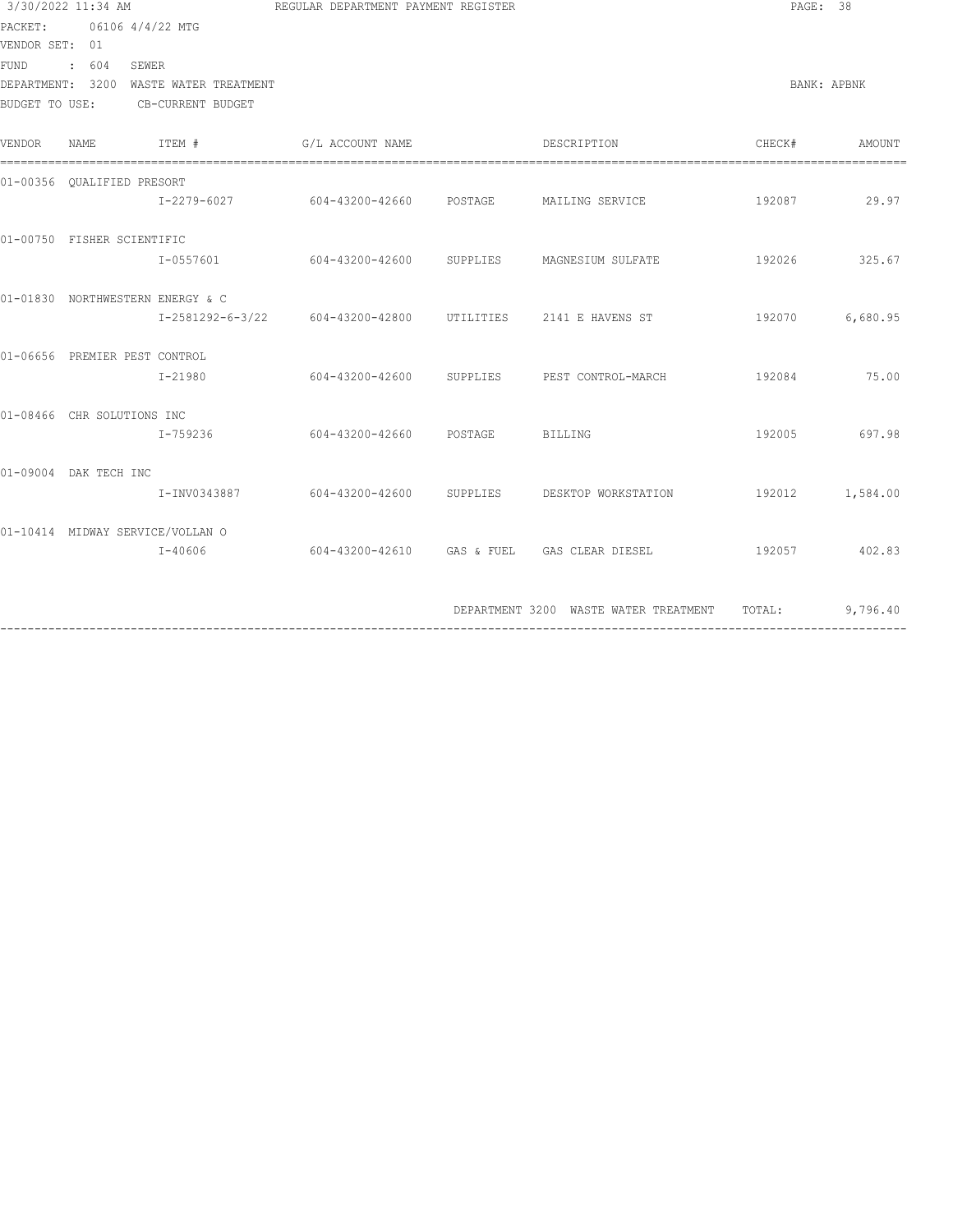3/30/2022 11:34 AM REGULAR DEPARTMENT PAYMENT REGISTER

PACKET: 06106 4/4/22 MTG
VENDOR SET: 01
FUND : 604 SEWER
DEPARTMENT: 3200 WASTE WATER TREATMENT BANK: APBNK
BUDGET TO USE: CB-CURRENT BUDGET

| VENDOR | NAME | ITEM # | G/L ACCOUNT NAME | | DESCRIPTION | CHECK# | AMOUNT |
|---|---|---|---|---|---|---|---|
| 01-00356 | QUALIFIED PRESORT | | | | | | |
| | | I-2279-6027 | 604-43200-42660 | POSTAGE | MAILING SERVICE | 192087 | 29.97 |
| 01-00750 | FISHER SCIENTIFIC | | | | | | |
| | | I-0557601 | 604-43200-42600 | SUPPLIES | MAGNESIUM SULFATE | 192026 | 325.67 |
| 01-01830 | NORTHWESTERN ENERGY & C | | | | | | |
| | | I-2581292-6-3/22 | 604-43200-42800 | UTILITIES | 2141 E HAVENS ST | 192070 | 6,680.95 |
| 01-06656 | PREMIER PEST CONTROL | | | | | | |
| | | I-21980 | 604-43200-42600 | SUPPLIES | PEST CONTROL-MARCH | 192084 | 75.00 |
| 01-08466 | CHR SOLUTIONS INC | | | | | | |
| | | I-759236 | 604-43200-42660 | POSTAGE | BILLING | 192005 | 697.98 |
| 01-09004 | DAK TECH INC | | | | | | |
| | | I-INV0343887 | 604-43200-42600 | SUPPLIES | DESKTOP WORKSTATION | 192012 | 1,584.00 |
| 01-10414 | MIDWAY SERVICE/VOLLAN O | | | | | | |
| | | I-40606 | 604-43200-42610 | GAS & FUEL | GAS CLEAR DIESEL | 192057 | 402.83 |

DEPARTMENT 3200 WASTE WATER TREATMENT TOTAL: 9,796.40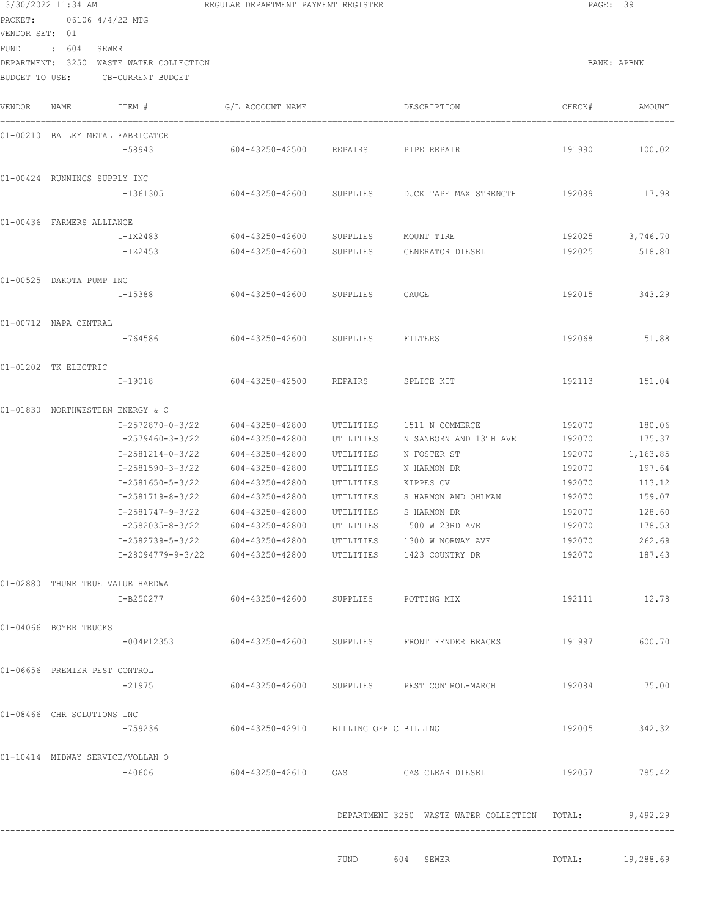3/30/2022 11:34 AM REGULAR DEPARTMENT PAYMENT REGISTER

PACKET: 06106 4/4/22 MTG
VENDOR SET: 01
FUND : 604 SEWER
DEPARTMENT: 3250 WASTE WATER COLLECTION
BUDGET TO USE: CB-CURRENT BUDGET

BANK: APBNK

| VENDOR | NAME | ITEM # | G/L ACCOUNT NAME | | DESCRIPTION | CHECK# | AMOUNT |
|---|---|---|---|---|---|---|---|
| 01-00210 | BAILEY METAL FABRICATOR | | | | | | |
| | | I-58943 | 604-43250-42500 | REPAIRS | PIPE REPAIR | 191990 | 100.02 |
| 01-00424 | RUNNINGS SUPPLY INC | | | | | | |
| | | I-1361305 | 604-43250-42600 | SUPPLIES | DUCK TAPE MAX STRENGTH | 192089 | 17.98 |
| 01-00436 | FARMERS ALLIANCE | | | | | | |
| | | I-IX2483 | 604-43250-42600 | SUPPLIES | MOUNT TIRE | 192025 | 3,746.70 |
| | | I-IZ2453 | 604-43250-42600 | SUPPLIES | GENERATOR DIESEL | 192025 | 518.80 |
| 01-00525 | DAKOTA PUMP INC | | | | | | |
| | | I-15388 | 604-43250-42600 | SUPPLIES | GAUGE | 192015 | 343.29 |
| 01-00712 | NAPA CENTRAL | | | | | | |
| | | I-764586 | 604-43250-42600 | SUPPLIES | FILTERS | 192068 | 51.88 |
| 01-01202 | TK ELECTRIC | | | | | | |
| | | I-19018 | 604-43250-42500 | REPAIRS | SPLICE KIT | 192113 | 151.04 |
| 01-01830 | NORTHWESTERN ENERGY & C | | | | | | |
| | | I-2572870-0-3/22 | 604-43250-42800 | UTILITIES | 1511 N COMMERCE | 192070 | 180.06 |
| | | I-2579460-3-3/22 | 604-43250-42800 | UTILITIES | N SANBORN AND 13TH AVE | 192070 | 175.37 |
| | | I-2581214-0-3/22 | 604-43250-42800 | UTILITIES | N FOSTER ST | 192070 | 1,163.85 |
| | | I-2581590-3-3/22 | 604-43250-42800 | UTILITIES | N HARMON DR | 192070 | 197.64 |
| | | I-2581650-5-3/22 | 604-43250-42800 | UTILITIES | KIPPES CV | 192070 | 113.12 |
| | | I-2581719-8-3/22 | 604-43250-42800 | UTILITIES | S HARMON AND OHLMAN | 192070 | 159.07 |
| | | I-2581747-9-3/22 | 604-43250-42800 | UTILITIES | S HARMON DR | 192070 | 128.60 |
| | | I-2582035-8-3/22 | 604-43250-42800 | UTILITIES | 1500 W 23RD AVE | 192070 | 178.53 |
| | | I-2582739-5-3/22 | 604-43250-42800 | UTILITIES | 1300 W NORWAY AVE | 192070 | 262.69 |
| | | I-28094779-9-3/22 | 604-43250-42800 | UTILITIES | 1423 COUNTRY DR | 192070 | 187.43 |
| 01-02880 | THUNE TRUE VALUE HARDWA | | | | | | |
| | | I-B250277 | 604-43250-42600 | SUPPLIES | POTTING MIX | 192111 | 12.78 |
| 01-04066 | BOYER TRUCKS | | | | | | |
| | | I-004P12353 | 604-43250-42600 | SUPPLIES | FRONT FENDER BRACES | 191997 | 600.70 |
| 01-06656 | PREMIER PEST CONTROL | | | | | | |
| | | I-21975 | 604-43250-42600 | SUPPLIES | PEST CONTROL-MARCH | 192084 | 75.00 |
| 01-08466 | CHR SOLUTIONS INC | | | | | | |
| | | I-759236 | 604-43250-42910 | BILLING OFFIC | BILLING | 192005 | 342.32 |
| 01-10414 | MIDWAY SERVICE/VOLLAN O | | | | | | |
| | | I-40606 | 604-43250-42610 | GAS | GAS CLEAR DIESEL | 192057 | 785.42 |

DEPARTMENT 3250 WASTE WATER COLLECTION TOTAL: 9,492.29

FUND 604 SEWER TOTAL: 19,288.69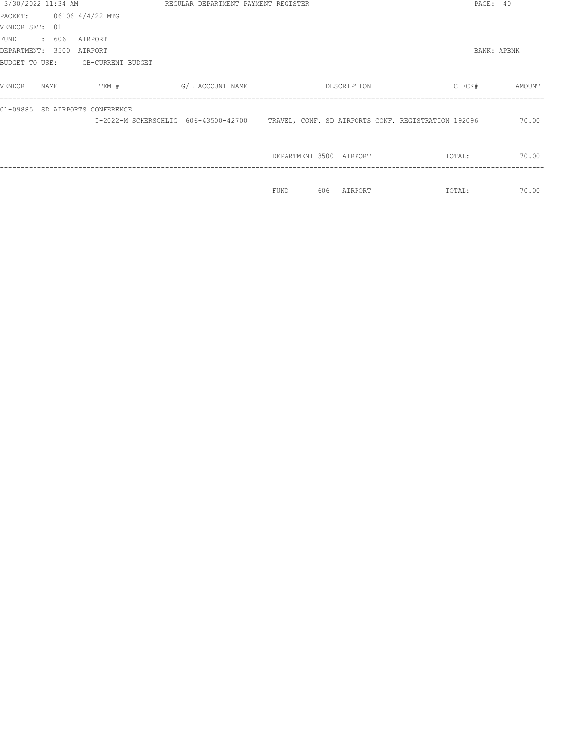3/30/2022 11:34 AM REGULAR DEPARTMENT PAYMENT REGISTER

PACKET: 06106 4/4/22 MTG
VENDOR SET: 01
FUND : 606 AIRPORT
DEPARTMENT: 3500 AIRPORT BANK: APBNK
BUDGET TO USE: CB-CURRENT BUDGET

| VENDOR | NAME | ITEM # | G/L ACCOUNT NAME | DESCRIPTION | CHECK# | AMOUNT |
|---|---|---|---|---|---|---|
| 01-09885 | SD AIRPORTS CONFERENCE | | | | | |
| | | I-2022-M SCHERSCHLIG | 606-43500-42700 | TRAVEL, CONF. SD AIRPORTS CONF. REGISTRATION 192096 | | 70.00 |
| | | | | DEPARTMENT 3500 AIRPORT | TOTAL: | 70.00 |
| | | | | FUND 606 AIRPORT | TOTAL: | 70.00 |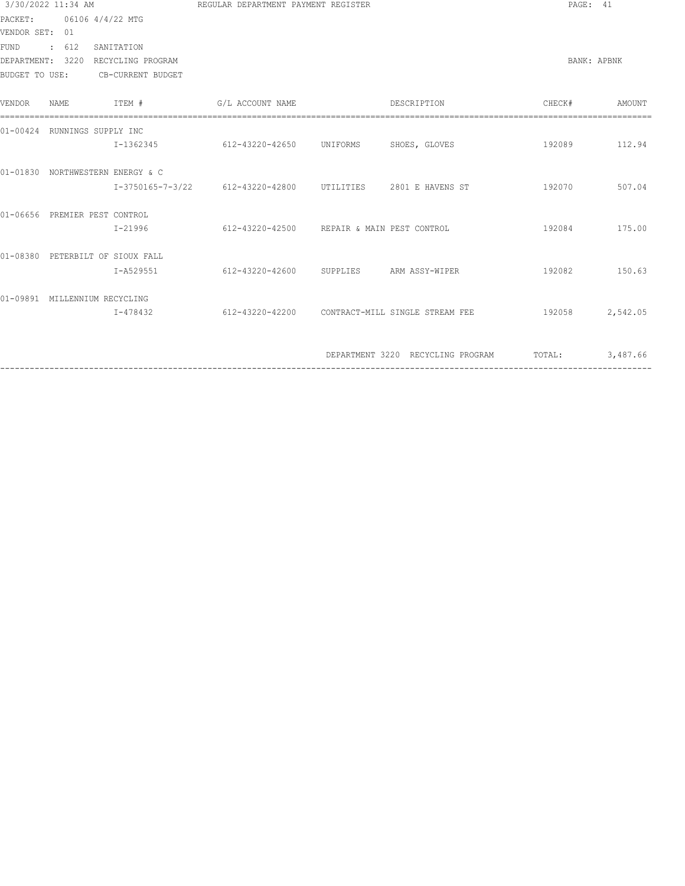3/30/2022 11:34 AM REGULAR DEPARTMENT PAYMENT REGISTER

PACKET: 06106 4/4/22 MTG
VENDOR SET: 01
FUND : 612 SANITATION
DEPARTMENT: 3220 RECYCLING PROGRAM
BANK: APBNK
BUDGET TO USE: CB-CURRENT BUDGET

| VENDOR | NAME | ITEM # | G/L ACCOUNT NAME | | DESCRIPTION | CHECK# | AMOUNT |
|---|---|---|---|---|---|---|---|
| 01-00424 | RUNNINGS SUPPLY INC | | | | | | |
| | | I-1362345 | 612-43220-42650 | UNIFORMS | SHOES, GLOVES | 192089 | 112.94 |
| 01-01830 | NORTHWESTERN ENERGY & C | | | | | | |
| | | I-3750165-7-3/22 | 612-43220-42800 | UTILITIES | 2801 E HAVENS ST | 192070 | 507.04 |
| 01-06656 | PREMIER PEST CONTROL | | | | | | |
| | | I-21996 | 612-43220-42500 | REPAIR & MAIN | PEST CONTROL | 192084 | 175.00 |
| 01-08380 | PETERBILT OF SIOUX FALL | | | | | | |
| | | I-A529551 | 612-43220-42600 | SUPPLIES | ARM ASSY-WIPER | 192082 | 150.63 |
| 01-09891 | MILLENNIUM RECYCLING | | | | | | |
| | | I-478432 | 612-43220-42200 | CONTRACT-MILL | SINGLE STREAM FEE | 192058 | 2,542.05 |

DEPARTMENT 3220 RECYCLING PROGRAM TOTAL: 3,487.66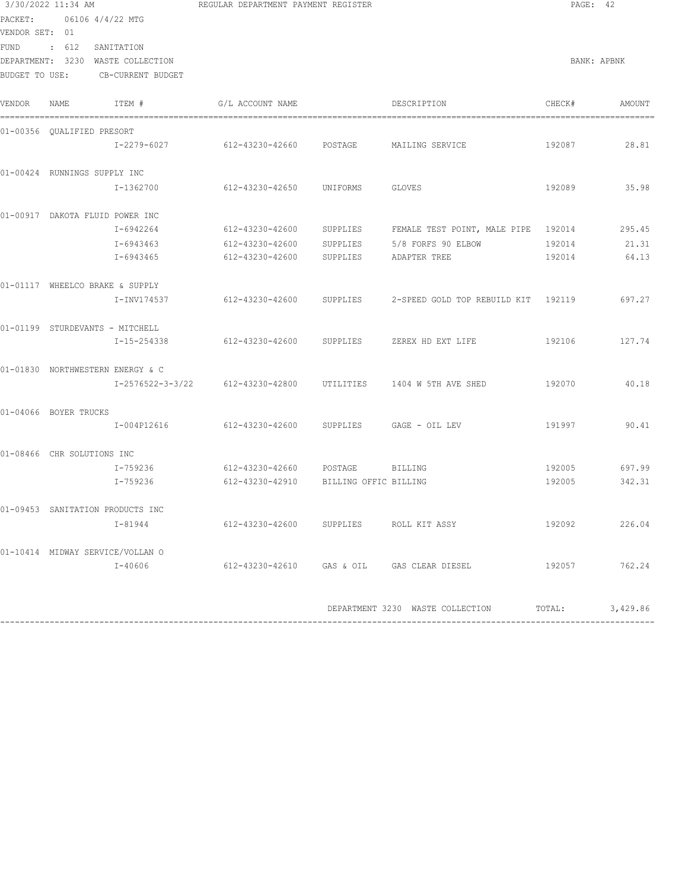3/30/2022 11:34 AM REGULAR DEPARTMENT PAYMENT REGISTER

PACKET: 06106 4/4/22 MTG
VENDOR SET: 01
FUND : 612 SANITATION
DEPARTMENT: 3230 WASTE COLLECTION BANK: APBNK
BUDGET TO USE: CB-CURRENT BUDGET

| VENDOR | NAME | ITEM # | G/L ACCOUNT NAME | | DESCRIPTION | CHECK# | AMOUNT |
|---|---|---|---|---|---|---|---|
| 01-00356 | QUALIFIED PRESORT | | | | | | |
| | | I-2279-6027 | 612-43230-42660 | POSTAGE | MAILING SERVICE | 192087 | 28.81 |
| 01-00424 | RUNNINGS SUPPLY INC | | | | | | |
| | | I-1362700 | 612-43230-42650 | UNIFORMS | GLOVES | 192089 | 35.98 |
| 01-00917 | DAKOTA FLUID POWER INC | | | | | | |
| | | I-6942264 | 612-43230-42600 | SUPPLIES | FEMALE TEST POINT, MALE PIPE | 192014 | 295.45 |
| | | I-6943463 | 612-43230-42600 | SUPPLIES | 5/8 FORFS 90 ELBOW | 192014 | 21.31 |
| | | I-6943465 | 612-43230-42600 | SUPPLIES | ADAPTER TREE | 192014 | 64.13 |
| 01-01117 | WHEELCO BRAKE & SUPPLY | | | | | | |
| | | I-INV174537 | 612-43230-42600 | SUPPLIES | 2-SPEED GOLD TOP REBUILD KIT | 192119 | 697.27 |
| 01-01199 | STURDEVANTS - MITCHELL | | | | | | |
| | | I-15-254338 | 612-43230-42600 | SUPPLIES | ZEREX HD EXT LIFE | 192106 | 127.74 |
| 01-01830 | NORTHWESTERN ENERGY & C | | | | | | |
| | | I-2576522-3-3/22 | 612-43230-42800 | UTILITIES | 1404 W 5TH AVE SHED | 192070 | 40.18 |
| 01-04066 | BOYER TRUCKS | | | | | | |
| | | I-004P12616 | 612-43230-42600 | SUPPLIES | GAGE - OIL LEV | 191997 | 90.41 |
| 01-08466 | CHR SOLUTIONS INC | | | | | | |
| | | I-759236 | 612-43230-42660 | POSTAGE | BILLING | 192005 | 697.99 |
| | | I-759236 | 612-43230-42910 | BILLING OFFIC | BILLING | 192005 | 342.31 |
| 01-09453 | SANITATION PRODUCTS INC | | | | | | |
| | | I-81944 | 612-43230-42600 | SUPPLIES | ROLL KIT ASSY | 192092 | 226.04 |
| 01-10414 | MIDWAY SERVICE/VOLLAN O | | | | | | |
| | | I-40606 | 612-43230-42610 | GAS & OIL | GAS CLEAR DIESEL | 192057 | 762.24 |

DEPARTMENT 3230 WASTE COLLECTION TOTAL: 3,429.86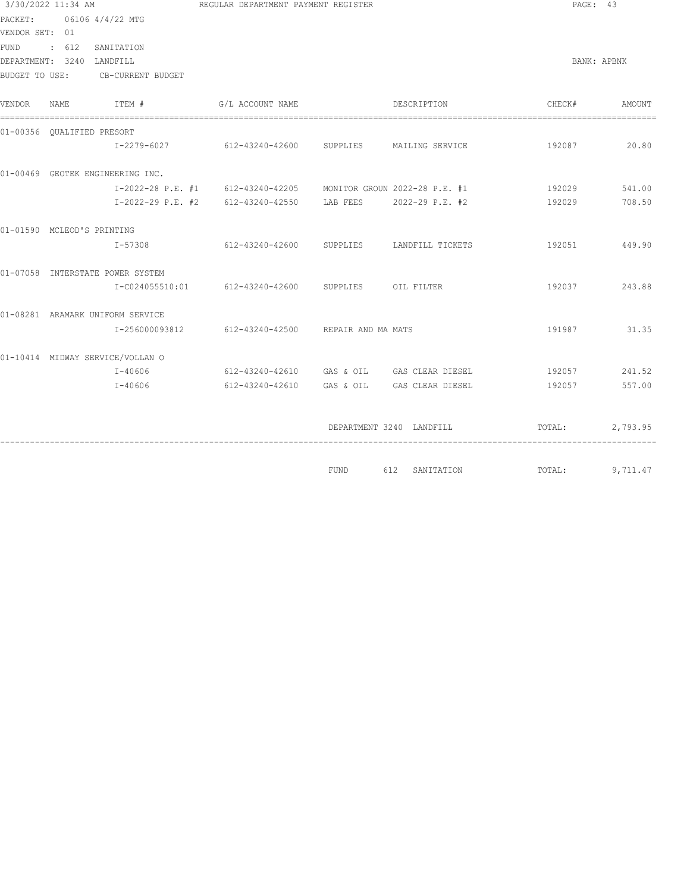PACKET: 06106 4/4/22 MTG
VENDOR SET: 01
FUND : 612 SANITATION
DEPARTMENT: 3240 LANDFILL
BUDGET TO USE: CB-CURRENT BUDGET

BANK: APBNK

| VENDOR | NAME | ITEM # | G/L ACCOUNT NAME | | DESCRIPTION | CHECK# | AMOUNT |
|---|---|---|---|---|---|---|---|
| 01-00356 | QUALIFIED PRESORT | | | | | | |
| | | I-2279-6027 | 612-43240-42600 | SUPPLIES | MAILING SERVICE | 192087 | 20.80 |
| 01-00469 | GEOTEK ENGINEERING INC. | | | | | | |
| | | I-2022-28 P.E. #1 | 612-43240-42205 | MONITOR GROUN | 2022-28 P.E. #1 | 192029 | 541.00 |
| | | I-2022-29 P.E. #2 | 612-43240-42550 | LAB FEES | 2022-29 P.E. #2 | 192029 | 708.50 |
| 01-01590 | MCLEOD'S PRINTING | | | | | | |
| | | I-57308 | 612-43240-42600 | SUPPLIES | LANDFILL TICKETS | 192051 | 449.90 |
| 01-07058 | INTERSTATE POWER SYSTEM | | | | | | |
| | | I-C024055510:01 | 612-43240-42600 | SUPPLIES | OIL FILTER | 192037 | 243.88 |
| 01-08281 | ARAMARK UNIFORM SERVICE | | | | | | |
| | | I-256000093812 | 612-43240-42500 | REPAIR AND MA | MATS | 191987 | 31.35 |
| 01-10414 | MIDWAY SERVICE/VOLLAN O | | | | | | |
| | | I-40606 | 612-43240-42610 | GAS & OIL | GAS CLEAR DIESEL | 192057 | 241.52 |
| | | I-40606 | 612-43240-42610 | GAS & OIL | GAS CLEAR DIESEL | 192057 | 557.00 |

DEPARTMENT 3240 LANDFILL TOTAL: 2,793.95

FUND 612 SANITATION TOTAL: 9,711.47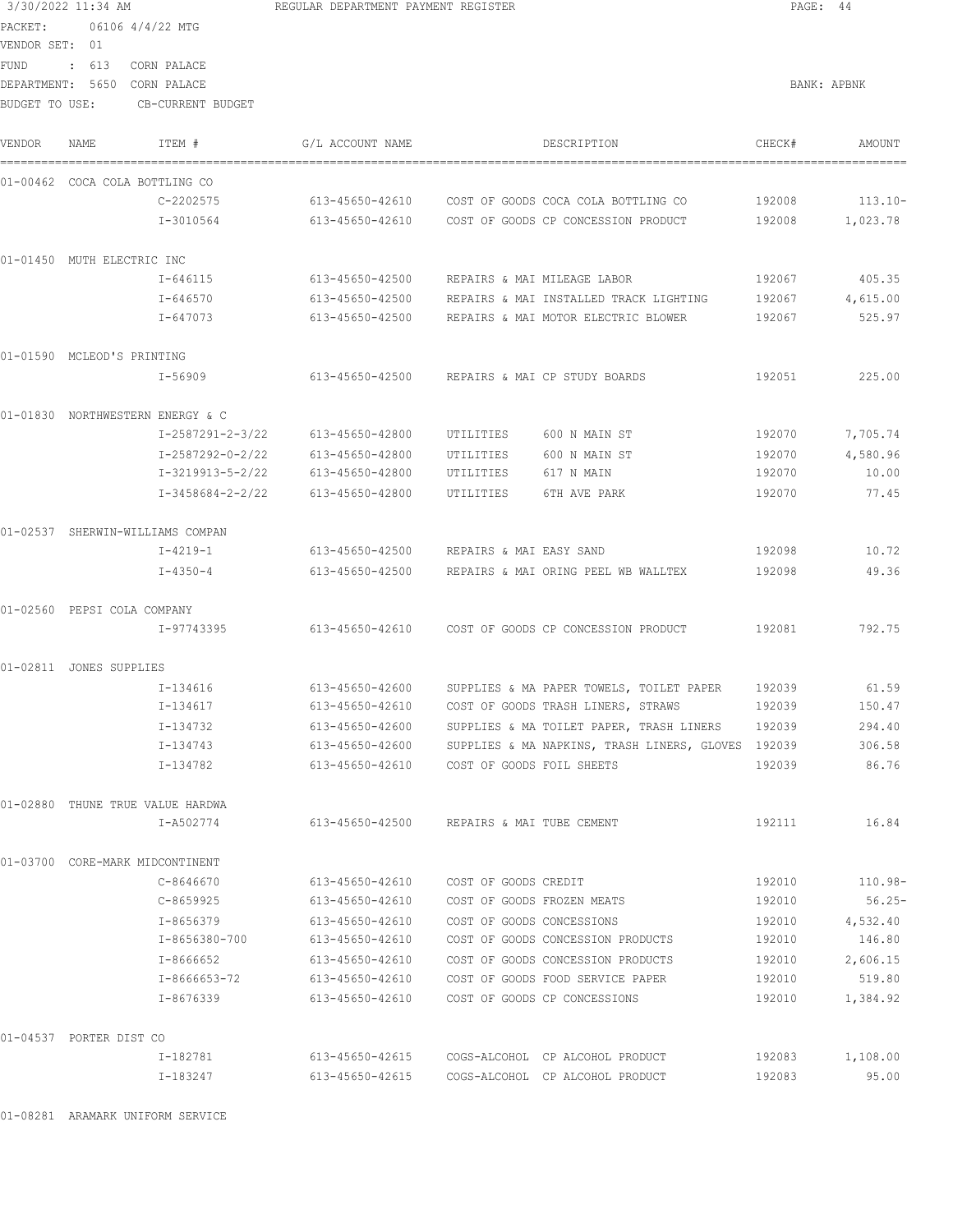3/30/2022 11:34 AM REGULAR DEPARTMENT PAYMENT REGISTER

PACKET: 06106 4/4/22 MTG
VENDOR SET: 01
FUND : 613 CORN PALACE
DEPARTMENT: 5650 CORN PALACE BANK: APBNK
BUDGET TO USE: CB-CURRENT BUDGET

| VENDOR | NAME | ITEM # | G/L ACCOUNT NAME | DESCRIPTION | CHECK# | AMOUNT |
|---|---|---|---|---|---|---|
| 01-00462 | COCA COLA BOTTLING CO | | | | | |
| | | C-2202575 | 613-45650-42610 | COST OF GOODS COCA COLA BOTTLING CO | 192008 | 113.10- |
| | | I-3010564 | 613-45650-42610 | COST OF GOODS CP CONCESSION PRODUCT | 192008 | 1,023.78 |
| 01-01450 | MUTH ELECTRIC INC | | | | | |
| | | I-646115 | 613-45650-42500 | REPAIRS & MAI MILEAGE LABOR | 192067 | 405.35 |
| | | I-646570 | 613-45650-42500 | REPAIRS & MAI INSTALLED TRACK LIGHTING | 192067 | 4,615.00 |
| | | I-647073 | 613-45650-42500 | REPAIRS & MAI MOTOR ELECTRIC BLOWER | 192067 | 525.97 |
| 01-01590 | MCLEOD'S PRINTING | | | | | |
| | | I-56909 | 613-45650-42500 | REPAIRS & MAI CP STUDY BOARDS | 192051 | 225.00 |
| 01-01830 | NORTHWESTERN ENERGY & C | | | | | |
| | | I-2587291-2-3/22 | 613-45650-42800 | UTILITIES 600 N MAIN ST | 192070 | 7,705.74 |
| | | I-2587292-0-2/22 | 613-45650-42800 | UTILITIES 600 N MAIN ST | 192070 | 4,580.96 |
| | | I-3219913-5-2/22 | 613-45650-42800 | UTILITIES 617 N MAIN | 192070 | 10.00 |
| | | I-3458684-2-2/22 | 613-45650-42800 | UTILITIES 6TH AVE PARK | 192070 | 77.45 |
| 01-02537 | SHERWIN-WILLIAMS COMPAN | | | | | |
| | | I-4219-1 | 613-45650-42500 | REPAIRS & MAI EASY SAND | 192098 | 10.72 |
| | | I-4350-4 | 613-45650-42500 | REPAIRS & MAI ORING PEEL WB WALLTEX | 192098 | 49.36 |
| 01-02560 | PEPSI COLA COMPANY | | | | | |
| | | I-97743395 | 613-45650-42610 | COST OF GOODS CP CONCESSION PRODUCT | 192081 | 792.75 |
| 01-02811 | JONES SUPPLIES | | | | | |
| | | I-134616 | 613-45650-42600 | SUPPLIES & MA PAPER TOWELS, TOILET PAPER | 192039 | 61.59 |
| | | I-134617 | 613-45650-42610 | COST OF GOODS TRASH LINERS, STRAWS | 192039 | 150.47 |
| | | I-134732 | 613-45650-42600 | SUPPLIES & MA TOILET PAPER, TRASH LINERS | 192039 | 294.40 |
| | | I-134743 | 613-45650-42600 | SUPPLIES & MA NAPKINS, TRASH LINERS, GLOVES | 192039 | 306.58 |
| | | I-134782 | 613-45650-42610 | COST OF GOODS FOIL SHEETS | 192039 | 86.76 |
| 01-02880 | THUNE TRUE VALUE HARDWA | | | | | |
| | | I-A502774 | 613-45650-42500 | REPAIRS & MAI TUBE CEMENT | 192111 | 16.84 |
| 01-03700 | CORE-MARK MIDCONTINENT | | | | | |
| | | C-8646670 | 613-45650-42610 | COST OF GOODS CREDIT | 192010 | 110.98- |
| | | C-8659925 | 613-45650-42610 | COST OF GOODS FROZEN MEATS | 192010 | 56.25- |
| | | I-8656379 | 613-45650-42610 | COST OF GOODS CONCESSIONS | 192010 | 4,532.40 |
| | | I-8656380-700 | 613-45650-42610 | COST OF GOODS CONCESSION PRODUCTS | 192010 | 146.80 |
| | | I-8666652 | 613-45650-42610 | COST OF GOODS CONCESSION PRODUCTS | 192010 | 2,606.15 |
| | | I-8666653-72 | 613-45650-42610 | COST OF GOODS FOOD SERVICE PAPER | 192010 | 519.80 |
| | | I-8676339 | 613-45650-42610 | COST OF GOODS CP CONCESSIONS | 192010 | 1,384.92 |
| 01-04537 | PORTER DIST CO | | | | | |
| | | I-182781 | 613-45650-42615 | COGS-ALCOHOL CP ALCOHOL PRODUCT | 192083 | 1,108.00 |
| | | I-183247 | 613-45650-42615 | COGS-ALCOHOL CP ALCOHOL PRODUCT | 192083 | 95.00 |
| 01-08281 | ARAMARK UNIFORM SERVICE | | | | | |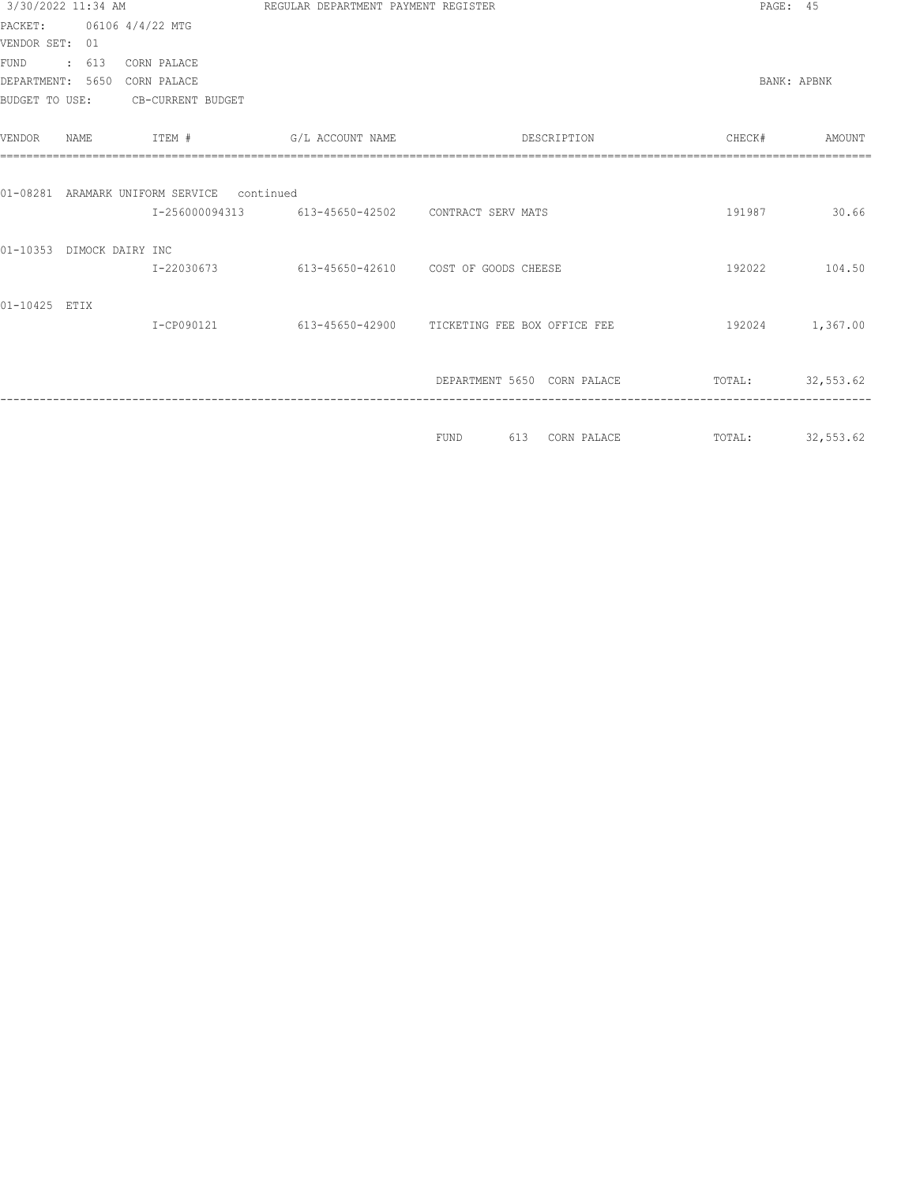3/30/2022 11:34 AM REGULAR DEPARTMENT PAYMENT REGISTER

PACKET: 06106 4/4/22 MTG
VENDOR SET: 01
FUND : 613 CORN PALACE
DEPARTMENT: 5650 CORN PALACE BANK: APBNK
BUDGET TO USE: CB-CURRENT BUDGET

| VENDOR | NAME | ITEM # | G/L ACCOUNT NAME | DESCRIPTION | CHECK# | AMOUNT |
|---|---|---|---|---|---|---|
| 01-08281 | ARAMARK UNIFORM SERVICE continued | | | | | |
| | | I-256000094313 | 613-45650-42502 | CONTRACT SERV MATS | 191987 | 30.66 |
| 01-10353 | DIMOCK DAIRY INC | | | | | |
| | | I-22030673 | 613-45650-42610 | COST OF GOODS CHEESE | 192022 | 104.50 |
| 01-10425 | ETIX | | | | | |
| | | I-CP090121 | 613-45650-42900 | TICKETING FEE BOX OFFICE FEE | 192024 | 1,367.00 |
| | | | | DEPARTMENT 5650 CORN PALACE | TOTAL: | 32,553.62 |
| | | | | FUND 613 CORN PALACE | TOTAL: | 32,553.62 |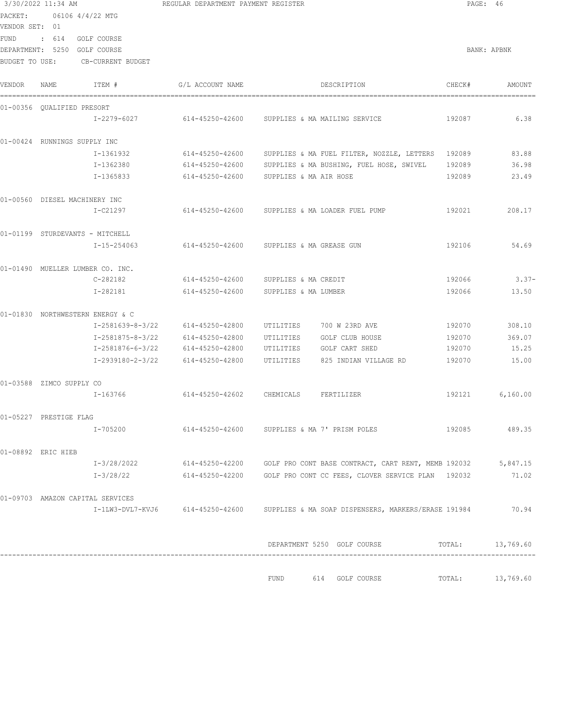3/30/2022 11:34 AM REGULAR DEPARTMENT PAYMENT REGISTER

PACKET: 06106 4/4/22 MTG
VENDOR SET: 01
FUND : 614 GOLF COURSE
DEPARTMENT: 5250 GOLF COURSE
BUDGET TO USE: CB-CURRENT BUDGET

BANK: APBNK

| VENDOR | NAME | ITEM # | G/L ACCOUNT NAME | | DESCRIPTION | CHECK# | AMOUNT |
|---|---|---|---|---|---|---|---|
| 01-00356 | QUALIFIED PRESORT | | | | | | |
| | | I-2279-6027 | 614-45250-42600 | SUPPLIES & MA | MAILING SERVICE | 192087 | 6.38 |
| 01-00424 | RUNNINGS SUPPLY INC | | | | | | |
| | | I-1361932 | 614-45250-42600 | SUPPLIES & MA | FUEL FILTER, NOZZLE, LETTERS | 192089 | 83.88 |
| | | I-1362380 | 614-45250-42600 | SUPPLIES & MA | BUSHING, FUEL HOSE, SWIVEL | 192089 | 36.98 |
| | | I-1365833 | 614-45250-42600 | SUPPLIES & MA | AIR HOSE | 192089 | 23.49 |
| 01-00560 | DIESEL MACHINERY INC | | | | | | |
| | | I-C21297 | 614-45250-42600 | SUPPLIES & MA | LOADER FUEL PUMP | 192021 | 208.17 |
| 01-01199 | STURDEVANTS - MITCHELL | | | | | | |
| | | I-15-254063 | 614-45250-42600 | SUPPLIES & MA | GREASE GUN | 192106 | 54.69 |
| 01-01490 | MUELLER LUMBER CO. INC. | | | | | | |
| | | C-282182 | 614-45250-42600 | SUPPLIES & MA | CREDIT | 192066 | 3.37- |
| | | I-282181 | 614-45250-42600 | SUPPLIES & MA | LUMBER | 192066 | 13.50 |
| 01-01830 | NORTHWESTERN ENERGY & C | | | | | | |
| | | I-2581639-8-3/22 | 614-45250-42800 | UTILITIES | 700 W 23RD AVE | 192070 | 308.10 |
| | | I-2581875-8-3/22 | 614-45250-42800 | UTILITIES | GOLF CLUB HOUSE | 192070 | 369.07 |
| | | I-2581876-6-3/22 | 614-45250-42800 | UTILITIES | GOLF CART SHED | 192070 | 15.25 |
| | | I-2939180-2-3/22 | 614-45250-42800 | UTILITIES | 825 INDIAN VILLAGE RD | 192070 | 15.00 |
| 01-03588 | ZIMCO SUPPLY CO | | | | | | |
| | | I-163766 | 614-45250-42602 | CHEMICALS | FERTILIZER | 192121 | 6,160.00 |
| 01-05227 | PRESTIGE FLAG | | | | | | |
| | | I-705200 | 614-45250-42600 | SUPPLIES & MA | 7' PRISM POLES | 192085 | 489.35 |
| 01-08892 | ERIC HIEB | | | | | | |
| | | I-3/28/2022 | 614-45250-42200 | GOLF PRO CONT | BASE CONTRACT, CART RENT, MEMB | 192032 | 5,847.15 |
| | | I-3/28/22 | 614-45250-42200 | GOLF PRO CONT | CC FEES, CLOVER SERVICE PLAN | 192032 | 71.02 |
| 01-09703 | AMAZON CAPITAL SERVICES | | | | | | |
| | | I-1LW3-DVL7-KVJ6 | 614-45250-42600 | SUPPLIES & MA | SOAP DISPENSERS, MARKERS/ERASE | 191984 | 70.94 |

DEPARTMENT 5250 GOLF COURSE TOTAL: 13,769.60

FUND 614 GOLF COURSE TOTAL: 13,769.60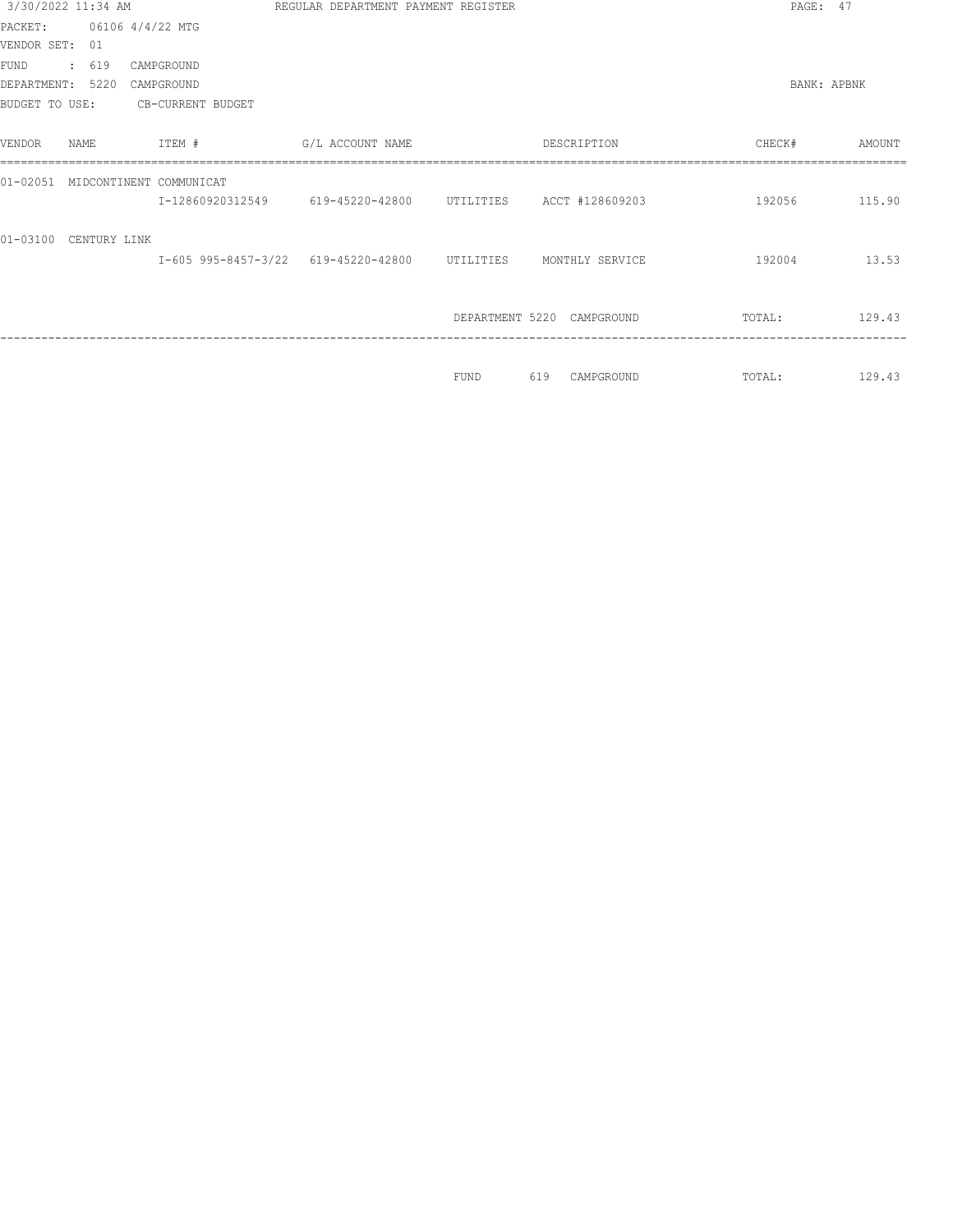3/30/2022 11:34 AM REGULAR DEPARTMENT PAYMENT REGISTER

PACKET: 06106 4/4/22 MTG
VENDOR SET: 01
FUND : 619 CAMPGROUND
DEPARTMENT: 5220 CAMPGROUND
BUDGET TO USE: CB-CURRENT BUDGET

BANK: APBNK

| VENDOR | NAME | ITEM # | G/L ACCOUNT NAME | | DESCRIPTION | CHECK# | AMOUNT |
|---|---|---|---|---|---|---|---|
| 01-02051 | MIDCONTINENT COMMUNICAT | | | | | | |
| | | I-12860920312549 | 619-45220-42800 | UTILITIES | ACCT #128609203 | 192056 | 115.90 |
| 01-03100 | CENTURY LINK | | | | | | |
| | | I-605 995-8457-3/22 | 619-45220-42800 | UTILITIES | MONTHLY SERVICE | 192004 | 13.53 |
| | | | | DEPARTMENT 5220 | CAMPGROUND | TOTAL: | 129.43 |
| | | | | FUND 619 | CAMPGROUND | TOTAL: | 129.43 |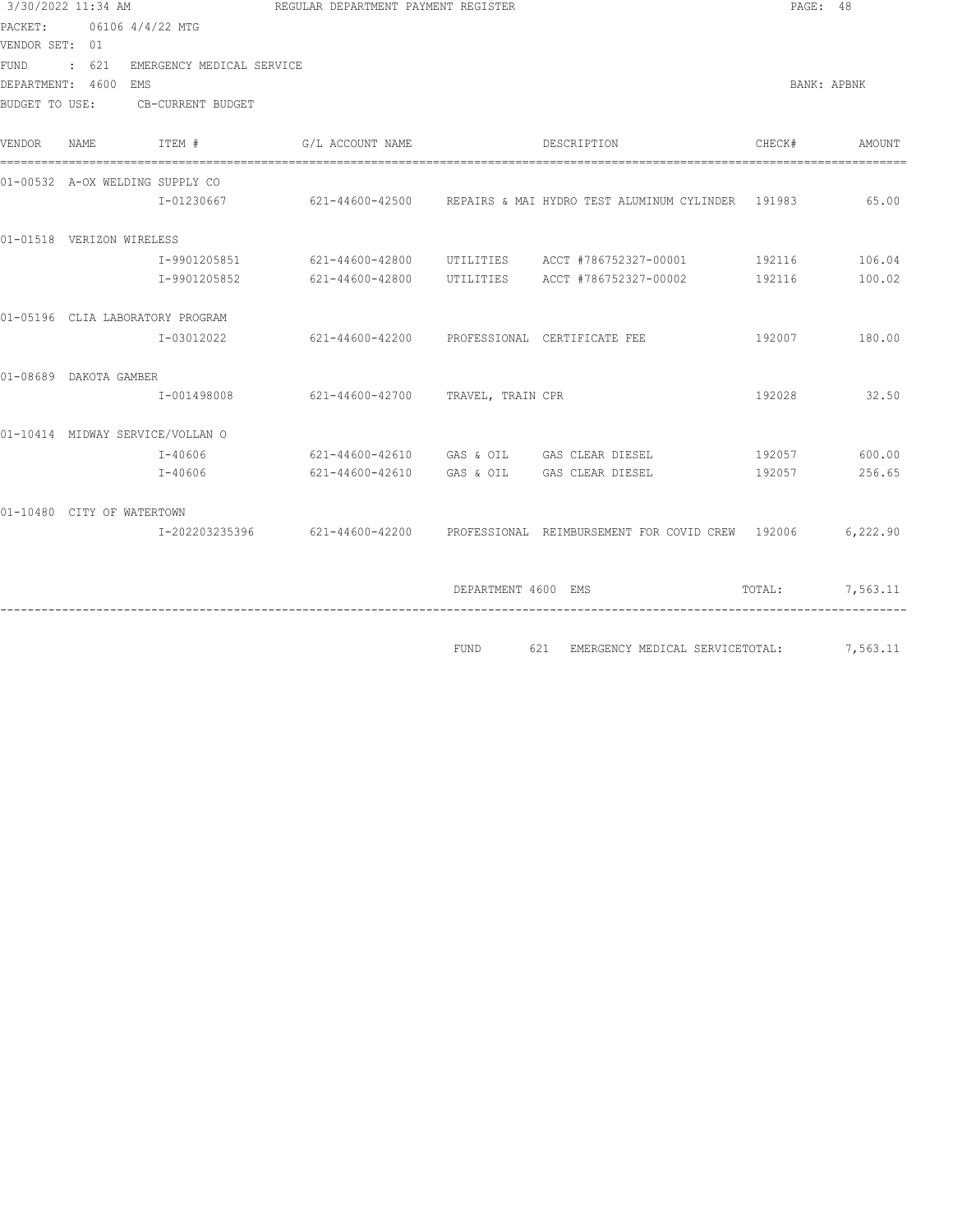3/30/2022 11:34 AM REGULAR DEPARTMENT PAYMENT REGISTER

PACKET: 06106 4/4/22 MTG
VENDOR SET: 01
FUND : 621 EMERGENCY MEDICAL SERVICE
DEPARTMENT: 4600 EMS BANK: APBNK
BUDGET TO USE: CB-CURRENT BUDGET

| VENDOR | NAME | ITEM # | G/L ACCOUNT NAME | | DESCRIPTION | CHECK# | AMOUNT |
|---|---|---|---|---|---|---|---|
| 01-00532 | A-OX WELDING SUPPLY CO | | | | | | |
| | | I-01230667 | 621-44600-42500 | REPAIRS & MAI | HYDRO TEST ALUMINUM CYLINDER | 191983 | 65.00 |
| 01-01518 | VERIZON WIRELESS | | | | | | |
| | | I-9901205851 | 621-44600-42800 | UTILITIES | ACCT #786752327-00001 | 192116 | 106.04 |
| | | I-9901205852 | 621-44600-42800 | UTILITIES | ACCT #786752327-00002 | 192116 | 100.02 |
| 01-05196 | CLIA LABORATORY PROGRAM | | | | | | |
| | | I-03012022 | 621-44600-42200 | PROFESSIONAL | CERTIFICATE FEE | 192007 | 180.00 |
| 01-08689 | DAKOTA GAMBER | | | | | | |
| | | I-001498008 | 621-44600-42700 | TRAVEL, TRAIN | CPR | 192028 | 32.50 |
| 01-10414 | MIDWAY SERVICE/VOLLAN O | | | | | | |
| | | I-40606 | 621-44600-42610 | GAS & OIL | GAS CLEAR DIESEL | 192057 | 600.00 |
| | | I-40606 | 621-44600-42610 | GAS & OIL | GAS CLEAR DIESEL | 192057 | 256.65 |
| 01-10480 | CITY OF WATERTOWN | | | | | | |
| | | I-202203235396 | 621-44600-42200 | PROFESSIONAL | REIMBURSEMENT FOR COVID CREW | 192006 | 6,222.90 |

DEPARTMENT 4600 EMS TOTAL: 7,563.11

FUND 621 EMERGENCY MEDICAL SERVICETOTAL: 7,563.11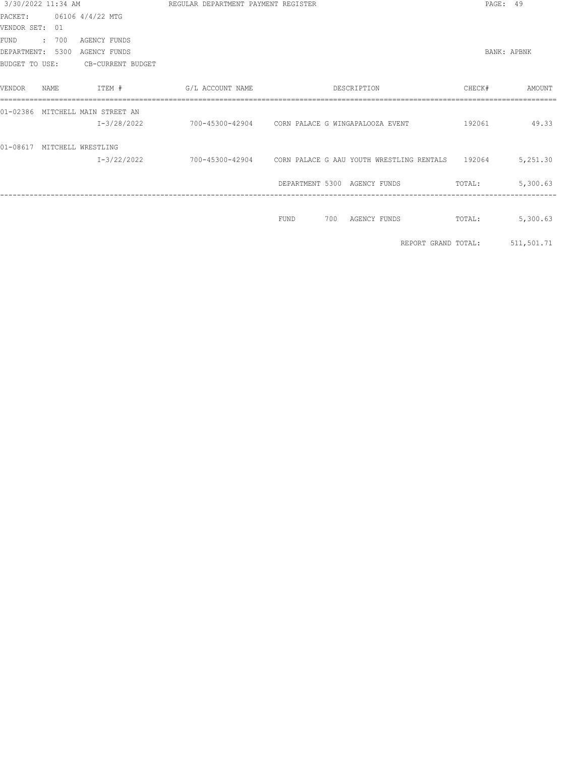3/30/2022 11:34 AM REGULAR DEPARTMENT PAYMENT REGISTER

PACKET: 06106 4/4/22 MTG
VENDOR SET: 01
FUND : 700 AGENCY FUNDS
DEPARTMENT: 5300 AGENCY FUNDS
BUDGET TO USE: CB-CURRENT BUDGET

BANK: APBNK

| VENDOR | NAME | ITEM # | G/L ACCOUNT NAME | DESCRIPTION | CHECK# | AMOUNT |
|---|---|---|---|---|---|---|
| 01-02386 | MITCHELL MAIN STREET AN | | | | | |
| | | I-3/28/2022 | 700-45300-42904 | CORN PALACE G WINGAPALOOZA EVENT | 192061 | 49.33 |
| 01-08617 | MITCHELL WRESTLING | | | | | |
| | | I-3/22/2022 | 700-45300-42904 | CORN PALACE G AAU YOUTH WRESTLING RENTALS | 192064 | 5,251.30 |
| | | | | DEPARTMENT 5300 AGENCY FUNDS | TOTAL: | 5,300.63 |
| | | | | FUND 700 AGENCY FUNDS | TOTAL: | 5,300.63 |
| | | | | REPORT GRAND TOTAL: | | 511,501.71 |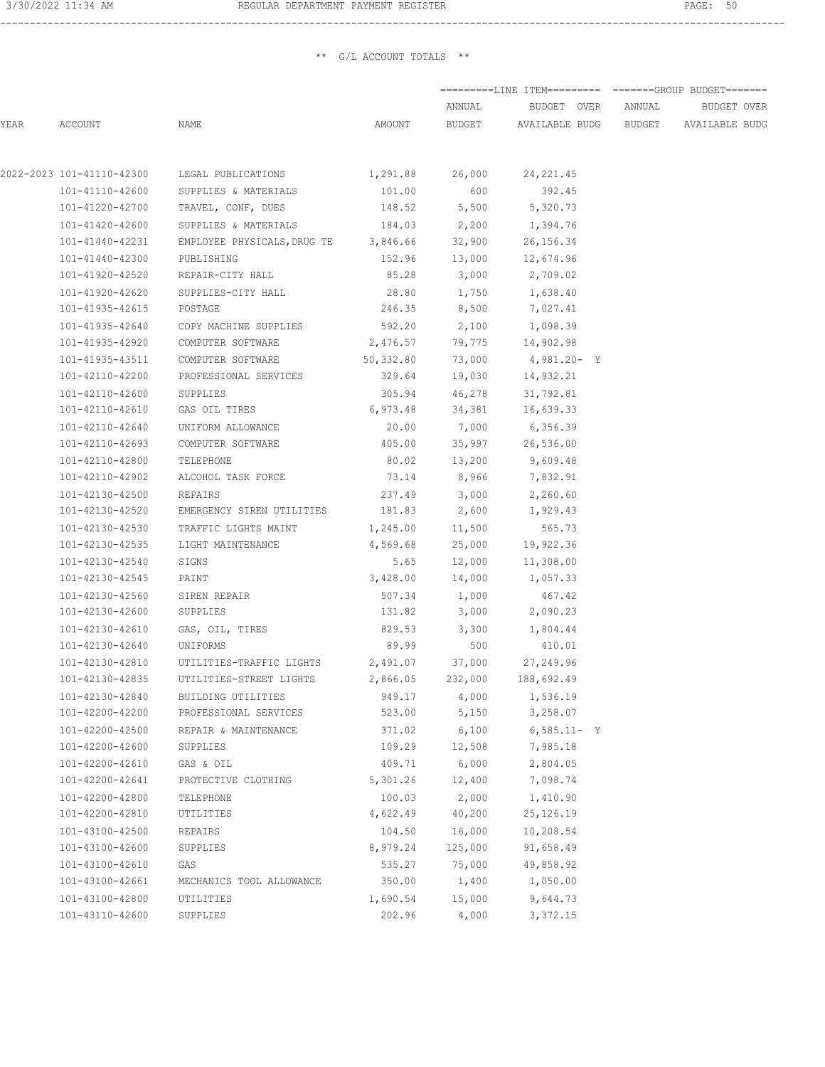** G/L ACCOUNT TOTALS **

| | | | | =========LINE ITEM========= | | =======GROUP BUDGET======= | |
|---|---|---|---|---|---|---|---|
| YEAR | ACCOUNT | NAME | AMOUNT | ANNUAL BUDGET | BUDGET OVER AVAILABLE BUDG | ANNUAL BUDGET | BUDGET OVER AVAILABLE BUDG |
| 2022-2023 | 101-41110-42300 | LEGAL PUBLICATIONS | 1,291.88 | 26,000 | 24,221.45 | | |
| | 101-41110-42600 | SUPPLIES & MATERIALS | 101.00 | 600 | 392.45 | | |
| | 101-41220-42700 | TRAVEL, CONF, DUES | 148.52 | 5,500 | 5,320.73 | | |
| | 101-41420-42600 | SUPPLIES & MATERIALS | 184.03 | 2,200 | 1,394.76 | | |
| | 101-41440-42231 | EMPLOYEE PHYSICALS,DRUG TE | 3,846.66 | 32,900 | 26,156.34 | | |
| | 101-41440-42300 | PUBLISHING | 152.96 | 13,000 | 12,674.96 | | |
| | 101-41920-42520 | REPAIR-CITY HALL | 85.28 | 3,000 | 2,709.02 | | |
| | 101-41920-42620 | SUPPLIES-CITY HALL | 28.80 | 1,750 | 1,638.40 | | |
| | 101-41935-42615 | POSTAGE | 246.35 | 8,500 | 7,027.41 | | |
| | 101-41935-42640 | COPY MACHINE SUPPLIES | 592.20 | 2,100 | 1,098.39 | | |
| | 101-41935-42920 | COMPUTER SOFTWARE | 2,476.57 | 79,775 | 14,902.98 | | |
| | 101-41935-43511 | COMPUTER SOFTWARE | 50,332.80 | 73,000 | 4,981.20- Y | | |
| | 101-42110-42200 | PROFESSIONAL SERVICES | 329.64 | 19,030 | 14,932.21 | | |
| | 101-42110-42600 | SUPPLIES | 305.94 | 46,278 | 31,792.81 | | |
| | 101-42110-42610 | GAS OIL TIRES | 6,973.48 | 34,381 | 16,639.33 | | |
| | 101-42110-42640 | UNIFORM ALLOWANCE | 20.00 | 7,000 | 6,356.39 | | |
| | 101-42110-42693 | COMPUTER SOFTWARE | 405.00 | 35,997 | 26,536.00 | | |
| | 101-42110-42800 | TELEPHONE | 80.02 | 13,200 | 9,609.48 | | |
| | 101-42110-42902 | ALCOHOL TASK FORCE | 73.14 | 8,966 | 7,832.91 | | |
| | 101-42130-42500 | REPAIRS | 237.49 | 3,000 | 2,260.60 | | |
| | 101-42130-42520 | EMERGENCY SIREN UTILITIES | 181.83 | 2,600 | 1,929.43 | | |
| | 101-42130-42530 | TRAFFIC LIGHTS MAINT | 1,245.00 | 11,500 | 565.73 | | |
| | 101-42130-42535 | LIGHT MAINTENANCE | 4,569.68 | 25,000 | 19,922.36 | | |
| | 101-42130-42540 | SIGNS | 5.65 | 12,000 | 11,308.00 | | |
| | 101-42130-42545 | PAINT | 3,428.00 | 14,000 | 1,057.33 | | |
| | 101-42130-42560 | SIREN REPAIR | 507.34 | 1,000 | 467.42 | | |
| | 101-42130-42600 | SUPPLIES | 131.82 | 3,000 | 2,090.23 | | |
| | 101-42130-42610 | GAS, OIL, TIRES | 829.53 | 3,300 | 1,804.44 | | |
| | 101-42130-42640 | UNIFORMS | 89.99 | 500 | 410.01 | | |
| | 101-42130-42810 | UTILITIES-TRAFFIC LIGHTS | 2,491.07 | 37,000 | 27,249.96 | | |
| | 101-42130-42835 | UTILITIES-STREET LIGHTS | 2,866.05 | 232,000 | 188,692.49 | | |
| | 101-42130-42840 | BUILDING UTILITIES | 949.17 | 4,000 | 1,536.19 | | |
| | 101-42200-42200 | PROFESSIONAL SERVICES | 523.00 | 5,150 | 3,258.07 | | |
| | 101-42200-42500 | REPAIR & MAINTENANCE | 371.02 | 6,100 | 6,585.11- Y | | |
| | 101-42200-42600 | SUPPLIES | 109.29 | 12,508 | 7,985.18 | | |
| | 101-42200-42610 | GAS & OIL | 409.71 | 6,000 | 2,804.05 | | |
| | 101-42200-42641 | PROTECTIVE CLOTHING | 5,301.26 | 12,400 | 7,098.74 | | |
| | 101-42200-42800 | TELEPHONE | 100.03 | 2,000 | 1,410.90 | | |
| | 101-42200-42810 | UTILITIES | 4,622.49 | 40,200 | 25,126.19 | | |
| | 101-43100-42500 | REPAIRS | 104.50 | 16,000 | 10,208.54 | | |
| | 101-43100-42600 | SUPPLIES | 8,979.24 | 125,000 | 91,658.49 | | |
| | 101-43100-42610 | GAS | 535.27 | 75,000 | 49,858.92 | | |
| | 101-43100-42661 | MECHANICS TOOL ALLOWANCE | 350.00 | 1,400 | 1,050.00 | | |
| | 101-43100-42800 | UTILITIES | 1,690.54 | 15,000 | 9,644.73 | | |
| | 101-43110-42600 | SUPPLIES | 202.96 | 4,000 | 3,372.15 | | |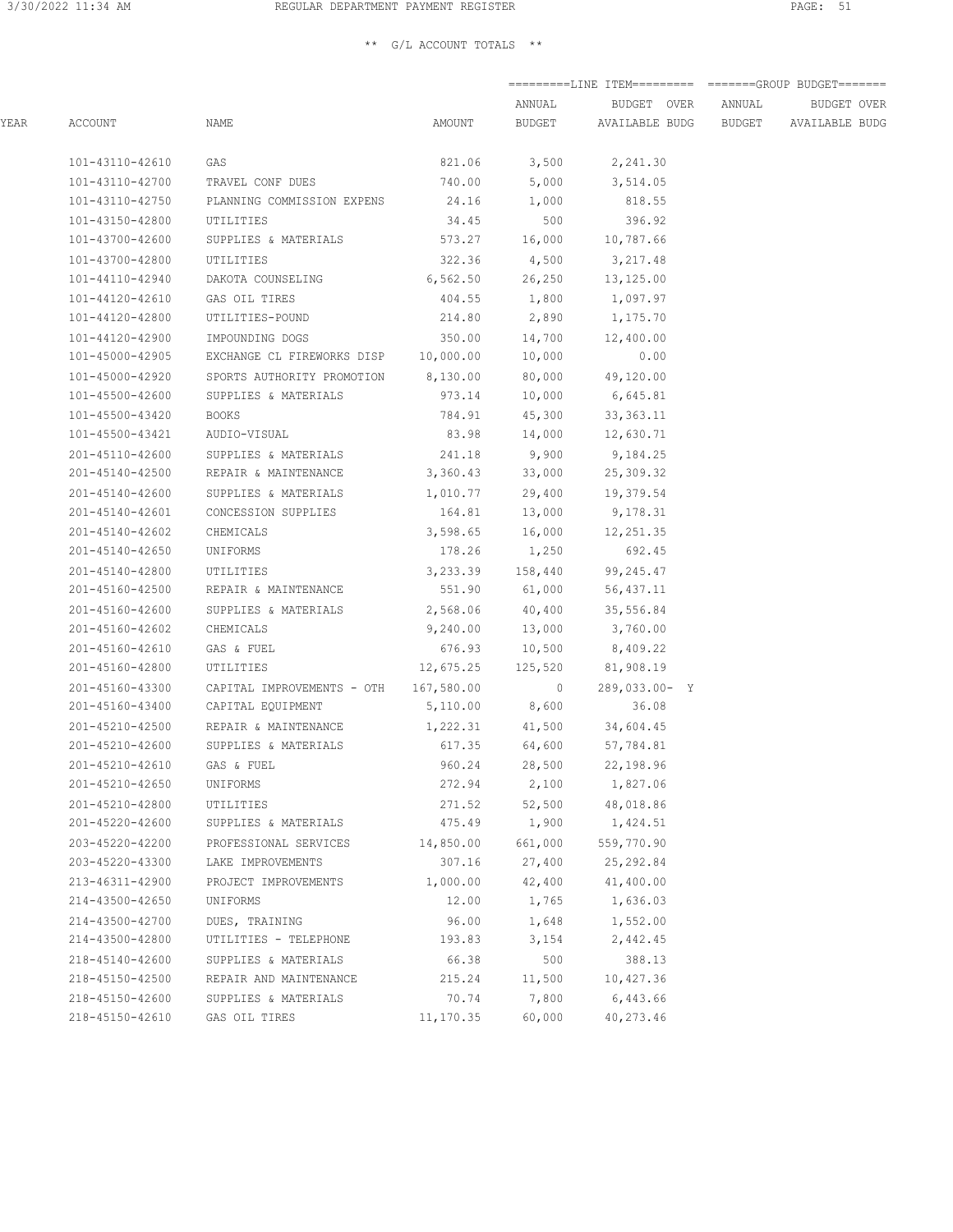** G/L ACCOUNT TOTALS **

| | | | | =========LINE ITEM========= | | =======GROUP BUDGET======= | |
|---|---|---|---|---|---|---|---|
| YEAR | ACCOUNT | NAME | AMOUNT | ANNUAL BUDGET | BUDGET OVER AVAILABLE BUDG | ANNUAL BUDGET | BUDGET OVER AVAILABLE BUDG |
| | 101-43110-42610 | GAS | 821.06 | 3,500 | 2,241.30 | | |
| | 101-43110-42700 | TRAVEL CONF DUES | 740.00 | 5,000 | 3,514.05 | | |
| | 101-43110-42750 | PLANNING COMMISSION EXPENS | 24.16 | 1,000 | 818.55 | | |
| | 101-43150-42800 | UTILITIES | 34.45 | 500 | 396.92 | | |
| | 101-43700-42600 | SUPPLIES & MATERIALS | 573.27 | 16,000 | 10,787.66 | | |
| | 101-43700-42800 | UTILITIES | 322.36 | 4,500 | 3,217.48 | | |
| | 101-44110-42940 | DAKOTA COUNSELING | 6,562.50 | 26,250 | 13,125.00 | | |
| | 101-44120-42610 | GAS OIL TIRES | 404.55 | 1,800 | 1,097.97 | | |
| | 101-44120-42800 | UTILITIES-POUND | 214.80 | 2,890 | 1,175.70 | | |
| | 101-44120-42900 | IMPOUNDING DOGS | 350.00 | 14,700 | 12,400.00 | | |
| | 101-45000-42905 | EXCHANGE CL FIREWORKS DISP | 10,000.00 | 10,000 | 0.00 | | |
| | 101-45000-42920 | SPORTS AUTHORITY PROMOTION | 8,130.00 | 80,000 | 49,120.00 | | |
| | 101-45500-42600 | SUPPLIES & MATERIALS | 973.14 | 10,000 | 6,645.81 | | |
| | 101-45500-43420 | BOOKS | 784.91 | 45,300 | 33,363.11 | | |
| | 101-45500-43421 | AUDIO-VISUAL | 83.98 | 14,000 | 12,630.71 | | |
| | 201-45110-42600 | SUPPLIES & MATERIALS | 241.18 | 9,900 | 9,184.25 | | |
| | 201-45140-42500 | REPAIR & MAINTENANCE | 3,360.43 | 33,000 | 25,309.32 | | |
| | 201-45140-42600 | SUPPLIES & MATERIALS | 1,010.77 | 29,400 | 19,379.54 | | |
| | 201-45140-42601 | CONCESSION SUPPLIES | 164.81 | 13,000 | 9,178.31 | | |
| | 201-45140-42602 | CHEMICALS | 3,598.65 | 16,000 | 12,251.35 | | |
| | 201-45140-42650 | UNIFORMS | 178.26 | 1,250 | 692.45 | | |
| | 201-45140-42800 | UTILITIES | 3,233.39 | 158,440 | 99,245.47 | | |
| | 201-45160-42500 | REPAIR & MAINTENANCE | 551.90 | 61,000 | 56,437.11 | | |
| | 201-45160-42600 | SUPPLIES & MATERIALS | 2,568.06 | 40,400 | 35,556.84 | | |
| | 201-45160-42602 | CHEMICALS | 9,240.00 | 13,000 | 3,760.00 | | |
| | 201-45160-42610 | GAS & FUEL | 676.93 | 10,500 | 8,409.22 | | |
| | 201-45160-42800 | UTILITIES | 12,675.25 | 125,520 | 81,908.19 | | |
| | 201-45160-43300 | CAPITAL IMPROVEMENTS - OTH | 167,580.00 | 0 | 289,033.00- Y | | |
| | 201-45160-43400 | CAPITAL EQUIPMENT | 5,110.00 | 8,600 | 36.08 | | |
| | 201-45210-42500 | REPAIR & MAINTENANCE | 1,222.31 | 41,500 | 34,604.45 | | |
| | 201-45210-42600 | SUPPLIES & MATERIALS | 617.35 | 64,600 | 57,784.81 | | |
| | 201-45210-42610 | GAS & FUEL | 960.24 | 28,500 | 22,198.96 | | |
| | 201-45210-42650 | UNIFORMS | 272.94 | 2,100 | 1,827.06 | | |
| | 201-45210-42800 | UTILITIES | 271.52 | 52,500 | 48,018.86 | | |
| | 201-45220-42600 | SUPPLIES & MATERIALS | 475.49 | 1,900 | 1,424.51 | | |
| | 203-45220-42200 | PROFESSIONAL SERVICES | 14,850.00 | 661,000 | 559,770.90 | | |
| | 203-45220-43300 | LAKE IMPROVEMENTS | 307.16 | 27,400 | 25,292.84 | | |
| | 213-46311-42900 | PROJECT IMPROVEMENTS | 1,000.00 | 42,400 | 41,400.00 | | |
| | 214-43500-42650 | UNIFORMS | 12.00 | 1,765 | 1,636.03 | | |
| | 214-43500-42700 | DUES, TRAINING | 96.00 | 1,648 | 1,552.00 | | |
| | 214-43500-42800 | UTILITIES - TELEPHONE | 193.83 | 3,154 | 2,442.45 | | |
| | 218-45140-42600 | SUPPLIES & MATERIALS | 66.38 | 500 | 388.13 | | |
| | 218-45150-42500 | REPAIR AND MAINTENANCE | 215.24 | 11,500 | 10,427.36 | | |
| | 218-45150-42600 | SUPPLIES & MATERIALS | 70.74 | 7,800 | 6,443.66 | | |
| | 218-45150-42610 | GAS OIL TIRES | 11,170.35 | 60,000 | 40,273.46 | | |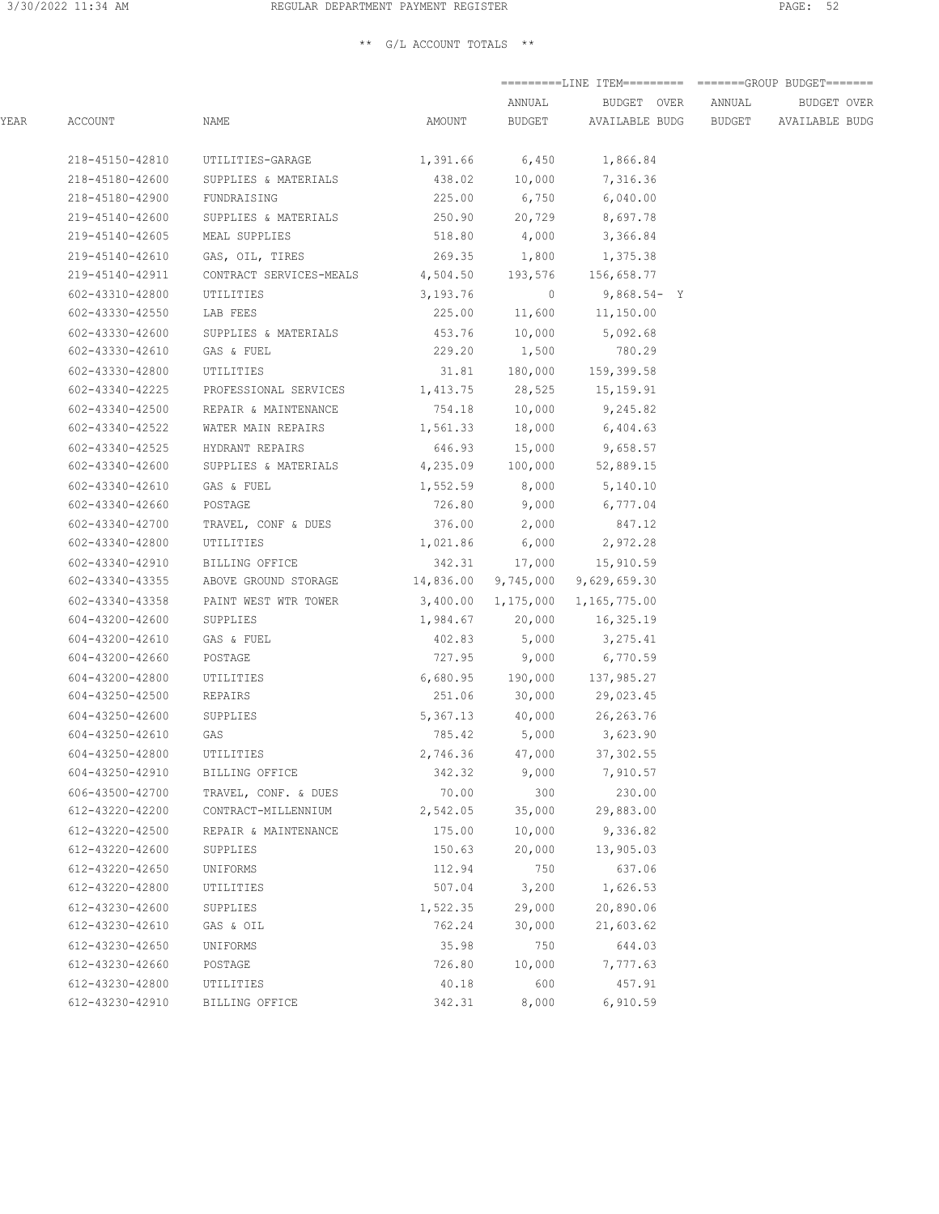\*\* G/L ACCOUNT TOTALS \*\*

| YEAR | ACCOUNT | NAME | AMOUNT | LINE ITEM ANNUAL BUDGET | LINE ITEM BUDGET OVER AVAILABLE BUDG | GROUP BUDGET ANNUAL BUDGET | GROUP BUDGET BUDGET OVER AVAILABLE BUDG |
|---|---|---|---|---|---|---|---|
| | 218-45150-42810 | UTILITIES-GARAGE | 1,391.66 | 6,450 | 1,866.84 | | |
| | 218-45180-42600 | SUPPLIES & MATERIALS | 438.02 | 10,000 | 7,316.36 | | |
| | 218-45180-42900 | FUNDRAISING | 225.00 | 6,750 | 6,040.00 | | |
| | 219-45140-42600 | SUPPLIES & MATERIALS | 250.90 | 20,729 | 8,697.78 | | |
| | 219-45140-42605 | MEAL SUPPLIES | 518.80 | 4,000 | 3,366.84 | | |
| | 219-45140-42610 | GAS, OIL, TIRES | 269.35 | 1,800 | 1,375.38 | | |
| | 219-45140-42911 | CONTRACT SERVICES-MEALS | 4,504.50 | 193,576 | 156,658.77 | | |
| | 602-43310-42800 | UTILITIES | 3,193.76 | 0 | 9,868.54- Y | | |
| | 602-43330-42550 | LAB FEES | 225.00 | 11,600 | 11,150.00 | | |
| | 602-43330-42600 | SUPPLIES & MATERIALS | 453.76 | 10,000 | 5,092.68 | | |
| | 602-43330-42610 | GAS & FUEL | 229.20 | 1,500 | 780.29 | | |
| | 602-43330-42800 | UTILITIES | 31.81 | 180,000 | 159,399.58 | | |
| | 602-43340-42225 | PROFESSIONAL SERVICES | 1,413.75 | 28,525 | 15,159.91 | | |
| | 602-43340-42500 | REPAIR & MAINTENANCE | 754.18 | 10,000 | 9,245.82 | | |
| | 602-43340-42522 | WATER MAIN REPAIRS | 1,561.33 | 18,000 | 6,404.63 | | |
| | 602-43340-42525 | HYDRANT REPAIRS | 646.93 | 15,000 | 9,658.57 | | |
| | 602-43340-42600 | SUPPLIES & MATERIALS | 4,235.09 | 100,000 | 52,889.15 | | |
| | 602-43340-42610 | GAS & FUEL | 1,552.59 | 8,000 | 5,140.10 | | |
| | 602-43340-42660 | POSTAGE | 726.80 | 9,000 | 6,777.04 | | |
| | 602-43340-42700 | TRAVEL, CONF & DUES | 376.00 | 2,000 | 847.12 | | |
| | 602-43340-42800 | UTILITIES | 1,021.86 | 6,000 | 2,972.28 | | |
| | 602-43340-42910 | BILLING OFFICE | 342.31 | 17,000 | 15,910.59 | | |
| | 602-43340-43355 | ABOVE GROUND STORAGE | 14,836.00 | 9,745,000 | 9,629,659.30 | | |
| | 602-43340-43358 | PAINT WEST WTR TOWER | 3,400.00 | 1,175,000 | 1,165,775.00 | | |
| | 604-43200-42600 | SUPPLIES | 1,984.67 | 20,000 | 16,325.19 | | |
| | 604-43200-42610 | GAS & FUEL | 402.83 | 5,000 | 3,275.41 | | |
| | 604-43200-42660 | POSTAGE | 727.95 | 9,000 | 6,770.59 | | |
| | 604-43200-42800 | UTILITIES | 6,680.95 | 190,000 | 137,985.27 | | |
| | 604-43250-42500 | REPAIRS | 251.06 | 30,000 | 29,023.45 | | |
| | 604-43250-42600 | SUPPLIES | 5,367.13 | 40,000 | 26,263.76 | | |
| | 604-43250-42610 | GAS | 785.42 | 5,000 | 3,623.90 | | |
| | 604-43250-42800 | UTILITIES | 2,746.36 | 47,000 | 37,302.55 | | |
| | 604-43250-42910 | BILLING OFFICE | 342.32 | 9,000 | 7,910.57 | | |
| | 606-43500-42700 | TRAVEL, CONF. & DUES | 70.00 | 300 | 230.00 | | |
| | 612-43220-42200 | CONTRACT-MILLENNIUM | 2,542.05 | 35,000 | 29,883.00 | | |
| | 612-43220-42500 | REPAIR & MAINTENANCE | 175.00 | 10,000 | 9,336.82 | | |
| | 612-43220-42600 | SUPPLIES | 150.63 | 20,000 | 13,905.03 | | |
| | 612-43220-42650 | UNIFORMS | 112.94 | 750 | 637.06 | | |
| | 612-43220-42800 | UTILITIES | 507.04 | 3,200 | 1,626.53 | | |
| | 612-43230-42600 | SUPPLIES | 1,522.35 | 29,000 | 20,890.06 | | |
| | 612-43230-42610 | GAS & OIL | 762.24 | 30,000 | 21,603.62 | | |
| | 612-43230-42650 | UNIFORMS | 35.98 | 750 | 644.03 | | |
| | 612-43230-42660 | POSTAGE | 726.80 | 10,000 | 7,777.63 | | |
| | 612-43230-42800 | UTILITIES | 40.18 | 600 | 457.91 | | |
| | 612-43230-42910 | BILLING OFFICE | 342.31 | 8,000 | 6,910.59 | | |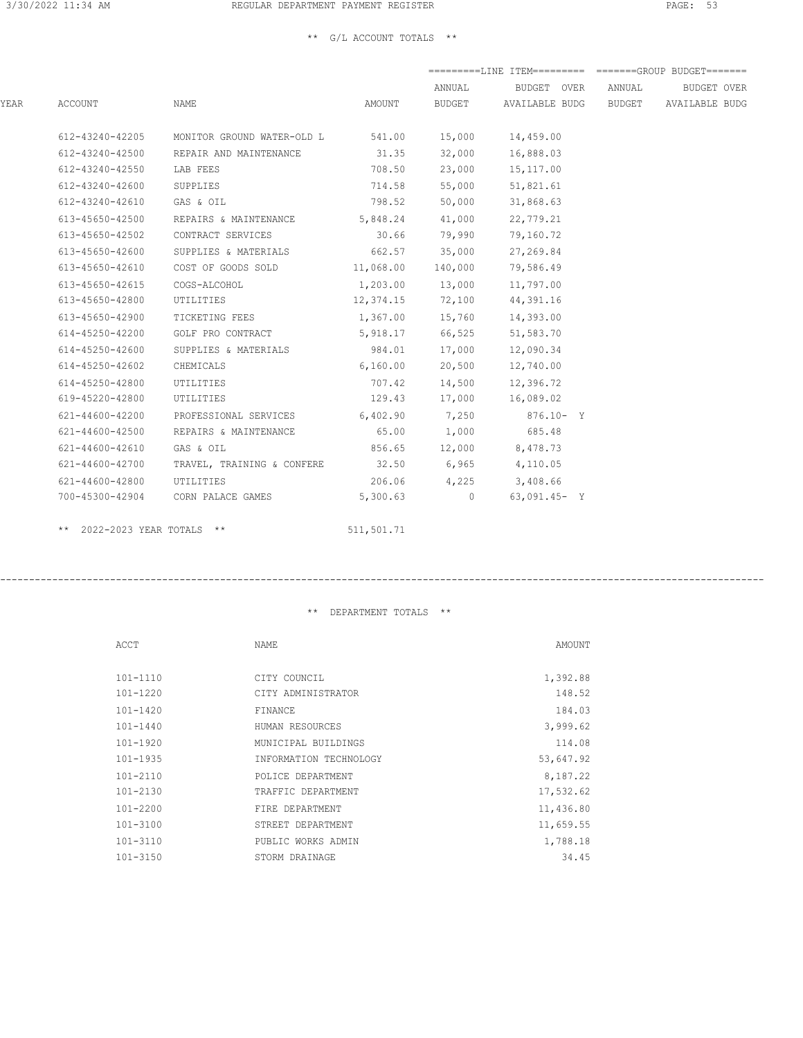** G/L ACCOUNT TOTALS **

| | | | | =========LINE ITEM========= | | =======GROUP BUDGET======= | |
|---|---|---|---|---|---|---|---|
| | | | | ANNUAL | BUDGET OVER | ANNUAL | BUDGET OVER |
| YEAR | ACCOUNT | NAME | AMOUNT | BUDGET | AVAILABLE BUDG | BUDGET | AVAILABLE BUDG |
| | 612-43240-42205 | MONITOR GROUND WATER-OLD L | 541.00 | 15,000 | 14,459.00 | | |
| | 612-43240-42500 | REPAIR AND MAINTENANCE | 31.35 | 32,000 | 16,888.03 | | |
| | 612-43240-42550 | LAB FEES | 708.50 | 23,000 | 15,117.00 | | |
| | 612-43240-42600 | SUPPLIES | 714.58 | 55,000 | 51,821.61 | | |
| | 612-43240-42610 | GAS & OIL | 798.52 | 50,000 | 31,868.63 | | |
| | 613-45650-42500 | REPAIRS & MAINTENANCE | 5,848.24 | 41,000 | 22,779.21 | | |
| | 613-45650-42502 | CONTRACT SERVICES | 30.66 | 79,990 | 79,160.72 | | |
| | 613-45650-42600 | SUPPLIES & MATERIALS | 662.57 | 35,000 | 27,269.84 | | |
| | 613-45650-42610 | COST OF GOODS SOLD | 11,068.00 | 140,000 | 79,586.49 | | |
| | 613-45650-42615 | COGS-ALCOHOL | 1,203.00 | 13,000 | 11,797.00 | | |
| | 613-45650-42800 | UTILITIES | 12,374.15 | 72,100 | 44,391.16 | | |
| | 613-45650-42900 | TICKETING FEES | 1,367.00 | 15,760 | 14,393.00 | | |
| | 614-45250-42200 | GOLF PRO CONTRACT | 5,918.17 | 66,525 | 51,583.70 | | |
| | 614-45250-42600 | SUPPLIES & MATERIALS | 984.01 | 17,000 | 12,090.34 | | |
| | 614-45250-42602 | CHEMICALS | 6,160.00 | 20,500 | 12,740.00 | | |
| | 614-45250-42800 | UTILITIES | 707.42 | 14,500 | 12,396.72 | | |
| | 619-45220-42800 | UTILITIES | 129.43 | 17,000 | 16,089.02 | | |
| | 621-44600-42200 | PROFESSIONAL SERVICES | 6,402.90 | 7,250 | 876.10- Y | | |
| | 621-44600-42500 | REPAIRS & MAINTENANCE | 65.00 | 1,000 | 685.48 | | |
| | 621-44600-42610 | GAS & OIL | 856.65 | 12,000 | 8,478.73 | | |
| | 621-44600-42700 | TRAVEL, TRAINING & CONFERE | 32.50 | 6,965 | 4,110.05 | | |
| | 621-44600-42800 | UTILITIES | 206.06 | 4,225 | 3,408.66 | | |
| | 700-45300-42904 | CORN PALACE GAMES | 5,300.63 | 0 | 63,091.45- Y | | |
| | ** 2022-2023 YEAR TOTALS ** | | 511,501.71 | | | | |

** DEPARTMENT TOTALS **

| ACCT | NAME | AMOUNT |
|---|---|---|
| 101-1110 | CITY COUNCIL | 1,392.88 |
| 101-1220 | CITY ADMINISTRATOR | 148.52 |
| 101-1420 | FINANCE | 184.03 |
| 101-1440 | HUMAN RESOURCES | 3,999.62 |
| 101-1920 | MUNICIPAL BUILDINGS | 114.08 |
| 101-1935 | INFORMATION TECHNOLOGY | 53,647.92 |
| 101-2110 | POLICE DEPARTMENT | 8,187.22 |
| 101-2130 | TRAFFIC DEPARTMENT | 17,532.62 |
| 101-2200 | FIRE DEPARTMENT | 11,436.80 |
| 101-3100 | STREET DEPARTMENT | 11,659.55 |
| 101-3110 | PUBLIC WORKS ADMIN | 1,788.18 |
| 101-3150 | STORM DRAINAGE | 34.45 |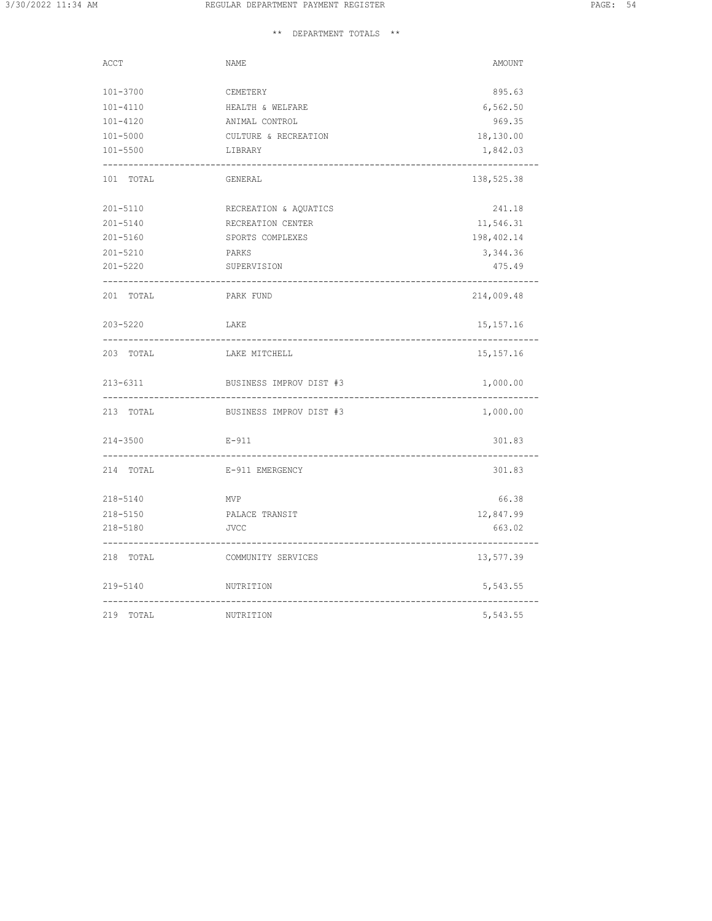** DEPARTMENT TOTALS **

| ACCT | NAME | AMOUNT |
|---|---|---|
| 101-3700 | CEMETERY | 895.63 |
| 101-4110 | HEALTH & WELFARE | 6,562.50 |
| 101-4120 | ANIMAL CONTROL | 969.35 |
| 101-5000 | CULTURE & RECREATION | 18,130.00 |
| 101-5500 | LIBRARY | 1,842.03 |
| 101 TOTAL | GENERAL | 138,525.38 |
| 201-5110 | RECREATION & AQUATICS | 241.18 |
| 201-5140 | RECREATION CENTER | 11,546.31 |
| 201-5160 | SPORTS COMPLEXES | 198,402.14 |
| 201-5210 | PARKS | 3,344.36 |
| 201-5220 | SUPERVISION | 475.49 |
| 201 TOTAL | PARK FUND | 214,009.48 |
| 203-5220 | LAKE | 15,157.16 |
| 203 TOTAL | LAKE MITCHELL | 15,157.16 |
| 213-6311 | BUSINESS IMPROV DIST #3 | 1,000.00 |
| 213 TOTAL | BUSINESS IMPROV DIST #3 | 1,000.00 |
| 214-3500 | E-911 | 301.83 |
| 214 TOTAL | E-911 EMERGENCY | 301.83 |
| 218-5140 | MVP | 66.38 |
| 218-5150 | PALACE TRANSIT | 12,847.99 |
| 218-5180 | JVCC | 663.02 |
| 218 TOTAL | COMMUNITY SERVICES | 13,577.39 |
| 219-5140 | NUTRITION | 5,543.55 |
| 219 TOTAL | NUTRITION | 5,543.55 |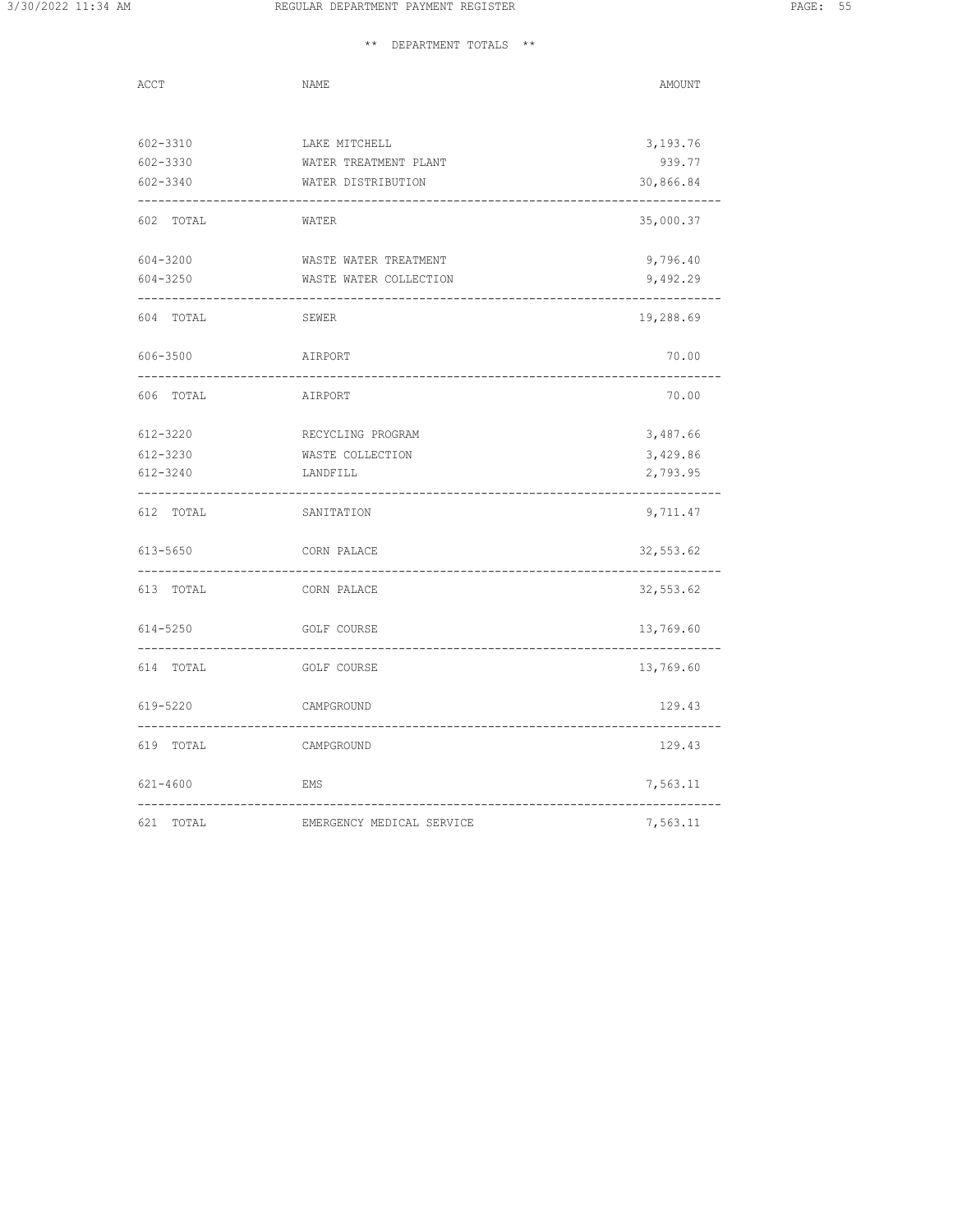** DEPARTMENT TOTALS **

| ACCT | NAME | AMOUNT |
|---|---|---|
| 602-3310 | LAKE MITCHELL | 3,193.76 |
| 602-3330 | WATER TREATMENT PLANT | 939.77 |
| 602-3340 | WATER DISTRIBUTION | 30,866.84 |
| 602 TOTAL | WATER | 35,000.37 |
| 604-3200 | WASTE WATER TREATMENT | 9,796.40 |
| 604-3250 | WASTE WATER COLLECTION | 9,492.29 |
| 604 TOTAL | SEWER | 19,288.69 |
| 606-3500 | AIRPORT | 70.00 |
| 606 TOTAL | AIRPORT | 70.00 |
| 612-3220 | RECYCLING PROGRAM | 3,487.66 |
| 612-3230 | WASTE COLLECTION | 3,429.86 |
| 612-3240 | LANDFILL | 2,793.95 |
| 612 TOTAL | SANITATION | 9,711.47 |
| 613-5650 | CORN PALACE | 32,553.62 |
| 613 TOTAL | CORN PALACE | 32,553.62 |
| 614-5250 | GOLF COURSE | 13,769.60 |
| 614 TOTAL | GOLF COURSE | 13,769.60 |
| 619-5220 | CAMPGROUND | 129.43 |
| 619 TOTAL | CAMPGROUND | 129.43 |
| 621-4600 | EMS | 7,563.11 |
| 621 TOTAL | EMERGENCY MEDICAL SERVICE | 7,563.11 |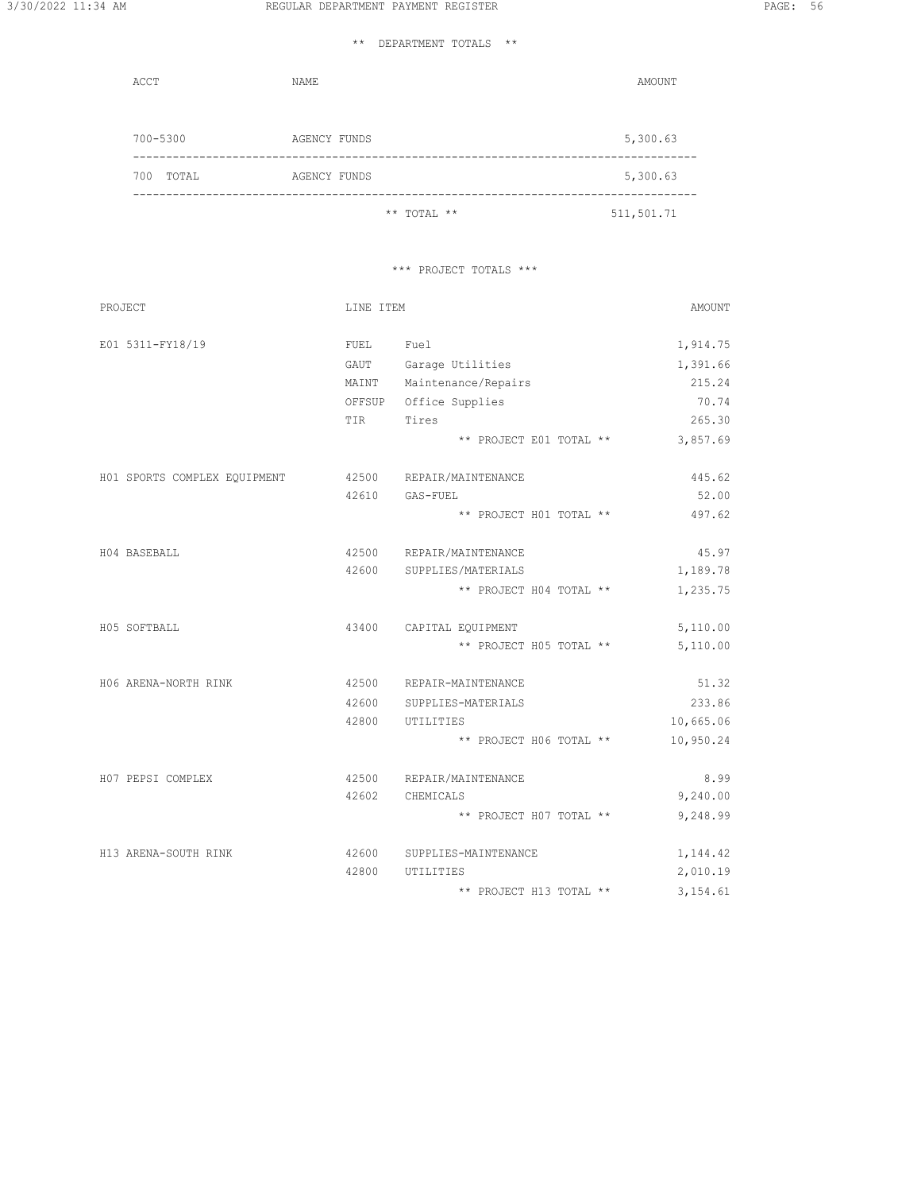** DEPARTMENT TOTALS **

| ACCT | NAME | AMOUNT |
|---|---|---|
| 700-5300 | AGENCY FUNDS | 5,300.63 |
| 700 TOTAL | AGENCY FUNDS | 5,300.63 |
| | ** TOTAL ** | 511,501.71 |

*** PROJECT TOTALS ***

| PROJECT | LINE ITEM | | AMOUNT |
|---|---|---|---|
| E01 5311-FY18/19 | FUEL | Fuel | 1,914.75 |
| | GAUT | Garage Utilities | 1,391.66 |
| | MAINT | Maintenance/Repairs | 215.24 |
| | OFFSUP | Office Supplies | 70.74 |
| | TIR | Tires | 265.30 |
| | | ** PROJECT E01 TOTAL ** | 3,857.69 |
| H01 SPORTS COMPLEX EQUIPMENT | 42500 | REPAIR/MAINTENANCE | 445.62 |
| | 42610 | GAS-FUEL | 52.00 |
| | | ** PROJECT H01 TOTAL ** | 497.62 |
| H04 BASEBALL | 42500 | REPAIR/MAINTENANCE | 45.97 |
| | 42600 | SUPPLIES/MATERIALS | 1,189.78 |
| | | ** PROJECT H04 TOTAL ** | 1,235.75 |
| H05 SOFTBALL | 43400 | CAPITAL EQUIPMENT | 5,110.00 |
| | | ** PROJECT H05 TOTAL ** | 5,110.00 |
| H06 ARENA-NORTH RINK | 42500 | REPAIR-MAINTENANCE | 51.32 |
| | 42600 | SUPPLIES-MATERIALS | 233.86 |
| | 42800 | UTILITIES | 10,665.06 |
| | | ** PROJECT H06 TOTAL ** | 10,950.24 |
| H07 PEPSI COMPLEX | 42500 | REPAIR/MAINTENANCE | 8.99 |
| | 42602 | CHEMICALS | 9,240.00 |
| | | ** PROJECT H07 TOTAL ** | 9,248.99 |
| H13 ARENA-SOUTH RINK | 42600 | SUPPLIES-MAINTENANCE | 1,144.42 |
| | 42800 | UTILITIES | 2,010.19 |
| | | ** PROJECT H13 TOTAL ** | 3,154.61 |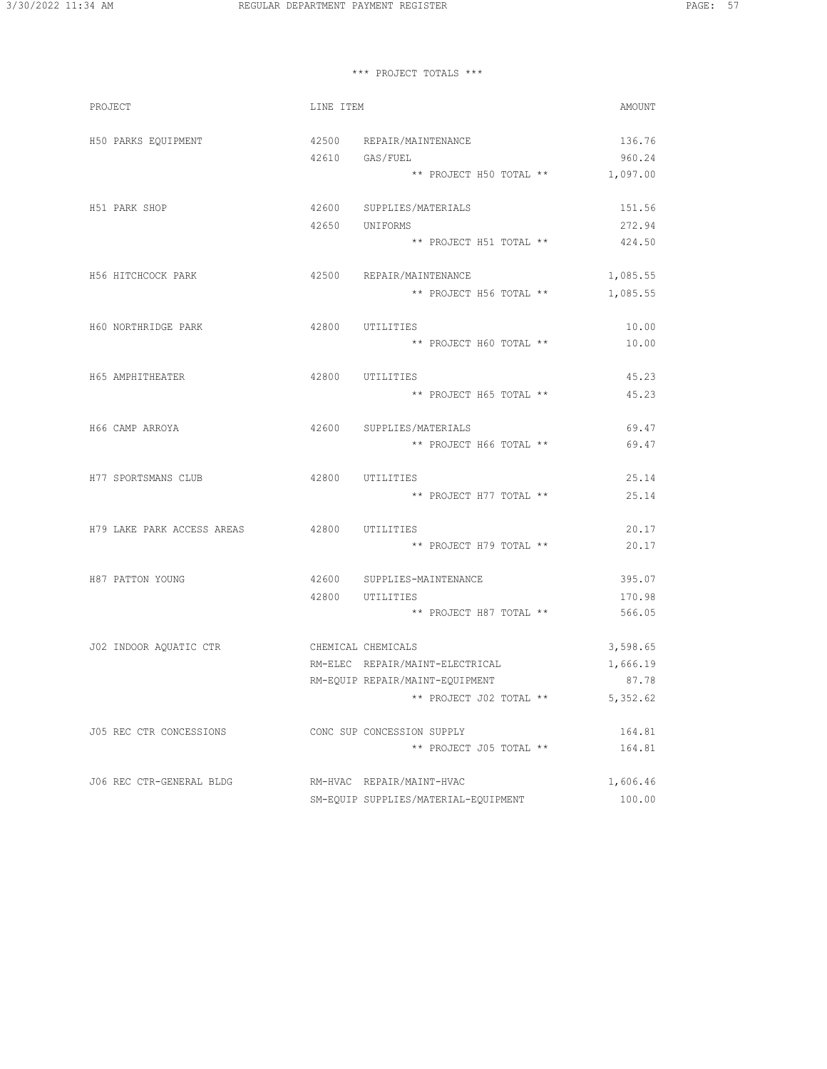*** PROJECT TOTALS ***

| PROJECT | LINE ITEM | | AMOUNT |
|---|---|---|---|
| H50 PARKS EQUIPMENT | 42500 | REPAIR/MAINTENANCE | 136.76 |
| | 42610 | GAS/FUEL | 960.24 |
| | | ** PROJECT H50 TOTAL ** | 1,097.00 |
| H51 PARK SHOP | 42600 | SUPPLIES/MATERIALS | 151.56 |
| | 42650 | UNIFORMS | 272.94 |
| | | ** PROJECT H51 TOTAL ** | 424.50 |
| H56 HITCHCOCK PARK | 42500 | REPAIR/MAINTENANCE | 1,085.55 |
| | | ** PROJECT H56 TOTAL ** | 1,085.55 |
| H60 NORTHRIDGE PARK | 42800 | UTILITIES | 10.00 |
| | | ** PROJECT H60 TOTAL ** | 10.00 |
| H65 AMPHITHEATER | 42800 | UTILITIES | 45.23 |
| | | ** PROJECT H65 TOTAL ** | 45.23 |
| H66 CAMP ARROYA | 42600 | SUPPLIES/MATERIALS | 69.47 |
| | | ** PROJECT H66 TOTAL ** | 69.47 |
| H77 SPORTSMANS CLUB | 42800 | UTILITIES | 25.14 |
| | | ** PROJECT H77 TOTAL ** | 25.14 |
| H79 LAKE PARK ACCESS AREAS | 42800 | UTILITIES | 20.17 |
| | | ** PROJECT H79 TOTAL ** | 20.17 |
| H87 PATTON YOUNG | 42600 | SUPPLIES-MAINTENANCE | 395.07 |
| | 42800 | UTILITIES | 170.98 |
| | | ** PROJECT H87 TOTAL ** | 566.05 |
| J02 INDOOR AQUATIC CTR | CHEMICAL | CHEMICALS | 3,598.65 |
| | RM-ELEC | REPAIR/MAINT-ELECTRICAL | 1,666.19 |
| | RM-EQUIP | REPAIR/MAINT-EQUIPMENT | 87.78 |
| | | ** PROJECT J02 TOTAL ** | 5,352.62 |
| J05 REC CTR CONCESSIONS | CONC SUP | CONCESSION SUPPLY | 164.81 |
| | | ** PROJECT J05 TOTAL ** | 164.81 |
| J06 REC CTR-GENERAL BLDG | RM-HVAC | REPAIR/MAINT-HVAC | 1,606.46 |
| | SM-EQUIP | SUPPLIES/MATERIAL-EQUIPMENT | 100.00 |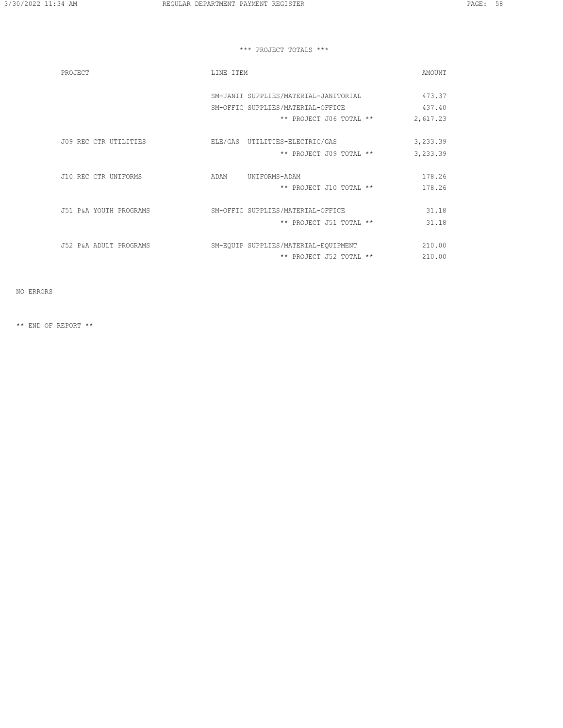*** PROJECT TOTALS ***

| PROJECT | LINE ITEM | AMOUNT |
|---|---|---|
| | SM-JANIT SUPPLIES/MATERIAL-JANITORIAL | 473.37 |
| | SM-OFFIC SUPPLIES/MATERIAL-OFFICE | 437.40 |
| | ** PROJECT J06 TOTAL ** | 2,617.23 |
| J09 REC CTR UTILITIES | ELE/GAS UTILITIES-ELECTRIC/GAS | 3,233.39 |
| | ** PROJECT J09 TOTAL ** | 3,233.39 |
| J10 REC CTR UNIFORMS | ADAM UNIFORMS-ADAM | 178.26 |
| | ** PROJECT J10 TOTAL ** | 178.26 |
| J51 P&A YOUTH PROGRAMS | SM-OFFIC SUPPLIES/MATERIAL-OFFICE | 31.18 |
| | ** PROJECT J51 TOTAL ** | 31.18 |
| J52 P&A ADULT PROGRAMS | SM-EQUIP SUPPLIES/MATERIAL-EQUIPMENT | 210.00 |
| | ** PROJECT J52 TOTAL ** | 210.00 |

NO ERRORS

** END OF REPORT **